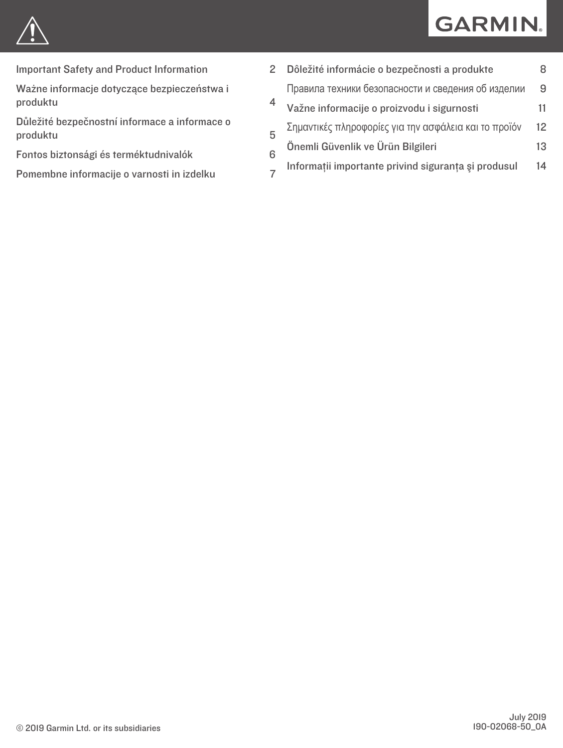GARMIN.

| | |
|---|---|
| Important Safety and Product Information | 2 |
| Ważne informacje dotyczące bezpieczeństwa i produktu | 4 |
| Důležité bezpečnostní informace a informace o produktu | 5 |
| Fontos biztonsági és terméktudnivalók | 6 |
| Pomembne informacije o varnosti in izdelku | 7 |
| Dôležité informácie o bezpečnosti a produkte | 8 |
| Правила техники безопасности и сведения об изделии | 9 |
| Važne informacije o proizvodu i sigurnosti | 11 |
| Σημαντικές πληροφορίες για την ασφάλεια και το προϊόν | 12 |
| Önemli Güvenlik ve Ürün Bilgileri | 13 |
| Informații importante privind siguranța şi produsul | 14 |

© 2019 Garmin Ltd. or its subsidiaries

July 2019
190-02068-50_0A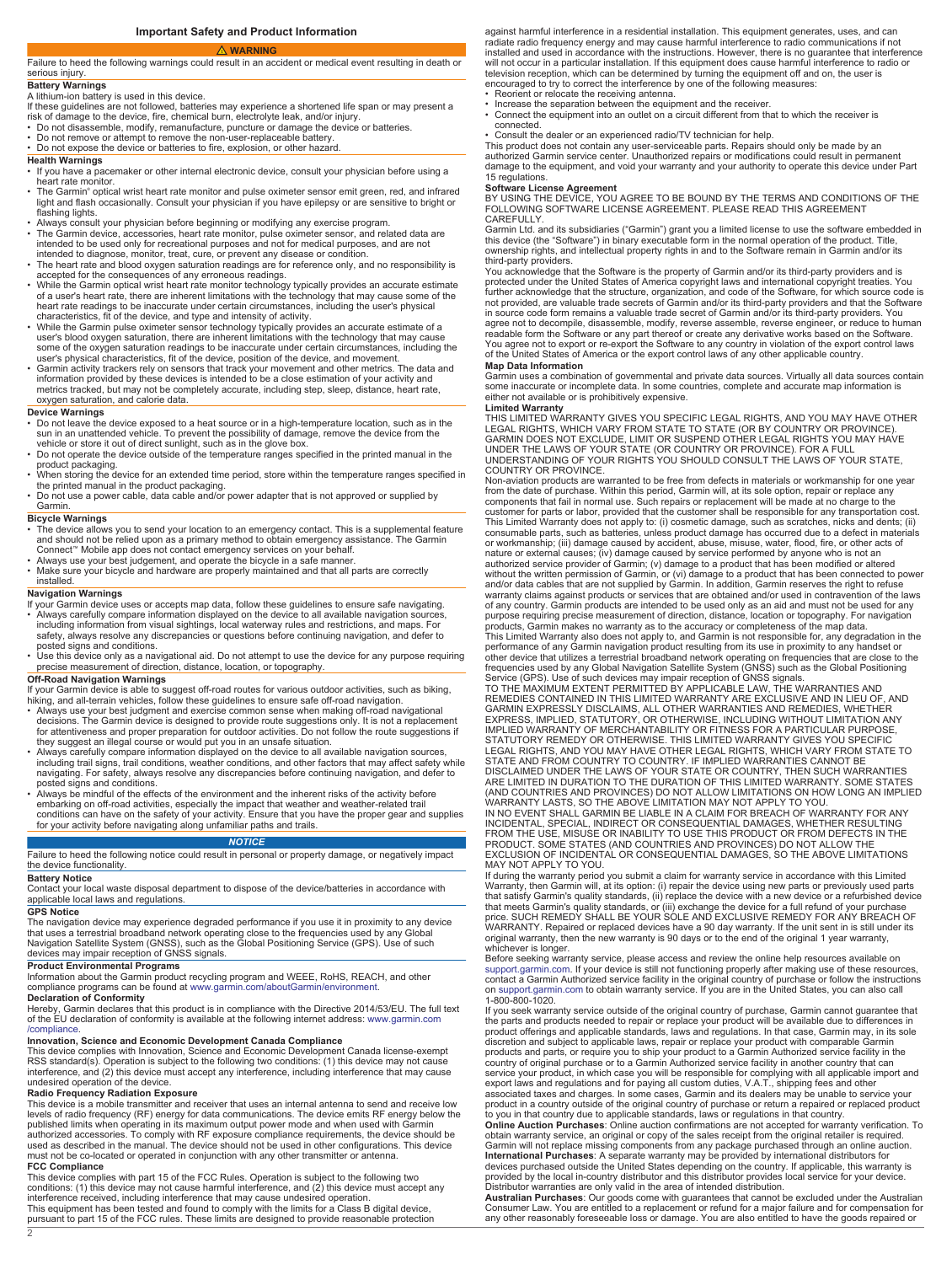# Important Safety and Product Information

## ⚠ WARNING

Failure to heed the following warnings could result in an accident or medical event resulting in death or serious injury.

### Battery Warnings

A lithium-ion battery is used in this device.

If these guidelines are not followed, batteries may experience a shortened life span or may present a risk of damage to the device, fire, chemical burn, electrolyte leak, and/or injury.

- Do not disassemble, modify, remanufacture, puncture or damage the device or batteries.
- Do not remove or attempt to remove the non-user-replaceable battery.
- Do not expose the device or batteries to fire, explosion, or other hazard.

### Health Warnings

- If you have a pacemaker or other internal electronic device, consult your physician before using a heart rate monitor.
- The Garmin® optical wrist heart rate monitor and pulse oximeter sensor emit green, red, and infrared light and flash occasionally. Consult your physician if you have epilepsy or are sensitive to bright or flashing lights.
- Always consult your physician before beginning or modifying any exercise program.
- The Garmin device, accessories, heart rate monitor, pulse oximeter sensor, and related data are intended to be used only for recreational purposes and not for medical purposes, and are not intended to diagnose, monitor, treat, cure, or prevent any disease or condition.
- The heart rate and blood oxygen saturation readings are for reference only, and no responsibility is accepted for the consequences of any erroneous readings.
- While the Garmin optical wrist heart rate monitor technology typically provides an accurate estimate of a user's heart rate, there are inherent limitations with the technology that may cause some of the heart rate readings to be inaccurate under certain circumstances, including the user's physical characteristics, fit of the device, and type and intensity of activity.
- While the Garmin pulse oximeter sensor technology typically provides an accurate estimate of a user's blood oxygen saturation, there are inherent limitations with the technology that may cause some of the oxygen saturation readings to be inaccurate under certain circumstances, including the user's physical characteristics, fit of the device, position of the device, and movement.
- Garmin activity trackers rely on sensors that track your movement and other metrics. The data and information provided by these devices is intended to be a close estimation of your activity and metrics tracked, but may not be completely accurate, including step, sleep, distance, heart rate, oxygen saturation, and calorie data.

### Device Warnings

- Do not leave the device exposed to a heat source or in a high-temperature location, such as in the sun in an unattended vehicle. To prevent the possibility of damage, remove the device from the vehicle or store it out of direct sunlight, such as in the glove box.
- Do not operate the device outside of the temperature ranges specified in the printed manual in the product packaging.
- When storing the device for an extended time period, store within the temperature ranges specified in the printed manual in the product packaging.
- Do not use a power cable, data cable and/or power adapter that is not approved or supplied by Garmin.

### Bicycle Warnings

- The device allows you to send your location to an emergency contact. This is a supplemental feature and should not be relied upon as a primary method to obtain emergency assistance. The Garmin Connect™ Mobile app does not contact emergency services on your behalf.
- Always use your best judgement, and operate the bicycle in a safe manner.
- Make sure your bicycle and hardware are properly maintained and that all parts are correctly installed.

### Navigation Warnings

If your Garmin device uses or accepts map data, follow these guidelines to ensure safe navigating.

- Always carefully compare information displayed on the device to all available navigation sources, including information from visual sightings, local waterway rules and restrictions, and maps. For safety, always resolve any discrepancies or questions before continuing navigation, and defer to posted signs and conditions.
- Use this device only as a navigational aid. Do not attempt to use the device for any purpose requiring precise measurement of direction, distance, location, or topography.

### Off-Road Navigation Warnings

If your Garmin device is able to suggest off-road routes for various outdoor activities, such as biking, hiking, and all-terrain vehicles, follow these guidelines to ensure safe off-road navigation.

- Always use your best judgment and exercise common sense when making off-road navigational decisions. The Garmin device is designed to provide route suggestions only. It is not a replacement for attentiveness and proper preparation for outdoor activities. Do not follow the route suggestions if they suggest an illegal course or would put you in an unsafe situation.
- Always carefully compare information displayed on the device to all available navigation sources, including trail signs, trail conditions, weather conditions, and other factors that may affect safety while navigating. For safety, always resolve any discrepancies before continuing navigation, and defer to posted signs and conditions.
- Always be mindful of the effects of the environment and the inherent risks of the activity before embarking on off-road activities, especially the impact that weather and weather-related trail conditions can have on the safety of your activity. Ensure that you have the proper gear and supplies for your activity before navigating along unfamiliar paths and trails.

## *NOTICE*

Failure to heed the following notice could result in personal or property damage, or negatively impact the device functionality.

### Battery Notice

Contact your local waste disposal department to dispose of the device/batteries in accordance with applicable local laws and regulations.

### GPS Notice

The navigation device may experience degraded performance if you use it in proximity to any device that uses a terrestrial broadband network operating close to the frequencies used by any Global Navigation Satellite System (GNSS), such as the Global Positioning Service (GPS). Use of such devices may impair reception of GNSS signals.

### Product Environmental Programs

Information about the Garmin product recycling program and WEEE, RoHS, REACH, and other compliance programs can be found at www.garmin.com/aboutGarmin/environment.

### Declaration of Conformity

Hereby, Garmin declares that this product is in compliance with the Directive 2014/53/EU. The full text of the EU declaration of conformity is available at the following internet address: www.garmin.com/compliance.

### Innovation, Science and Economic Development Canada Compliance

This device complies with Innovation, Science and Economic Development Canada license-exempt RSS standard(s). Operation is subject to the following two conditions: (1) this device may not cause interference, and (2) this device must accept any interference, including interference that may cause undesired operation of the device.

### Radio Frequency Radiation Exposure

This device is a mobile transmitter and receiver that uses an internal antenna to send and receive low levels of radio frequency (RF) energy for data communications. The device emits RF energy below the published limits when operating in its maximum output power mode and when used with Garmin authorized accessories. To comply with RF exposure compliance requirements, the device should be used as described in the manual. The device should not be used in other configurations. This device must not be co-located or operated in conjunction with any other transmitter or antenna.

### FCC Compliance

This device complies with part 15 of the FCC Rules. Operation is subject to the following two conditions: (1) this device may not cause harmful interference, and (2) this device must accept any interference received, including interference that may cause undesired operation.

This equipment has been tested and found to comply with the limits for a Class B digital device, pursuant to part 15 of the FCC rules. These limits are designed to provide reasonable protection against harmful interference in a residential installation. This equipment generates, uses, and can radiate radio frequency energy and may cause harmful interference to radio communications if not installed and used in accordance with the instructions. However, there is no guarantee that interference will not occur in a particular installation. If this equipment does cause harmful interference to radio or television reception, which can be determined by turning the equipment off and on, the user is encouraged to try to correct the interference by one of the following measures:

- Reorient or relocate the receiving antenna.
- Increase the separation between the equipment and the receiver.
- Connect the equipment into an outlet on a circuit different from that to which the receiver is connected.
- Consult the dealer or an experienced radio/TV technician for help.

This product does not contain any user-serviceable parts. Repairs should only be made by an authorized Garmin service center. Unauthorized repairs or modifications could result in permanent damage to the equipment, and void your warranty and your authority to operate this device under Part 15 regulations.

### Software License Agreement

BY USING THE DEVICE, YOU AGREE TO BE BOUND BY THE TERMS AND CONDITIONS OF THE FOLLOWING SOFTWARE LICENSE AGREEMENT. PLEASE READ THIS AGREEMENT CAREFULLY.

Garmin Ltd. and its subsidiaries ("Garmin") grant you a limited license to use the software embedded in this device (the "Software") in binary executable form in the normal operation of the product. Title, ownership rights, and intellectual property rights in and to the Software remain in Garmin and/or its third-party providers.

You acknowledge that the Software is the property of Garmin and/or its third-party providers and is protected under the United States of America copyright laws and international copyright treaties. You further acknowledge that the structure, organization, and code of the Software, for which source code is not provided, are valuable trade secrets of Garmin and/or its third-party providers and that the Software in source code form remains a valuable trade secret of Garmin and/or its third-party providers. You agree not to decompile, disassemble, modify, reverse assemble, reverse engineer, or reduce to human readable form the Software or any part thereof or create any derivative works based on the Software. You agree not to export or re-export the Software to any country in violation of the export control laws of the United States of America or the export control laws of any other applicable country.

### Map Data Information

Garmin uses a combination of governmental and private data sources. Virtually all data sources contain some inaccurate or incomplete data. In some countries, complete and accurate map information is either not available or is prohibitively expensive.

### Limited Warranty

THIS LIMITED WARRANTY GIVES YOU SPECIFIC LEGAL RIGHTS, AND YOU MAY HAVE OTHER LEGAL RIGHTS, WHICH VARY FROM STATE TO STATE (OR BY COUNTRY OR PROVINCE). GARMIN DOES NOT EXCLUDE, LIMIT OR SUSPEND OTHER LEGAL RIGHTS YOU MAY HAVE UNDER THE LAWS OF YOUR STATE (OR COUNTRY OR PROVINCE). FOR A FULL UNDERSTANDING OF YOUR RIGHTS YOU SHOULD CONSULT THE LAWS OF YOUR STATE, COUNTRY OR PROVINCE.

Non-aviation products are warranted to be free from defects in materials or workmanship for one year from the date of purchase. Within this period, Garmin will, at its sole option, repair or replace any components that fail in normal use. Such repairs or replacement will be made at no charge to the customer for parts or labor, provided that the customer shall be responsible for any transportation cost. This Limited Warranty does not apply to: (i) cosmetic damage, such as scratches, nicks and dents; (ii) consumable parts, such as batteries, unless product damage has occurred due to a defect in materials or workmanship; (iii) damage caused by accident, abuse, misuse, water, flood, fire, or other acts of nature or external causes; (iv) damage caused by service performed by anyone who is not an authorized service provider of Garmin; (v) damage to a product that has been modified or altered without the written permission of Garmin, or (vi) damage to a product that has been connected to power and/or data cables that are not supplied by Garmin. In addition, Garmin reserves the right to refuse warranty claims against products or services that are obtained and/or used in contravention of the laws of any country. Garmin products are intended to be used only as an aid and must not be used for any purpose requiring precise measurement of direction, distance, location or topography. For navigation products, Garmin makes no warranty as to the accuracy or completeness of the map data.

This Limited Warranty also does not apply to, and Garmin is not responsible for, any degradation in the performance of any Garmin navigation product resulting from its use in proximity to any handset or other device that utilizes a terrestrial broadband network operating on frequencies that are close to the frequencies used by any Global Navigation Satellite System (GNSS) such as the Global Positioning Service (GPS). Use of such devices may impair reception of GNSS signals.

TO THE MAXIMUM EXTENT PERMITTED BY APPLICABLE LAW, THE WARRANTIES AND REMEDIES CONTAINED IN THIS LIMITED WARRANTY ARE EXCLUSIVE AND IN LIEU OF, AND GARMIN EXPRESSLY DISCLAIMS, ALL OTHER WARRANTIES AND REMEDIES, WHETHER EXPRESS, IMPLIED, STATUTORY, OR OTHERWISE, INCLUDING WITHOUT LIMITATION ANY IMPLIED WARRANTY OF MERCHANTABILITY OR FITNESS FOR A PARTICULAR PURPOSE, STATUTORY REMEDY OR OTHERWISE. THIS LIMITED WARRANTY GIVES YOU SPECIFIC LEGAL RIGHTS, AND YOU MAY HAVE OTHER LEGAL RIGHTS, WHICH VARY FROM STATE TO STATE AND FROM COUNTRY TO COUNTRY. IF IMPLIED WARRANTIES CANNOT BE DISCLAIMED UNDER THE LAWS OF YOUR STATE OR COUNTRY, THEN SUCH WARRANTIES ARE LIMITED IN DURATION TO THE DURATION OF THIS LIMITED WARRANTY. SOME STATES (AND COUNTRIES AND PROVINCES) DO NOT ALLOW LIMITATIONS ON HOW LONG AN IMPLIED WARRANTY LASTS, SO THE ABOVE LIMITATION MAY NOT APPLY TO YOU.

IN NO EVENT SHALL GARMIN BE LIABLE IN A CLAIM FOR BREACH OF WARRANTY FOR ANY INCIDENTAL, SPECIAL, INDIRECT OR CONSEQUENTIAL DAMAGES, WHETHER RESULTING FROM THE USE, MISUSE OR INABILITY TO USE THIS PRODUCT OR FROM DEFECTS IN THE PRODUCT. SOME STATES (AND COUNTRIES AND PROVINCES) DO NOT ALLOW THE EXCLUSION OF INCIDENTAL OR CONSEQUENTIAL DAMAGES, SO THE ABOVE LIMITATIONS MAY NOT APPLY TO YOU.

If during the warranty period you submit a claim for warranty service in accordance with this Limited Warranty, then Garmin will, at its option: (i) repair the device using new parts or previously used parts that satisfy Garmin's quality standards, (ii) replace the device with a new device or a refurbished device that meets Garmin's quality standards, or (iii) exchange the device for a full refund of your purchase price. SUCH REMEDY SHALL BE YOUR SOLE AND EXCLUSIVE REMEDY FOR ANY BREACH OF WARRANTY. Repaired or replaced devices have a 90 day warranty. If the unit sent in is still under its original warranty, then the new warranty is 90 days or to the end of the original 1 year warranty, whichever is longer.

Before seeking warranty service, please access and review the online help resources available on support.garmin.com. If your device is still not functioning properly after making use of these resources, contact a Garmin Authorized service facility in the original country of purchase or follow the instructions on support.garmin.com to obtain warranty service. If you are in the United States, you can also call 1-800-800-1020.

If you seek warranty service outside of the original country of purchase, Garmin cannot guarantee that the parts and products needed to repair or replace your product will be available due to differences in product offerings and applicable standards, laws and regulations. In that case, Garmin may, in its sole discretion and subject to applicable laws, repair or replace your product with comparable Garmin products and parts, or require you to ship your product to a Garmin Authorized service facility in the country of original purchase or to a Garmin Authorized service facility in another country that can service your product, in which case you will be responsible for complying with all applicable import and export laws and regulations and for paying all custom duties, V.A.T., shipping fees and other associated taxes and charges. In some cases, Garmin and its dealers may be unable to service your product in a country outside of the original country of purchase or return a repaired or replaced product to you in that country due to applicable standards, laws or regulations in that country.

**Online Auction Purchases**: Online auction confirmations are not accepted for warranty verification. To obtain warranty service, an original or copy of the sales receipt from the original retailer is required. Garmin will not replace missing components from any package purchased through an online auction.

**International Purchases**: A separate warranty may be provided by international distributors for devices purchased outside the United States depending on the country. If applicable, this warranty is provided by the local in-country distributor and this distributor provides local service for your device. Distributor warranties are only valid in the area of intended distribution.

**Australian Purchases**: Our goods come with guarantees that cannot be excluded under the Australian Consumer Law. You are entitled to a replacement or refund for a major failure and for compensation for any other reasonably foreseeable loss or damage. You are also entitled to have the goods repaired or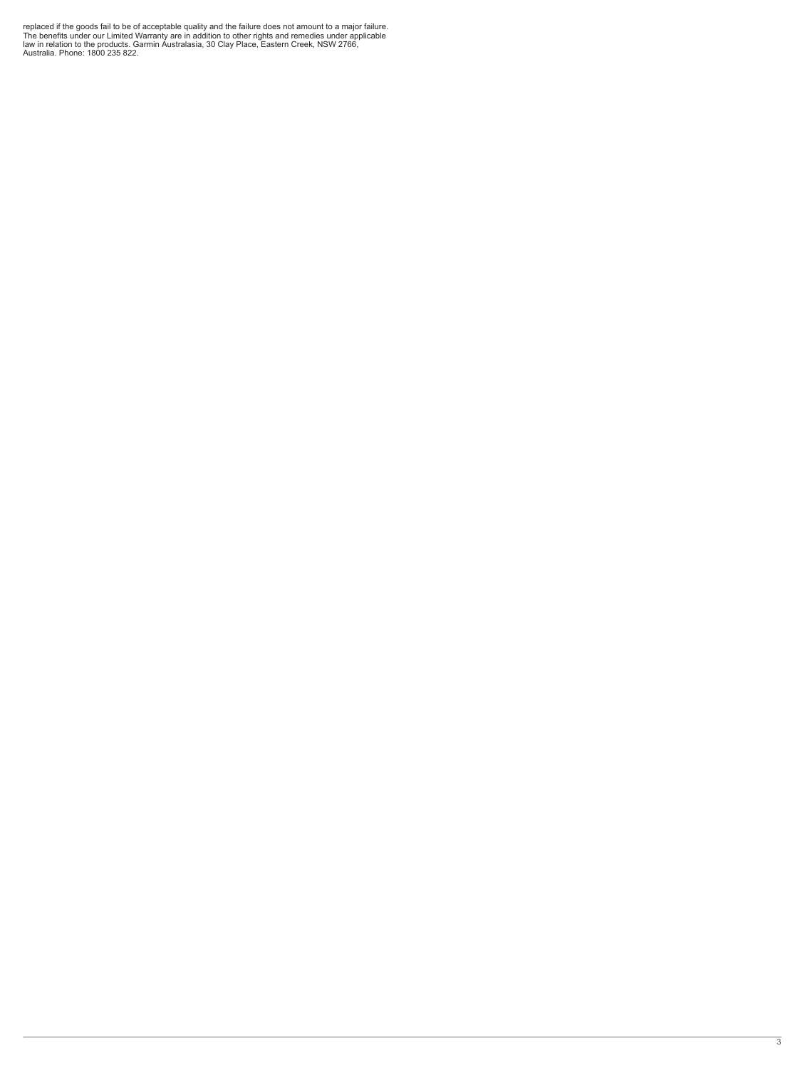replaced if the goods fail to be of acceptable quality and the failure does not amount to a major failure. The benefits under our Limited Warranty are in addition to other rights and remedies under applicable law in relation to the products. Garmin Australasia, 30 Clay Place, Eastern Creek, NSW 2766, Australia. Phone: 1800 235 822.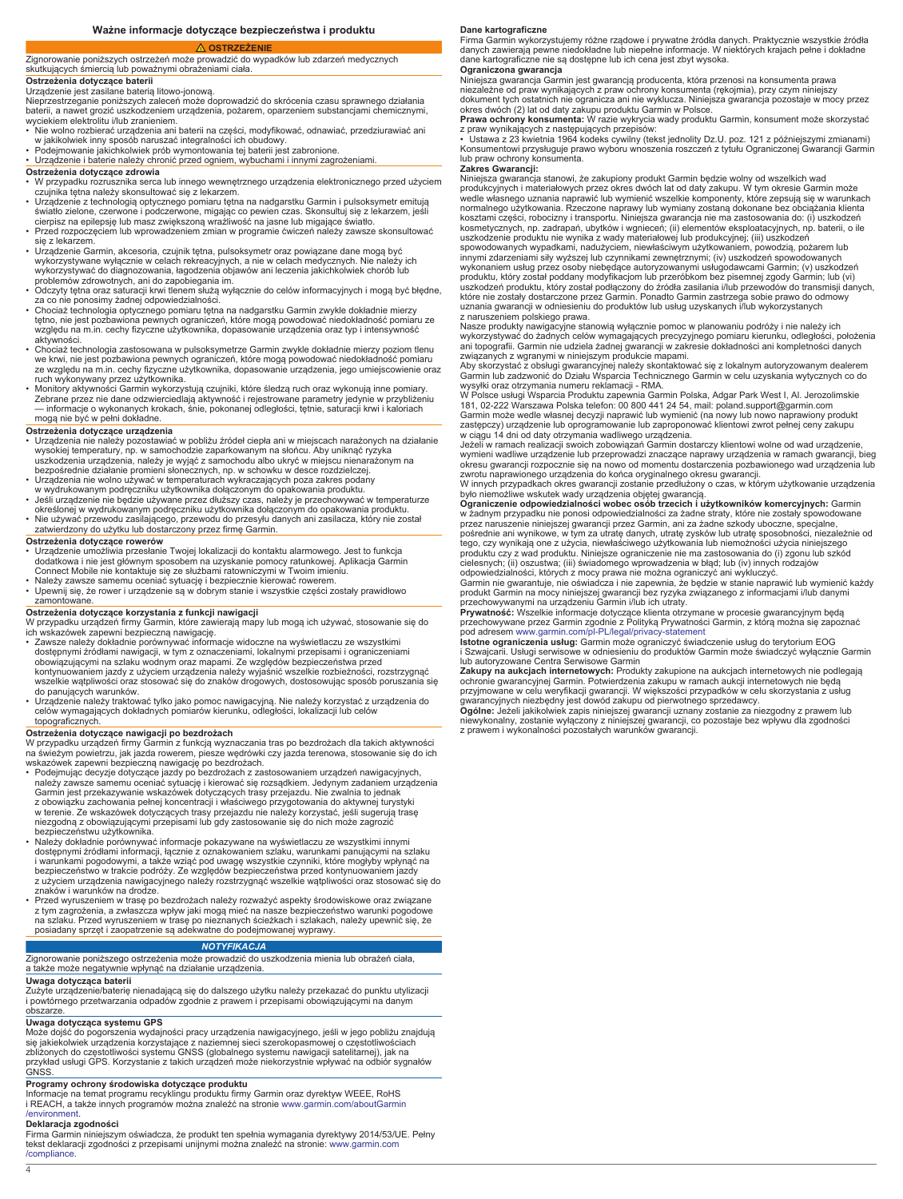## Ważne informacje dotyczące bezpieczeństwa i produktu

**⚠ OSTRZEŻENIE**

Zignorowanie poniższych ostrzeżeń może prowadzić do wypadków lub zdarzeń medycznych skutkujących śmiercią lub poważnymi obrażeniami ciała.

### Ostrzeżenia dotyczące baterii

Urządzenie jest zasilane baterią litowo-jonową.

Nieprzestrzeganie poniższych zaleceń może doprowadzić do skrócenia czasu sprawnego działania baterii, a nawet grozić uszkodzeniem urządzenia, pożarem, oparzeniem substancjami chemicznymi, wyciekiem elektrolitu i/lub zranieniem.

- Nie wolno rozbierać urządzenia ani baterii na części, modyfikować, odnawiać, przedziurawiać ani w jakikolwiek inny sposób naruszać integralności ich obudowy.
- Podejmowanie jakichkolwiek prób wymontowania tej baterii jest zabronione.
- Urządzenie i baterie należy chronić przed ogniem, wybuchami i innymi zagrożeniami.

### Ostrzeżenia dotyczące zdrowia

- W przypadku rozrusznika serca lub innego wewnętrznego urządzenia elektronicznego przed użyciem czujnika tętna należy skonsultować się z lekarzem.
- Urządzenie z technologią optycznego pomiaru tętna na nadgarstku Garmin i pulsoksymetr emitują światło zielone, czerwone i podczerwone, migając co pewien czas. Skonsultuj się z lekarzem, jeśli cierpisz na epilepsję lub masz zwiększoną wrażliwość na jasne lub migające światło.
- Przed rozpoczęciem lub wprowadzeniem zmian w programie ćwiczeń należy zawsze skonsultować się z lekarzem.
- Urządzenie Garmin, akcesoria, czujnik tętna, pulsoksymetr oraz powiązane dane mogą być wykorzystywane wyłącznie w celach rekreacyjnych, a nie w celach medycznych. Nie należy ich wykorzystywać do diagnozowania, łagodzenia objawów ani leczenia jakichkolwiek chorób lub problemów zdrowotnych, ani do zapobiegania im.
- Odczyty tętna oraz saturacji krwi tlenem służą wyłącznie do celów informacyjnych i mogą być błędne, za co nie ponosimy żadnej odpowiedzialności.
- Chociaż technologia optycznego pomiaru tętna na nadgarstku Garmin zwykle dokładnie mierzy tętno, nie jest pozbawiona pewnych ograniczeń, które mogą powodować niedokładność pomiaru ze względu na m.in. cechy fizyczne użytkownika, dopasowanie urządzenia oraz typ i intensywność aktywności.
- Chociaż technologia zastosowana w pulsoksymetrze Garmin zwykle dokładnie mierzy poziom tlenu we krwi, nie jest pozbawiona pewnych ograniczeń, które mogą powodować niedokładność pomiaru ze względu na m.in. cechy fizyczne użytkownika, dopasowanie urządzenia, jego umiejscowienie oraz ruch wykonywany przez użytkownika.
- Monitory aktywności Garmin wykorzystują czujniki, które śledzą ruch oraz wykonują inne pomiary. Zebrane przez nie dane odzwierciedlają aktywność i rejestrowane parametry jedynie w przybliżeniu — informacje o wykonanych krokach, śnie, pokonanej odległości, tętnie, saturacji krwi i kaloriach mogą nie być w pełni dokładne.

### Ostrzeżenia dotyczące urządzenia

- Urządzenia nie należy pozostawiać w pobliżu źródeł ciepła ani w miejscach narażonych na działanie wysokiej temperatury, np. w samochodzie zaparkowanym na słońcu. Aby uniknąć ryzyka uszkodzenia urządzenia, należy je wyjąć z samochodu albo ukryć w miejscu nienarażonym na bezpośrednie działanie promieni słonecznych, np. w schowku w desce rozdzielczej.
- Urządzenia nie wolno używać w temperaturach wykraczających poza zakres podany w wydrukowanym podręczniku użytkownika dołączonym do opakowania produktu.
- Jeśli urządzenie nie będzie używane przez dłuższy czas, należy je przechowywać w temperaturze określonej w wydrukowanym podręczniku użytkownika dołączonym do opakowania produktu.
- Nie używać przewodu zasilającego, przewodu do przesyłu danych ani zasilacza, który nie został zatwierdzony do użytku lub dostarczony przez firmę Garmin.

### Ostrzeżenia dotyczące rowerów

- Urządzenie umożliwia przesłanie Twojej lokalizacji do kontaktu alarmowego. Jest to funkcja dodatkowa i nie jest głównym sposobem na uzyskanie pomocy ratunkowej. Aplikacja Garmin Connect Mobile nie kontaktuje się ze służbami ratowniczymi w Twoim imieniu.
- Należy zawsze samemu oceniać sytuację i bezpiecznie kierować rowerem.
- Upewnij się, że rower i urządzenie są w dobrym stanie i wszystkie części zostały prawidłowo zamontowane.

### Ostrzeżenia dotyczące korzystania z funkcji nawigacji

W przypadku urządzeń firmy Garmin, które zawierają mapy lub mogą ich używać, stosowanie się do ich wskazówek zapewni bezpieczną nawigację.

- Zawsze należy dokładnie porównywać informacje widoczne na wyświetlaczu ze wszystkimi dostępnymi źródłami nawigacji, w tym z oznaczeniami, lokalnymi przepisami i ograniczeniami obowiązującymi na szlaku wodnym oraz mapami. Ze względów bezpieczeństwa przed kontynuowaniem jazdy z użyciem urządzenia należy wyjaśnić wszelkie rozbieżności, rozstrzygnąć wszelkie wątpliwości oraz stosować się do znaków drogowych, dostosowując sposób poruszania się do panujących warunków.
- Urządzenie należy traktować tylko jako pomoc nawigacyjną. Nie należy korzystać z urządzenia do celów wymagających dokładnych pomiarów kierunku, odległości, lokalizacji lub celów topograficznych.

### Ostrzeżenia dotyczące nawigacji po bezdrożach

W przypadku urządzeń firmy Garmin z funkcją wyznaczania tras po bezdrożach dla takich aktywności na świeżym powietrzu, jak jazda rowerem, piesze wędrówki czy jazda terenowa, stosowanie się do ich wskazówek zapewni bezpieczną nawigację po bezdrożach.

- Podejmując decyzje dotyczące jazdy po bezdrożach z zastosowaniem urządzeń nawigacyjnych, należy zawsze samemu oceniać sytuację i kierować się rozsądkiem. Jedynym zadaniem urządzenia Garmin jest przekazywanie wskazówek dotyczących trasy przejazdu. Nie zwalnia to jednak z obowiązku zachowania pełnej koncentracji i właściwego przygotowania do aktywnej turystyki w terenie. Ze wskazówek dotyczących trasy przejazdu nie należy korzystać, jeśli sugerują trasę niezgodną z obowiązującymi przepisami lub gdy zastosowanie się do nich może zagrozić bezpieczeństwu użytkownika.
- Należy dokładnie porównywać informacje pokazywane na wyświetlaczu ze wszystkimi innymi dostępnymi źródłami informacji, łącznie z oznakowaniem szlaku, warunkami panującymi na szlaku i warunkami pogodowymi, a także wziąć pod uwagę wszystkie czynniki, które mogłyby wpłynąć na bezpieczeństwo w trakcie podróży. Ze względów bezpieczeństwa przed kontynuowaniem jazdy z użyciem urządzenia nawigacyjnego należy rozstrzygnąć wszelkie wątpliwości oraz stosować się do znaków i warunków na drodze.
- Przed wyruszeniem w trasę po bezdrożach należy rozważyć aspekty środowiskowe oraz związane z tym zagrożenia, a zwłaszcza wpływ jaki mogą mieć na nasze bezpieczeństwo warunki pogodowe na szlaku. Przed wyruszeniem w trasę po nieznanych ścieżkach i szlakach, należy upewnić się, że posiadany sprzęt i zaopatrzenie są adekwatne do podejmowanej wyprawy.

***NOTYFIKACJA***

Zignorowanie poniższego ostrzeżenia może prowadzić do uszkodzenia mienia lub obrażeń ciała, a także może negatywnie wpłynąć na działanie urządzenia.

### Uwaga dotycząca baterii

Zużyte urządzenie/baterię nienadającą się do dalszego użytku należy przekazać do punktu utylizacji i powtórnego przetwarzania odpadów zgodnie z prawem i przepisami obowiązującymi na danym obszarze.

### Uwaga dotycząca systemu GPS

Może dojść do pogorszenia wydajności pracy urządzenia nawigacyjnego, jeśli w jego pobliżu znajdują się jakiekolwiek urządzenia korzystające z naziemnej sieci szerokopasmowej o częstotliwościach zbliżonych do częstotliwości systemu GNSS (globalnego systemu nawigacji satelitarnej), jak na przykład usługi GPS. Korzystanie z takich urządzeń może niekorzystnie wpływać na odbiór sygnałów GNSS.

### Programy ochrony środowiska dotyczące produktu

Informacje na temat programu recyklingu produktu firmy Garmin oraz dyrektyw WEEE, RoHS i REACH, a także innych programów można znaleźć na stronie www.garmin.com/aboutGarmin/environment.

### Deklaracja zgodności

Firma Garmin niniejszym oświadcza, że produkt ten spełnia wymagania dyrektywy 2014/53/UE. Pełny tekst deklaracji zgodności z przepisami unijnymi można znaleźć na stronie: www.garmin.com/compliance.

### Dane kartograficzne

Firma Garmin wykorzystujemy różne rządowe i prywatne źródła danych. Praktycznie wszystkie źródła danych zawierają pewne niedokładne lub niepełne informacje. W niektórych krajach pełne i dokładne dane kartograficzne nie są dostępne lub ich cena jest zbyt wysoka.

### Ograniczona gwarancja

Niniejsza gwarancja Garmin jest gwarancją producenta, która przenosi na konsumenta prawa niezależne od praw wynikających z prawa ochrony konsumenta (rękojmia), przy czym niniejszy dokument tych ostatnich nie ogranicza ani nie wyklucza. Niniejsza gwarancja pozostaje w mocy przez okres dwóch (2) lat od daty zakupu produktu Garmin w Polsce.

**Prawa ochrony konsumenta:** W razie wykrycia wady produktu Garmin, konsument może skorzystać z praw wynikających z następujących przepisów:

- Ustawa z 23 kwietnia 1964 kodeks cywilny (tekst jednolity Dz.U. poz. 121 z późniejszymi zmianami)

Konsumentowi przysługuje prawo wyboru wnoszenia roszczeń z tytułu Ograniczonej Gwarancji Garmin lub praw ochrony konsumenta.

**Zakres Gwarancji:**

Niniejsza gwarancja stanowi, że zakupiony produkt Garmin będzie wolny od wszelkich wad produkcyjnych i materiałowych przez okres dwóch lat od daty zakupu. W tym okresie Garmin może wedle własnego uznania naprawić lub wymienić wszelkie komponenty, które zepsują się w warunkach normalnego użytkowania. Rzeczone naprawy lub wymiany zostaną dokonane bez obciążania klienta kosztami części, robocizny i transportu. Niniejsza gwarancja nie ma zastosowania do: (i) uszkodzeń kosmetycznych, np. zadrapań, ubytków i wgnieceń; (ii) elementów eksploatacyjnych, np. baterii, o ile uszkodzenie produktu nie wynika z wady materiałowej lub produkcyjnej; (iii) uszkodzeń spowodowanych wypadkami, nadużyciem, niewłaściwym użytkowaniem, powodzią, pożarem lub innymi zdarzeniami siły wyższej lub czynnikami zewnętrznymi; (iv) uszkodzeń spowodowanych wykonaniem usług przez osoby niebędące autoryzowanymi usługodawcami Garmin; (v) uszkodzeń produktu, który został poddany modyfikacjom lub przeróbkom bez pisemnej zgody Garmin; lub (vi) uszkodzeń produktu, który został podłączony do źródła zasilania i/lub przewodów do transmisji danych, które nie zostały dostarczone przez Garmin. Ponadto Garmin zastrzega sobie prawo do odmowy uznania gwarancji w odniesieniu do produktów lub usług uzyskanych i/lub wykorzystanych z naruszeniem polskiego prawa.

Nasze produkty nawigacyjne stanowią wyłącznie pomoc w planowaniu podróży i nie należy ich wykorzystywać do żadnych celów wymagających precyzyjnego pomiaru kierunku, odległości, położenia ani topografii. Garmin nie udziela żadnej gwarancji w zakresie dokładności ani kompletności danych związanych z wgranymi w niniejszym produkcie mapami.

Aby skorzystać z obsługi gwarancyjnej należy skontaktować się z lokalnym autoryzowanym dealerem Garmin lub zadzwonić do Działu Wsparcia Technicznego Garmin w celu uzyskania wytycznych co do wysyłki oraz otrzymania numeru reklamacji - RMA.

W Polsce usługi Wsparcia Produktu zapewnia Garmin Polska, Adgar Park West I, Al. Jerozolimskie 181, 02-222 Warszawa Polska telefon: 00 800 441 24 54, mail: poland.support@garmin.com

Garmin może wedle własnej decyzji naprawić lub wymienić (na nowy lub nowo naprawiony produkt zastępczy) urządzenie lub oprogramowanie lub zaproponować klientowi zwrot pełnej ceny zakupu w ciągu 14 dni od daty otrzymania wadliwego urządzenia.

Jeżeli w ramach realizacji swoich zobowiązań Garmin dostarczy klientowi wolne od wad urządzenie, wymieni wadliwe urządzenie lub przeprowadzi znaczące naprawy urządzenia w ramach gwarancji, bieg okresu gwarancji rozpocznie się na nowo od momentu dostarczenia pozbawionego wad urządzenia lub zwrotu naprawionego urządzenia do końca oryginalnego okresu gwarancji.

W innych przypadkach okres gwarancji zostanie przedłużony o czas, w którym użytkowanie urządzenia było niemożliwe wskutek wady urządzenia objętej gwarancją.

**Ograniczenie odpowiedzialności wobec osób trzecich i użytkowników komercyjnych:** Garmin w żadnym przypadku nie ponosi odpowiedzialności za żadne straty, które nie zostały spowodowane przez naruszenie niniejszej gwarancji przez Garmin, ani za żadne szkody uboczne, specjalne, pośrednie ani wynikowe, w tym za utratę danych, utratę zysków lub utratę sposobności, niezależnie od tego, czy wynikają one z użycia, niewłaściwego użytkowania lub niemożności użycia niniejszego produktu czy z wad produktu. Niniejsze ograniczenie nie ma zastosowania do (i) zgonu lub szkód cielesnych; (ii) oszustwa; (iii) świadomego wprowadzenia w błąd; lub (iv) innych rodzajów odpowiedzialności, których z mocy prawa nie można ograniczyć ani wykluczyć.

Garmin nie gwarantuje, nie oświadcza i nie zapewnia, że będzie w stanie naprawić lub wymienić każdy produkt Garmin na mocy niniejszej gwarancji bez ryzyka związanego z informacjami i/lub danymi przechowywanymi na urządzeniu Garmin i/lub ich utraty.

**Prywatność:** Wszelkie informacje dotyczące klienta otrzymane w procesie gwarancyjnym będą przechowywane przez Garmin zgodnie z Polityką Prywatności Garmin, z którą można się zapoznać pod adresem www.garmin.com/pl-PL/legal/privacy-statement

**Istotne ograniczenia usług:** Garmin może ograniczyć świadczenie usług do terytorium EOG i Szwajcarii. Usługi serwisowe w odniesieniu do produktów Garmin może świadczyć wyłącznie Garmin lub autoryzowane Centra Serwisowe Garmin

**Zakupy na aukcjach internetowych:** Produkty zakupione na aukcjach internetowych nie podlegają ochronie gwarancyjnej Garmin. Potwierdzenia zakupu w ramach aukcji internetowych nie będą przyjmowane w celu weryfikacji gwarancji. W większości przypadków w celu skorzystania z usług gwarancyjnych niezbędny jest dowód zakupu od pierwotnego sprzedawcy.

**Ogólne:** Jeżeli jakikolwiek zapis niniejszej gwarancji uznany zostanie za niezgodny z prawem lub niewykonalny, zostanie wyłączony z niniejszej gwarancji, co pozostaje bez wpływu dla zgodności z prawem i wykonalności pozostałych warunków gwarancji.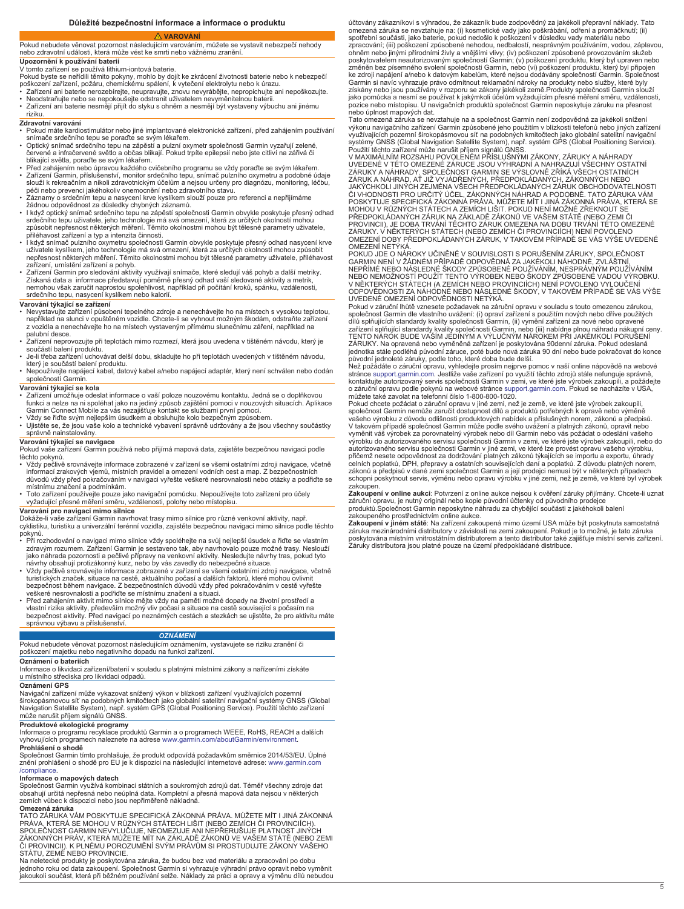## Důležité bezpečnostní informace a informace o produktu

### ⚠ VAROVÁNÍ

Pokud nebudete věnovat pozornost následujícím varováním, můžete se vystavit nebezpečí úrazu nebo zdravotní události, která může vést ke smrti nebo vážnému zranění.

**Upozornění k používání baterií**

V tomto zařízení se používá lithium-iontová baterie.

Pokud byste se neřídili těmito pokyny, mohlo by dojít ke zkrácení životnosti baterie nebo k nebezpečí poškození zařízení, požáru, chemickému spálení, k vytečení elektrolytu nebo k úrazu.

- Zařízení ani baterie nerozebírejte, neupravujte, znovu nevyrábějte, nepropichujte ani nepoškozujte.
- Neodstraňujte nebo se nepokoušejte odstranit uživatelem nevyměnitelnou baterii.
- Zařízení ani baterie nesmějí přijít do styku s ohněm a nesmějí být vystaveny výbuchu ani jinému riziku.

**Zdravotní varování**

- Pokud máte kardiostimulátor nebo jiné implantované elektronické zařízení, před zahájením používání snímače srdečního tepu se poraďte se svým lékařem.
- Optický snímač srdečního tepu na zápěstí a pulzní oxymetr společnosti Garmin vyzařují zelené, červené a infračervené světlo a občas blikají. Pokud trpíte epilepsií nebo jste citliví na zářivá či blikající světla, poraďte se svým lékařem.
- Před zahájením nebo úpravou každého cvičebního programu se vždy poraďte se svým lékařem.
- Zařízení Garmin, příslušenství, monitor srdečního tepu, snímač pulzního oxymetru a podobné údaje slouží k rekreačním a nikoli zdravotnickým účelům a nejsou určeny pro diagnózu, monitoring, léčbu, péči nebo prevenci jakéhokoliv onemocnění nebo zdravotního stavu.
- Záznamy o srdečním tepu a nasycení krve kyslíkem slouží pouze pro referenci a nepřijímáme žádnou odpovědnost za důsledky chybných záznamů.
- I když optický snímač srdečního tepu na zápěstí společnosti Garmin obvykle poskytuje přesný odhad srdečního tepu uživatele, jeho technologie má svá omezení, která za určitých okolností mohou způsobit nepřesnost některých měření. Těmito okolnostmi mohou být tělesné parametry uživatele, přiléhavost zařízení a typ a intenzita činnosti.
- I když snímač pulzního oxymetru společnosti Garmin obvykle poskytuje přesný odhad nasycení krve uživatele kyslíkem, jeho technologie má svá omezení, která za určitých okolností mohou způsobit nepřesnost některých měření. Těmito okolnostmi mohou být tělesné parametry uživatele, přiléhavost zařízení, umístění zařízení a pohyb.
- Zařízení Garmin pro sledování aktivity využívají snímače, které sledují váš pohyb a další metriky. Získaná data a informace představují poměrně přesný odhad vaší sledované aktivity a metrik, nemohou však zaručit naprostou spolehlivost, například při počítání kroků, spánku, vzdálenosti, srdečního tepu, nasycení kyslíkem nebo kalorií.

**Varování týkající se zařízení**

- Nevystavujte zařízení působení tepelného zdroje a nenechávejte ho na místech s vysokou teplotou, například na slunci v opuštěném vozidle. Chcete-li se vyhnout možným škodám, odstraňte zařízení z vozidla a nenechávejte ho na místech vystaveným přímému slunečnímu záření, například na palubní desce.
- Zařízení neprovozujte při teplotách mimo rozmezí, která jsou uvedena v tištěném návodu, který je součástí balení produktu.
- Je-li třeba zařízení uchovávat delší dobu, skladujte ho při teplotách uvedených v tištěném návodu, který je součástí balení produktu.
- Nepoužívejte napájecí kabel, datový kabel a/nebo napájecí adaptér, který není schválen nebo dodán společností Garmin.

**Varování týkající se kola**

- Zařízení umožňuje odeslat informace o vaší poloze nouzovému kontaktu. Jedná se o doplňkovou funkci a nelze na ni spoléhat jako na jediný způsob zajištění pomoci v nouzových situacích. Aplikace Garmin Connect Mobile za vás nezajišťuje kontakt se službami první pomoci.
- Vždy se řiďte svým nejlepším úsudkem a obsluhujte kolo bezpečným způsobem.
- Ujistěte se, že jsou vaše kolo a technické vybavení správně udržovány a že jsou všechny součástky správně nainstalovány.

**Varování týkající se navigace**

Pokud vaše zařízení Garmin používá nebo přijímá mapová data, zajistěte bezpečnou navigaci podle těchto pokynů.

- Vždy pečlivě srovnávejte informace zobrazené v zařízení se všemi ostatními zdroji navigace, včetně informací zrakových vjemů, místních pravidel a omezení vodních cest a map. Z bezpečnostních důvodů vždy před pokračováním v navigaci vyřešte veškeré nesrovnalosti nebo otázky a podřiďte se místnímu značení a podmínkám.
- Toto zařízení používejte pouze jako navigační pomůcku. Nepoužívejte toto zařízení pro účely vyžadující přesné měření směru, vzdálenosti, polohy nebo místopisu.

**Varování pro navigaci mimo silnice**

Dokáže-li vaše zařízení Garmin navrhovat trasy mimo silnice pro různé venkovní aktivity, např. cyklistiku, turistiku a univerzální terénní vozidla, zajistěte bezpečnou navigaci mimo silnice podle těchto pokynů.

- Při rozhodování o navigaci mimo silnice vždy spoléhejte na svůj nejlepší úsudek a řiďte se vlastním zdravým rozumem. Zařízení Garmin je sestaveno tak, aby navrhovalo pouze možné trasy. Neslouží jako náhrada pozornosti a pečlivé přípravy na venkovní aktivity. Nesledujte návrhy tras, pokud tyto návrhy obsahují protizákonný kurz, nebo by vás zavedly do nebezpečné situace.
- Vždy pečlivě srovnávejte informace zobrazené v zařízení se všemi ostatními zdroji navigace, včetně turistických značek, situace na cestě, aktuálního počasí a dalších faktorů, které mohou ovlivnit bezpečnost během navigace. Z bezpečnostních důvodů vždy před pokračováním v cestě vyřešte veškeré nesrovnalosti a podřiďte se místnímu značení a situaci.
- Před zahájením aktivit mimo silnice mějte vždy na paměti možné dopady na životní prostředí a vlastní rizika aktivity, především možný vliv počasí a situace na cestě související s počasím na bezpečnost aktivity. Před navigací po neznámých cestách a stezkách se ujistěte, že pro aktivitu máte správnou výbavu a příslušenství.

### OZNÁMENÍ

Pokud nebudete věnovat pozornost následujícím oznámením, vystavujete se riziku zranění či poškození majetku nebo negativního dopadu na funkci zařízení.

**Oznámení o bateriích**

Informace o likvidaci zařízení/baterií v souladu s platnými místními zákony a nařízeními získáte u místního střediska pro likvidaci odpadů.

**Oznámení GPS**

Navigační zařízení může vykazovat snížený výkon v blízkosti zařízení využívajících pozemní širokopásmovou síť na podobných kmitočtech jako globální satelitní navigační systémy GNSS (Global Navigation Satellite System), např. systém GPS (Global Positioning Service). Použití těchto zařízení může narušit příjem signálů GNSS.

**Produktové ekologické programy**

Informace o programu recyklace produktů Garmin a o programech WEEE, RoHS, REACH a dalších vyhovujících programech naleznete na adrese www.garmin.com/aboutGarmin/environment.

**Prohlášení o shodě**

Společnost Garmin tímto prohlašuje, že produkt odpovídá požadavkům směrnice 2014/53/EU. Úplné znění prohlášení o shodě pro EU je k dispozici na následující internetové adrese: www.garmin.com/compliance.

**Informace o mapových datech**

Společnost Garmin využívá kombinaci státních a soukromých zdrojů dat. Téměř všechny zdroje dat obsahují určitá nepřesná nebo neúplná data. Kompletní a přesná mapová data nejsou v některých zemích vůbec k dispozici nebo jsou nepřiměřeně nákladná.

**Omezená záruka**

TATO ZÁRUKA VÁM POSKYTUJE SPECIFICKÁ ZÁKONNÁ PRÁVA. MŮŽETE MÍT I JINÁ ZÁKONNÁ PRÁVA, KTERÁ SE MOHOU V RŮZNÝCH STÁTECH LIŠIT (NEBO ZEMÍCH ČI PROVINCIÍCH). SPOLEČNOST GARMIN NEVYLUČUJE, NEOMEZUJE ANI NEPŘERUŠUJE PLATNOST JINÝCH ZÁKONNÝCH PRÁV, KTERÁ MŮŽETE MÍT NA ZÁKLADĚ ZÁKONŮ VE VAŠEM STÁTĚ (NEBO ZEMI ČI PROVINCII). K PLNÉMU POROZUMĚNÍ SVÝM PRÁVŮM SI PROSTUDUJTE ZÁKONY VAŠEHO STÁTU, ZEMĚ NEBO PROVINCIE.

Na neletecké produkty je poskytována záruka, že budou bez vad materiálu a zpracování po dobu jednoho roku od data zakoupení. Společnost Garmin si vyhrazuje výhradní právo opravit nebo vyměnit jakoukoli součást, která při běžném používání selže. Náklady za práci a opravy a výměnu dílů nebudou účtovány zákazníkovi s výhradou, že zákazník bude zodpovědný za jakékoli přepravní náklady. Tato omezená záruka se nevztahuje na: (i) kosmetické vady jako poškrábání, odření a promáčknutí; (ii) spotřební součásti, jako baterie, pokud nedošlo k poškození v důsledku vady materiálu nebo zpracování; (iii) poškození způsobené nehodou, nedbalostí, nesprávným používáním, vodou, záplavou, ohněm nebo jinými přírodními živly a vnějšími vlivy; (iv) poškození způsobené provozováním služeb poskytovatelem neautorizovaným společností Garmin; (v) poškození produktu, který byl upraven nebo změněn bez písemného svolení společnosti Garmin, nebo (vi) poškození produktu, který byl připojen ke zdroji napájení a/nebo k datovým kabelům, které nejsou dodávány společností Garmin. Společnost Garmin si navíc vyhrazuje právo odmítnout reklamační nároky na produkty nebo služby, které byly získány nebo jsou používány v rozporu se zákony jakékoli země.Produkty společnosti Garmin slouží jako pomůcka a nesmí se používat k jakýmkoli účelům vyžadujícím přesné měření směru, vzdálenosti, pozice nebo místopisu. U navigačních produktů společnost Garmin neposkytuje záruku na přesnost nebo úplnost mapových dat.

Tato omezená záruka se nevztahuje na a společnost Garmin není zodpovědná za jakékoli snížení výkonu navigačního zařízení Garmin způsobené jeho použitím v blízkosti telefonů nebo jiných zařízení využívajících pozemní širokopásmovou síť na podobných kmitočtech jako globální satelitní navigační systémy GNSS (Global Navigation Satellite System), např. systém GPS (Global Positioning Service). Použití těchto zařízení může narušit příjem signálů GNSS.

V MAXIMÁLNÍM ROZSAHU POVOLENÉM PŘÍSLUŠNÝMI ZÁKONY, ZÁRUKY A NÁHRADY UVEDENÉ V TÉTO OMEZENÉ ZÁRUCE JSOU VÝHRADNÍ A NAHRAZUJÍ VŠECHNY OSTATNÍ ZÁRUKY A NÁHRADY. SPOLEČNOST GARMIN SE VÝSLOVNĚ ZŘÍKÁ VŠECH OSTATNÍCH ZÁRUK A NÁHRAD, AŤ JIŽ VYJÁDŘENÝCH, PŘEDPOKLÁDANÝCH, ZÁKONNÝCH NEBO JAKÝCHKOLI JINÝCH ZEJMÉNA VŠECH PŘEDPOKLÁDANÝCH ZÁRUK OBCHODOVATELNOSTI ČI VHODNOSTI PRO URČITÝ ÚČEL, ZÁKONNÝCH NÁHRAD A PODOBNĚ. TATO ZÁRUKA VÁM POSKYTUJE SPECIFICKÁ ZÁKONNÁ PRÁVA. MŮŽETE MÍT I JINÁ ZÁKONNÁ PRÁVA, KTERÁ SE MOHOU V RŮZNÝCH STÁTECH A ZEMÍCH LIŠIT. POKUD NENÍ MOŽNÉ ZŘEKNOUT SE PŘEDPOKLÁDANÝCH ZÁRUK NA ZÁKLADĚ ZÁKONŮ VE VAŠEM STÁTĚ (NEBO ZEMI ČI PROVINCII), JE DOBA TRVÁNÍ TĚCHTO ZÁRUK OMEZENA NA DOBU TRVÁNÍ TÉTO OMEZENÉ ZÁRUKY. V NĚKTERÝCH STÁTECH (NEBO ZEMÍCH ČI PROVINCIÍCH) NENÍ POVOLENO OMEZENÍ DOBY PŘEDPOKLÁDANÝCH ZÁRUK, V TAKOVÉM PŘÍPADĚ SE VÁS VÝŠE UVEDENÉ OMEZENÍ NETÝKÁ.

POKUD JDE O NÁROKY UČINĚNÉ V SOUVISLOSTI S PORUŠENÍM ZÁRUKY, SPOLEČNOST GARMIN NENÍ V ŽÁDNÉM PŘÍPADĚ ODPOVĚDNÁ ZA JAKÉKOLI NÁHODNÉ, ZVLÁŠTNÍ, NEPŘÍMÉ NEBO NÁSLEDNÉ ŠKODY ZPŮSOBENÉ POUŽÍVÁNÍM, NESPRÁVNÝM POUŽÍVÁNÍM NEBO NEMOŽNOSTÍ POUŽÍT TENTO VÝROBEK NEBO ŠKODY ZPŮSOBENÉ VADOU VÝROBKU. V NĚKTERÝCH STÁTECH (A ZEMÍCH NEBO PROVINCIÍCH) NENÍ POVOLENO VYLOUČENÍ ODPOVĚDNOSTI ZA NÁHODNÉ NEBO NÁSLEDNÉ ŠKODY, V TAKOVÉM PŘÍPADĚ SE VÁS VÝŠE UVEDENÉ OMEZENÍ ODPOVĚDNOSTI NETÝKÁ.

Pokud v záruční lhůtě vznesete požadavek na záruční opravu v souladu s touto omezenou zárukou, společnost Garmin dle vlastního uvážení: (i) opraví zařízení s použitím nových nebo dříve použitých dílů splňujících standardy kvality společnosti Garmin, (ii) vymění zařízení za nové nebo opravené zařízení splňující standardy kvality společnosti Garmin, nebo (iii) nabídne plnou náhradu nákupní ceny. TENTO NÁROK BUDE VAŠÍM JEDINÝM A VÝLUČNÝM NÁROKEM PŘI JAKÉKOLI PORUŠENÍ ZÁRUKY. Na opravená nebo vyměněná zařízení je poskytována 90denní záruka. Pokud odeslaná jednotka stále podléhá původní záruce, poté bude nová záruka 90 dní nebo bude pokračovat do konce původní jednoleté záruky, podle toho, které doba bude delší.

Než požádáte o záruční opravu, vyhledejte prosím nejprve pomoc v naší online nápovědě na webové stránce support.garmin.com. Jestliže vaše zařízení po využití těchto zdrojů stále nefunguje správně, kontaktujte autorizovaný servis společnosti Garmin v zemi, ve které jste výrobek zakoupili, a požádejte o záruční opravu podle pokynů na webové stránce support.garmin.com. Pokud se nacházíte v USA, můžete také zavolat na telefonní číslo 1-800-800-1020.

Pokud chcete požádat o záruční opravu v jiné zemi, než je země, ve které jste výrobek zakoupili, společnost Garmin nemůže zaručit dostupnost dílů a produktů potřebných k opravě nebo výměně vašeho výrobku z důvodu odlišností produktových nabídek a příslušných norem, zákonů a předpisů. V takovém případě společnost Garmin může podle svého uvážení a platných zákonů, opravit nebo vyměnit váš výrobek za porovnatelný výrobek nebo díl Garmin nebo vás požádat o odeslání vašeho výrobku do autorizovaného servisu společnosti Garmin v zemi, ve které jste výrobek zakoupili, nebo do autorizovaného servisu společnosti Garmin v jiné zemi, ve které lze provést opravu vašeho výrobku, přičemž nesete odpovědnost za dodržování platných zákonů týkajících se importu a exportu, úhrady celních poplatků, DPH, přepravy a ostatních souvisejících daní a poplatků. Z důvodu platných norem, zákonů a předpisů v dané zemi společnost Garmin a její prodejci nemusí být v některých případech schopni poskytnout servis, výměnu nebo opravu výrobku v jiné zemi, než je země, ve které byl výrobek zakoupen.

**Zakoupení v online aukci**: Potvrzení z online aukce nejsou k ověření záruky přijímány. Chcete-li uznat záruční opravu, je nutný originál nebo kopie původní účtenky od původního prodejce produktů.Společnost Garmin neposkytne náhradu za chybějící součásti z jakékoli balení zakoupeného prostřednictvím online aukce.

**Zakoupení v jiném státě**: Na zařízení zakoupená mimo území USA může být poskytnuta samostatná záruka mezinárodními distributory v závislosti na zemi zakoupení. Pokud je to možné, je tato záruka poskytována místním vnitrostátním distributorem a tento distributor také zajišťuje místní servis zařízení. Záruky distributora jsou platné pouze na území předpokládané distribuce.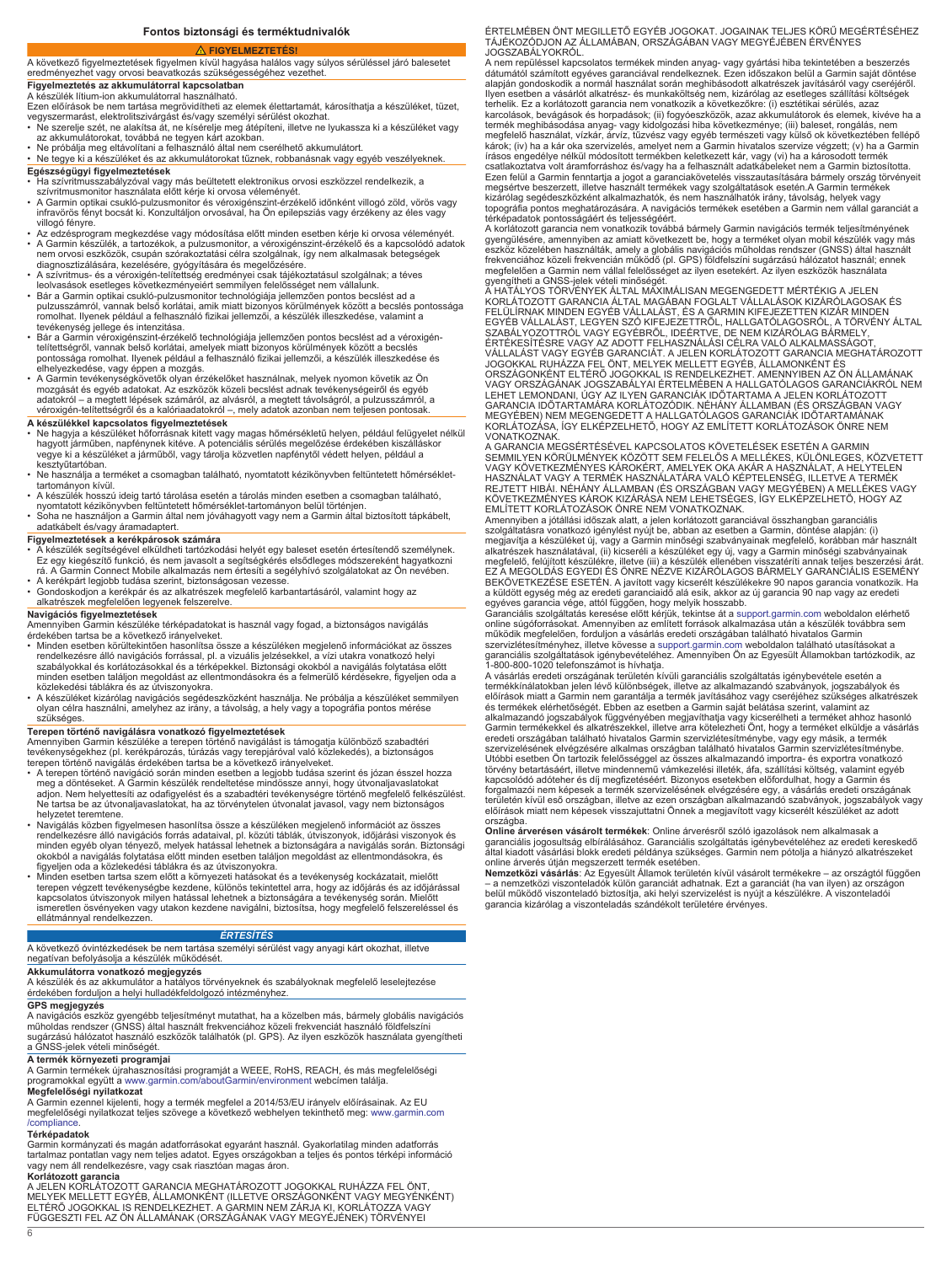# Fontos biztonsági és terméktudnivalók

## ⚠ FIGYELMEZTETÉS!

A következő figyelmeztetések figyelmen kívül hagyása halálos vagy súlyos sérüléssel járó balesetet eredményezhet vagy orvosi beavatkozás szükségességéhez vezethet.

### Figyelmeztetés az akkumulátorral kapcsolatban

A készülék lítium-ion akkumulátorral használható.

Ezen előírások be nem tartása megrövidítheti az elemek élettartamát, károsíthatja a készüléket, tüzet, vegyszermarást, elektrolitszivárgást és/vagy személyi sérülést okozhat.

- Ne szerelje szét, ne alakítsa át, ne kísérelje meg átépíteni, illetve ne lyukassza ki a készüléket vagy az akkumulátorokat, továbbá ne tegyen kárt azokban.
- Ne próbálja meg eltávolítani a felhasználó által nem cserélhető akkumulátort.
- Ne tegye ki a készüléket és az akkumulátorokat tűznek, robbanásnak vagy egyéb veszélyeknek.

### Egészségügyi figyelmeztetések

- Ha szívritmusszabályzóval vagy más beültetett elektronikus orvosi eszközzel rendelkezik, a szívritmusmonitor használata előtt kérje ki orvosa véleményét.
- A Garmin optikai csukló-pulzusmonitor és véroxigénszint-érzékelő időnként villogó zöld, vörös vagy infravörös fényt bocsát ki. Konzultáljon orvosával, ha Ön epilepsziás vagy érzékeny az éles vagy villogó fényre.
- Az edzésprogram megkezdése vagy módosítása előtt minden esetben kérje ki orvosa véleményét.
- A Garmin készülék, a tartozékok, a pulzusmonitor, a véroxigénszint-érzékelő és a kapcsolódó adatok nem orvosi eszközök, csupán szórakoztatási célra szolgálnak, így nem alkalmasak betegségek diagnosztizálására, kezelésére, gyógyítására és megelőzésére.
- A szívritmus- és a véroxigén-telítettség eredményei csak tájékoztatásul szolgálnak; a téves leolvasások esetleges következményeiért semmilyen felelősséget nem vállalunk.
- Bár a Garmin optikai csukló-pulzusmonitor technológiája jellemzően pontos becslést ad a pulzusszámról, vannak bizonyos korlátai, amik miatt bizonyos körülmények között a becslés pontossága romolhat. Ilyenek például a felhasználó fizikai jellemzői, a készülék illeszkedése, valamint a tevékenység jellege és intenzitása.
- Bár a Garmin véroxigénszint-érzékelő technológiája jellemzően pontos becslést ad a véroxigén-telítettségről, vannak bizonyos korlátai, amelyek miatt bizonyos körülmények között a becslés pontossága romolhat. Ilyenek például a felhasználó fizikai jellemzői, a készülék illeszkedése és elhelyezkedése, vagy éppen a mozgás.
- A Garmin tevékenységkövetők olyan érzékelőket használnak, melyek nyomon követik az Ön mozgását és egyéb adatokat. Az eszközök közeli becslést adnak tevékenységeiről és egyéb adatokról – a megtett lépések számáról, az alvásról, a megtett távolságról, a pulzusszámról, a véroxigén-telítettségről és a kalóriaadatokról –, mely adatok azonban nem teljesen pontosak.

### A készülékkel kapcsolatos figyelmeztetések

- Ne hagyja a készüléket hőforrásnak kitett vagy magas hőmérsékletű helyen, például felügyelet nélkül hagyott járműben, napfénynek kitéve. A potenciális sérülés megelőzése érdekében kiszálláskor vegye ki a készüléket a járműből, vagy tárolja közvetlen napfénytől védett helyen, például a kesztyűtartóban.
- Ne használja a terméket a csomagban található, nyomtatott kézikönyvben feltüntetett hőmérséklet-tartományon kívül.
- A készülék hosszú ideig tartó tárolása esetén a tárolás minden esetben a csomagban található, nyomtatott kézikönyvben feltüntetett hőmérséklet-tartományon belül történjen.
- Soha ne használjon a Garmin által nem jóváhagyott vagy nem a Garmin által biztosított tápkábelt, adatkábelt és/vagy áramadaptert.

### Figyelmeztetések a kerékpárosok számára

- A készülék segítségével elküldheti tartózkodási helyét egy baleset esetén értesítendő személynek. Ez egy kiegészítő funkció, és nem javasolt a segítségkérés elsődleges módszereként hagyatkozni rá. A Garmin Connect Mobile alkalmazás nem értesíti a segélyhívó szolgálatokat az Ön nevében.
- A kerékpárt legjobb tudása szerint, biztonságosan vezesse.
- Gondoskodjon a kerékpár és az alkatrészek megfelelő karbantartásáról, valamint hogy az alkatrészek megfelelően legyenek felszerelve.

### Navigációs figyelmeztetések

Amennyiben Garmin készüléke térképadatokat is használ vagy fogad, a biztonságos navigálás érdekében tartsa be a következő irányelveket.

- Minden esetben körültekintően hasonlítsa össze a készüléken megjelenő információkat az összes rendelkezésre álló navigációs forrással, pl. a vizuális jelzésekkel, a vízi utakra vonatkozó helyi szabályokkal és korlátozásokkal és a térképekkel. Biztonsági okokból a navigálás folytatása előtt minden esetben találjon megoldást az ellentmondásokra és a felmerülő kérdésekre, figyeljen oda a közlekedési táblákra és az útviszonyokra.
- A készüléket kizárólag navigációs segédeszközként használja. Ne próbálja a készüléket semmilyen olyan célra használni, amelyhez az irány, a távolság, a hely vagy a topográfia pontos mérése szükséges.

### Terepen történő navigálásra vonatkozó figyelmeztetések

Amennyiben Garmin készüléke a terepen történő navigálást is támogatja különböző szabadtéri tevékenységekhez (pl. kerékpározás, túrázás vagy terepjáróval való közlekedés), a biztonságos terepen történő navigálás érdekében tartsa be a következő irányelveket.

- A terepen történő navigáció során minden esetben a legjobb tudása szerint és józan ésszel hozza meg a döntéseket. A Garmin készülék rendeltetése mindössze annyi, hogy útvonaljavaslatokat adjon. Nem helyettesíti az odafigyelést és a szabadtéri tevékenységre történő megfelelő felkészülést. Ne tartsa be az útvonaljavaslatokat, ha az törvénytelen útvonalat javasol, vagy nem biztonságos helyzetet teremtene.
- Navigálás közben figyelmesen hasonlítsa össze a készüléken megjelenő információt az összes rendelkezésre álló navigációs forrás adataival, pl. közúti táblák, útviszonyok, időjárási viszonyok és minden egyéb olyan tényező, melyek hatással lehetnek a biztonságára a navigálás során. Biztonsági okokból a navigálás folytatása előtt minden esetben találjon megoldást az ellentmondásokra, és figyeljen oda a közlekedési táblákra és az útviszonyokra.
- Minden esetben tartsa szem előtt a környezeti hatásokat és a tevékenység kockázatait, mielőtt terepen végzett tevékenységbe kezdene, különös tekintettel arra, hogy az időjárás és az időjárással kapcsolatos útviszonyok milyen hatással lehetnek a biztonságára a tevékenység során. Mielőtt ismeretlen ösvényeken vagy utakon kezdene navigálni, biztosítsa, hogy megfelelő felszereléssel és ellátmánnyal rendelkezzen.

## ÉRTESÍTÉS

A következő óvintézkedések be nem tartása személyi sérülést vagy anyagi kárt okozhat, illetve negatívan befolyásolja a készülék működését.

### Akkumulátorra vonatkozó megjegyzés

A készülék és az akkumulátor a hatályos törvényeknek és szabályoknak megfelelő leselejtezése érdekében forduljon a helyi hulladékfeldolgozó intézményhez.

### GPS megjegyzés

A navigációs eszköz gyengébb teljesítményt mutathat, ha a közelben más, bármely globális navigációs műholdas rendszer (GNSS) által használt frekvenciához közeli frekvenciát használó földfelszíni sugárzású hálózatot használó eszközök találhatók (pl. GPS). Az ilyen eszközök használata gyengítheti a GNSS-jelek vételi minőségét.

### A termék környezeti programjai

A Garmin termékek újrahasznosítási programját a WEEE, RoHS, REACH, és más megfelelőségi programokkal együtt a www.garmin.com/aboutGarmin/environment webcímen találja.

### Megfelelőségi nyilatkozat

A Garmin ezennel kijelenti, hogy a termék megfelel a 2014/53/EU irányelv előírásainak. Az EU megfelelőségi nyilatkozat teljes szövege a következő webhelyen tekinthető meg: www.garmin.com/compliance.

### Térképadatok

Garmin kormányzati és magán adatforrásokat egyaránt használ. Gyakorlatilag minden adatforrás tartalmaz pontatlan vagy nem teljes adatot. Egyes országokban a teljes és pontos térképi információ vagy nem áll rendelkezésre, vagy csak riasztóan magas áron.

### Korlátozott garancia

A JELEN KORLÁTOZOTT GARANCIA MEGHATÁROZOTT JOGOKKAL RUHÁZZA FEL ÖNT, MELYEK MELLETT EGYÉB, ÁLLAMONKÉNT (ILLETVE ORSZÁGONKÉNT VAGY MEGYÉNKÉNT) ELTÉRŐ JOGOKKAL IS RENDELKEZHET. A GARMIN NEM ZÁRJA KI, KORLÁTOZZA VAGY FÜGGESZTI FEL AZ ÖN ÁLLAMÁNAK (ORSZÁGÁNAK VAGY MEGYÉJÉNEK) TÖRVÉNYEI ÉRTELMÉBEN ÖNT MEGILLETŐ EGYÉB JOGOKAT. JOGAINAK TELJES KÖRŰ MEGÉRTÉSÉHEZ TÁJÉKOZÓDJON AZ ÁLLAMÁBAN, ORSZÁGÁBAN VAGY MEGYÉJÉBEN ÉRVÉNYES JOGSZABÁLYOKRÓL.

A nem repüléssel kapcsolatos termékek minden anyag- vagy gyártási hiba tekintetében a beszerzés dátumától számított egyéves garanciával rendelkeznek. Ezen időszakon belül a Garmin saját döntése alapján gondoskodik a normál használat során meghibásodott alkatrészek javításáról vagy cseréjéről. Ilyen esetben a vásárlót alkatrész- és munkaköltség nem, kizárólag az esetleges szállítási költségek terhelik. Ez a korlátozott garancia nem vonatkozik a következőkre: (i) esztétikai sérülés, azaz karcolások, bevágások és horpadások; (ii) fogyóeszközök, azaz akkumulátorok és elemek, kivéve ha a termék meghibásodása anyag- vagy kidolgozási hiba következménye; (iii) baleset, rongálás, nem megfelelő használat, vízkár, árvíz, tűzvész vagy egyéb természeti vagy külső ok következtében fellépő károk; (iv) ha a kár oka szervizelés, amelyet nem a Garmin hivatalos szervize végzett; (v) ha a Garmin írásos engedélye nélkül módosított termékben keletkezett kár, vagy (vi) ha a károsodott termék csatlakoztatva volt áramforráshoz és/vagy ha a felhasználó adatkábeleket nem a Garmin biztosította. Ezen felül a Garmin fenntartja a jogot a garanciakövetelés visszautasítására bármely ország törvényeit megsértve beszerzett, illetve használt termékek vagy szolgáltatások esetén.A Garmin termékek kizárólag segédeszközként alkalmazhatók, és nem használhatók irány, távolság, helyek vagy topográfia pontos meghatározására. A navigációs termékek esetében a Garmin nem vállal garanciát a térképadatok pontosságáért és teljességéért.

A korlátozott garancia nem vonatkozik továbbá bármely Garmin navigációs termék teljesítményének gyengülésére, amennyiben az amiatt következett be, hogy a terméket olyan mobil készülék vagy más eszköz közelében használták, amely a globális navigációs műholdas rendszer (GNSS) által használt frekvenciához közeli frekvencián működő (pl. GPS) földfelszíni sugárzású hálózatot használ; ennek megfelelően a Garmin nem vállal felelősséget az ilyen esetekért. Az ilyen eszközök használata gyengítheti a GNSS-jelek vételi minőségét.

A HATÁLYOS TÖRVÉNYEK ÁLTAL MAXIMÁLISAN MEGENGEDETT MÉRTÉKIG A JELEN KORLÁTOZOTT GARANCIA ÁLTAL MAGÁBAN FOGLALT VÁLLALÁSOK KIZÁRÓLAGOSAK ÉS FELÜLÍRNAK MINDEN EGYÉB VÁLLALÁST, ÉS A GARMIN KIFEJEZETTEN KIZÁR MINDEN EGYÉB VÁLLALÁST, LEGYEN SZÓ KIFEJEZETTRŐL, HALLGATÓLAGOSRÓL, A TÖRVÉNY ÁLTAL SZABÁLYOZOTTRÓL VAGY EGYÉBRŐL, IDEÉRTVE, DE NEM KIZÁRÓLAG BÁRMELY, ÉRTÉKESÍTÉSRE VAGY AZ ADOTT FELHASZNÁLÁSI CÉLRA VALÓ ALKALMASSÁGOT, VÁLLALÁST VAGY EGYÉB GARANCIÁT. A JELEN KORLÁTOZOTT GARANCIA MEGHATÁROZOTT JOGOKKAL RUHÁZ FEL ÖNT, MELYEK MELLETT EGYÉB, ÁLLAMONKÉNT ÉS ORSZÁGONKÉNT ELTÉRŐ JOGOKKAL IS RENDELKEZHET. AMENNYIBEN AZ ÖN ÁLLAMÁNAK VAGY ORSZÁGÁNAK JOGSZABÁLYAI ÉRTELMÉBEN A HALLGATÓLAGOS GARANCIÁKRÓL NEM LEHET LEMONDANI, ÚGY AZ ILYEN GARANCIÁK IDŐTARTAMA A JELEN KORLÁTOZOTT GARANCIA IDŐTARTAMÁRA KORLÁTOZÓDIK. NÉHÁNY ÁLLAMBAN (ÉS ORSZÁGBAN VAGY MEGYÉBEN) NEM MEGENGEDETT A HALLGATÓLAGOS GARANCIÁK IDŐTARTAMÁNAK KORLÁTOZÁSA, ÍGY ELKÉPZELHETŐ, HOGY AZ EMLÍTETT KORLÁTOZÁSOK ÖNRE NEM VONATKOZNAK.

A GARANCIA MEGSÉRTÉSÉVEL KAPCSOLATOS KÖVETELÉSEK ESETÉN A GARMIN SEMMILYEN KÖRÜLMÉNYEK KÖZÖTT SEM FELELŐS A MELLÉKES, KÜLÖNLEGES, KÖZVETETT VAGY KÖVETKEZMÉNYES KÁROKÉRT, AMELYEK OKA AKÁR A HASZNÁLAT, A HELYTELEN HASZNÁLAT VAGY A TERMÉK HASZNÁLATÁRA VALÓ KÉPTELENSÉG, ILLETVE A TERMÉK REJTETT HIBÁI. NÉHÁNY ÁLLAMBAN (ÉS ORSZÁGBAN VAGY MEGYÉBEN) A MELLÉKES VAGY KÖVETKEZMÉNYES KÁROK KIZÁRÁSA NEM LEHETSÉGES, ÍGY ELKÉPZELHETŐ, HOGY AZ EMLÍTETT KORLÁTOZÁSOK ÖNRE NEM VONATKOZNAK.

Amennyiben a jótállási időszak alatt, a jelen korlátozott garanciával összhangban garanciális szolgáltatásra vonatkozó igénylést nyújt be, abban az esetben a Garmin, döntése alapján: (i) megjavítja a készüléket új, vagy a Garmin minőségi szabványainak megfelelő, korábban már használt alkatrészek használatával, (ii) kicseréli a készüléket egy új, vagy a Garmin minőségi szabványainak megfelelő, felújított készülékre, illetve (iii) a készülék ellenében visszatéríti annak teljes beszerzési árát. EZ A MEGOLDÁS EGYEDI ÉS ÖNRE NÉZVE KIZÁRÓLAGOS BÁRMELY GARANCIÁLIS ESEMÉNY BEKÖVETKEZÉSE ESETÉN. A javított vagy kicserélt készülékekre 90 napos garancia vonatkozik. Ha a küldött egység még az eredeti garanciaidő alá esik, akkor az új garancia 90 nap vagy az eredeti egyéves garancia vége, attól függően, hogy melyik hosszabb.

Garanciális szolgáltatás keresése előtt kérjük, tekintse át a support.garmin.com weboldalon elérhető online súgóforrásokat. Amennyiben az említett források alkalmazása után a készülék továbbra sem működik megfelelően, forduljon a vásárlás eredeti országában található hivatalos Garmin szervizlétesítményhez, illetve kövesse a support.garmin.com weboldalon található utasításokat a garanciális szolgáltatások igénybevételéhez. Amennyiben Ön az Egyesült Államokban tartózkodik, az 1-800-800-1020 telefonszámot is hívhatja.

A vásárlás eredeti országának területén kívüli garanciális szolgáltatás igénybevétele esetén a termékkínálatokban jelen lévő különbségek, illetve az alkalmazandó szabványok, jogszabályok és előírások miatt a Garmin nem garantálja a termék javításához vagy cseréjéhez szükséges alkatrészek és termékek elérhetőségét. Ebben az esetben a Garmin saját belátása szerint, valamint az alkalmazandó jogszabályok függvényében megjavíthatja vagy kicserélheti a terméket ahhoz hasonló Garmin termékekkel és alkatrészekkel, illetve arra kötelezheti Önt, hogy a terméket elküldje a vásárlás eredeti országában található hivatalos Garmin szervizlétesítménybe, vagy egy másik, a termék szervizelésének elvégzésére alkalmas országban található hivatalos Garmin szervizlétesítménybe. Utóbbi esetben Ön tartozik felelősséggel az összes alkalmazandó importra- és exportra vonatkozó törvény betartásáért, illetve mindennemű vámkezelési illeték, áfa, szállítási költség, valamint egyéb kapcsolódó adóteher és díj megfizetéséért. Bizonyos esetekben előfordulhat, hogy a Garmin és forgalmazói nem képesek a termék szervizelésének elvégzésére egy, a vásárlás eredeti országának területén kívül eső országban, illetve az ezen országban alkalmazandó szabványok, jogszabályok vagy előírások miatt nem képesek visszajuttatni Önnek a megjavított vagy kicserélt készüléket az adott országba.

**Online árverésen vásárolt termékek**: Online árverésről szóló igazolások nem alkalmasak a garanciális jogosultság elbírálásához. Garanciális szolgáltatás igénybevételéhez az eredeti kereskedő által kiadott vásárlási blokk eredeti példánya szükséges. Garmin nem pótolja a hiányzó alkatrészeket online árverés útján megszerzett termék esetében.

**Nemzetközi vásárlás**: Az Egyesült Államok területén kívül vásárolt termékekre – az országtól függően – a nemzetközi viszonteladók külön garanciát adhatnak. Ezt a garanciát (ha van ilyen) az országon belül működő viszonteladó biztosítja, aki helyi szervizelést is nyújt a készülékre. A viszonteladói garancia kizárólag a viszonteladás szándékolt területére érvényes.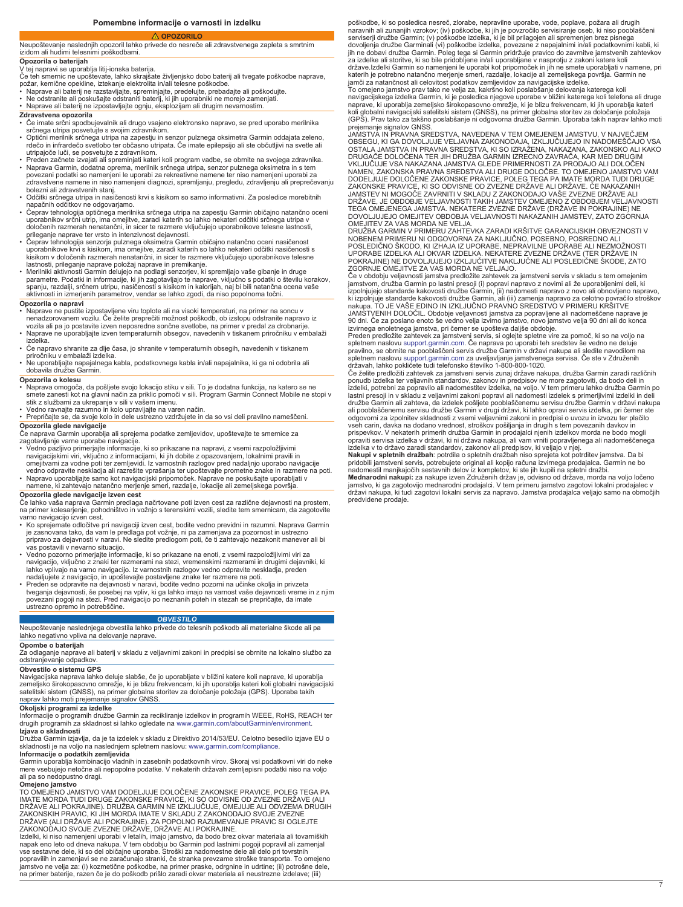## Pomembne informacije o varnosti in izdelku

**⚠ OPOZORILO**

Neupoštevanje naslednjih opozoril lahko privede do nesreče ali zdravstvenega zapleta s smrtnim izidom ali hudimi telesnimi poškodbami.

### Opozorila o baterijah

V tej napravi se uporablja litij-ionska baterija.

Če teh smernic ne upoštevate, lahko skrajšate življenjsko dobo baterij ali tvegate poškodbe naprave, požar, kemične opekline, iztekanje elektrolita in/ali telesne poškodbe.

- Naprave ali baterij ne razstavljajte, spreminjajte, predelujte, prebadajte ali poškodujte.
- Ne odstranite ali poskušajte odstraniti baterij, ki jih uporabnik ne morejo zamenjati.
- Naprave ali baterij ne izpostavljajte ognju, eksplozijam ali drugim nevarnostim.

### Zdravstvena opozorila

- Če imate srčni spodbujevalnik ali drugo vsajeno elektronsko napravo, se pred uporabo merilnika srčnega utripa posvetujte s svojim zdravnikom.
- Optični merilnik srčnega utripa na zapestju in senzor pulznega oksimetra Garmin oddajata zeleno, rdečo in infrardečo svetlobo ter občasno utripata. Če imate epilepsijo ali ste občutljivi na svetlo ali utripajoče luči, se posvetujte z zdravnikom.
- Preden začnete izvajati ali spreminjati kateri koli program vadbe, se obrnite na svojega zdravnika.
- Naprava Garmin, dodatna oprema, merilnik srčnega utripa, senzor pulznega oksimetra in s tem povezani podatki so namenjeni le uporabi za rekreativne namene ter niso namenjeni uporabi za zdravstvene namene in niso namenjeni diagnozi, spremljanju, pregledu, zdravljenju ali preprečevanju bolezni ali zdravstvenih stanj.
- Odčitki srčnega utripa in nasičenosti krvi s kisikom so samo informativni. Za posledice morebitnih napačnih odčitkov ne odgovarjamo.
- Čeprav tehnologija optičnega merilnika srčnega utripa na zapestju Garmin običajno natančno oceni uporabnikov srčni utrip, ima omejitve, zaradi katerih so lahko nekateri odčitki srčnega utripa v določenih razmerah nenatančni, in sicer te razmere vključujejo uporabnikove telesne lastnosti, prileganje naprave ter vrsto in intenzivnost dejavnosti.
- Čeprav tehnologija senzorja pulznega oksimetra Garmin običajno natančno oceni nasičenost uporabnikove krvi s kisikom, ima omejitve, zaradi katerih so lahko nekateri odčitki nasičenosti s kisikom v določenih razmerah nenatančni, in sicer te razmere vključujejo uporabnikove telesne lastnosti, prileganje naprave položaj naprave in premikanje.
- Merilniki aktivnosti Garmin delujejo na podlagi senzorjev, ki spremljajo vaše gibanje in druge parametre. Podatki in informacije, ki jih zagotavljajo te naprave, vključno s podatki o številu korakov, spanju, razdalji, srčnem utripu, nasičenosti s kisikom in kalorijah, naj bi bili natančna ocena vaše aktivnosti in izmerjenih parametrov, vendar se lahko zgodi, da niso popolnoma točni.

### Opozorila o napravi

- Naprave ne pustite izpostavljene viru toplote ali na visoki temperaturi, na primer na soncu v nenadzorovanem vozilu. Če želite preprečiti možnost poškodb, ob izstopu odstranite napravo iz vozila ali pa jo postavite izven neposredne sončne svetlobe, na primer v predal za drobnarije.
- Naprave ne uporabljajte izven temperaturnih obsegov, navedenih v tiskanem priročniku v embalaži izdelka.
- Če napravo shranite za dlje časa, jo shranite v temperaturnih obsegih, navedenih v tiskanem priročniku v embalaži izdelka.
- Ne uporabljajte napajalnega kabla, podatkovnega kabla in/ali napajalnika, ki ga ni odobrila ali dobavila družba Garmin.

### Opozorila o kolesu

- Naprava omogoča, da pošljete svojo lokacijo stiku v sili. To je dodatna funkcija, na katero se ne smete zanesti kot na glavni način za priklic pomoči v sili. Program Garmin Connect Mobile ne stopi v stik z službami za ukrepanje v sili v vašem imenu.
- Vedno ravnajte razumno in kolo upravljajte na varen način.
- Prepričajte se, da svoje kolo in dele ustrezno vzdržujete in da so vsi deli pravilno nameščeni.

### Opozorila glede navigacije

Če naprava Garmin uporablja ali sprejema podatke zemljevidov, upoštevajte te smernice za zagotavljanje varne uporabe navigacije.

- Vedno pazljivo primerjajte informacije, ki so prikazane na napravi, z vsemi razpoložljivimi navigacijskimi viri, vključno z informacijami, ki jih dobite z opazovanjem, lokalnimi pravili in omejitvami za vodne poti ter zemljevidi. Iz varnostnih razlogov pred nadaljnjo uporabo navigacije vedno odpravite neskladja ali razrešite vprašanja ter upoštevajte prometne znake in razmere na poti.
- Napravo uporabljajte samo kot navigacijski pripomoček. Naprave ne poskušajte uporabljati v namene, ki zahtevajo natančno merjenje smeri, razdalje, lokacije ali zemljeskega površja.

### Opozorila glede navigacije izven cest

Če lahko vaša naprava Garmin predlaga načrtovane poti izven cest za različne dejavnosti na prostem, na primer kolesarjenje, pohodništvo in vožnjo s terenskimi vozili, sledite tem smernicam, da zagotovite varno navigacijo izven cest.

- Ko sprejemate odločitve pri navigaciji izven cest, bodite vedno previdni in razumni. Naprava Garmin je zasnovana tako, da vam le predlaga pot vožnje, ni pa zamenjava za pozornost in ustrezno pripravo za dejavnosti v naravi. Ne sledite predlogom poti, če ti zahtevajo nezakonit manever ali bi vas postavili v nevarno situacijo.
- Vedno pozorno primerjajte informacije, ki so prikazane na enoti, z vsemi razpoložljivimi viri za navigacijo, vključno z znaki ter razmerami na stezi, vremenskimi razmerami in drugimi dejavniki, ki lahko vplivajo na varno navigacijo. Iz varnostnih razlogov vedno odpravite neskladja, preden nadaljujete z navigacijo, in upoštevajte postavljene znake ter razmere na poti.
- Preden se odpravite na dejavnosti v naravi, bodite vedno pozorni na učinke okolja in privzeta tveganja dejavnosti, še posebej na vpliv, ki ga lahko imajo na varnost vaše dejavnosti vreme in z njim povezani pogoji na stezi. Pred navigacijo po neznanih poteh in stezah se prepričajte, da imate ustrezno opremo in potrebščine.

***OBVESTILO***

Neupoštevanje naslednjega obvestila lahko privede do telesnih poškodb ali materialne škode ali pa lahko negativno vpliva na delovanje naprave.

### Opombe o baterijah

Za odlaganje naprave ali baterij v skladu z veljavnimi zakoni in predpisi se obrnite na lokalno službo za odstranjevanje odpadkov.

### Obvestilo o sistemu GPS

Navigacijska naprava lahko deluje slabše, če jo uporabljate v bližini katere koli naprave, ki uporablja zemeljsko širokopasovno omrežje, ki je blizu frekvencam, ki jih uporablja kateri koli globalni navigacijski satelitski sistem (GNSS), na primer globalna storitev za določanje položaja (GPS). Uporaba takih naprav lahko moti prejemanje signalov GNSS.

### Okoljski programi za izdelke

Informacije o programih družbe Garmin za recikliranje izdelkov in programih WEEE, RoHS, REACH ter drugih programih za skladnost si lahko ogledate na www.garmin.com/aboutGarmin/environment.

### Izjava o skladnosti

Družba Garmin izjavlja, da je ta izdelek v skladu z Direktivo 2014/53/EU. Celotno besedilo izjave EU o skladnosti je na voljo na naslednjem spletnem naslovu: www.garmin.com/compliance.

### Informacije o podatkih zemljevida

Garmin uporablja kombinacijo vladnih in zasebnih podatkovnih virov. Skoraj vsi podatkovni viri do neke mere vsebujejo netočne ali nepopolne podatke. V nekaterih državah zemljepisni podatki niso na voljo ali pa so nedopustno dragi.

### Omejeno jamstvo

TO OMEJENO JAMSTVO VAM DODELJUJE DOLOČENE ZAKONSKE PRAVICE, POLEG TEGA PA IMATE MORDA TUDI DRUGE ZAKONSKE PRAVICE, KI SO ODVISNE OD ZVEZNE DRŽAVE (ALI DRŽAVE ALI POKRAJINE). DRUŽBA GARMIN NE IZKLJUČUJE, OMEJUJE ALI ODVZEMA DRUGIH ZAKONSKIH PRAVIC, KI JIH MORDA IMATE V SKLADU Z ZAKONODAJO SVOJE ZVEZNE DRŽAVE (ALI DRŽAVE ALI POKRAJINE). ZA POPOLNO RAZUMEVANJE PRAVIC SI OGLEJTE ZAKONODAJO SVOJE ZVEZNE DRŽAVE, DRŽAVE ALI POKRAJINE.

Izdelki, ki niso namenjeni uporabi v letalih, imajo jamstvo, da bodo brez okvar materiala ali tovarniških napak eno leto od dneva nakupa. V tem obdobju bo Garmin pod lastnimi pogoji popravil ali zamenjal vse sestavne dele, ki so del običajne uporabe. Stroški za nadomestne dele ali delo pri tovrstnih popravilih in zamenjavi se ne zaračunajo stranki, če stranka prevzame stroške transporta. To omejeno jamstvo ne velja za: (i) kozmetične poškodbe, na primer praske, odrgnine in udrtine; (ii) potrošne dele, na primer baterije, razen če je do poškodb prišlo zaradi okvar materiala ali neustrezne izdelave; (iii) poškodbe, ki so posledica nesreč, zlorabe, nepravilne uporabe, vode, poplave, požara ali drugih naravnih ali zunanjih vzrokov; (iv) poškodbe, ki jih je povzročilo servisiranje oseb, ki niso pooblaščeni serviserji družbe Garmin; (v) poškodbe izdelka, ki je bil prilagojen ali spremenjen brez pisnega dovoljenja družbe Garminali (vi) poškodbe izdelka, povezane z napajalnimi in/ali podatkovnimi kabli, ki jih ne dobavi družba Garmin. Poleg tega si Garmin pridržuje pravico do zavrnitve jamstvenih zahtevkov za izdelke ali storitve, ki so bile pridobljene in/ali uporabljane v nasprotju z zakoni katere koli države.Izdelki Garmin so namenjeni le uporabi kot pripomoček in jih ne smete uporabljati v namene, pri katerih je potrebno natančno merjenje smeri, razdalje, lokacije ali zemeljskega površja. Garmin ne jamči za natančnost ali celovitost podatkov zemljevidov za navigacijske izdelke.

To omejeno jamstvo prav tako ne velja za, kakršno koli poslabšanje delovanja katerega koli navigacijskega izdelka Garmin, ki je posledica njegove uporabe v bližini katerega koli telefona ali druge naprave, ki uporablja zemeljsko širokopasovno omrežje, ki je blizu frekvencam, ki jih uporablja kateri koli globalni navigacijski satelitski sistem (GNSS), na primer globalna storitev za določanje položaja (GPS). Prav tako za takšno poslabšanje ni odgovorna družba Garmin. Uporaba takih naprav lahko moti prejemanje signalov GNSS.

JAMSTVA IN PRAVNA SREDSTVA, NAVEDENA V TEM OMEJENEM JAMSTVU, V NAJVEČJEM OBSEGU, KI GA DOVOLJUJE VELJAVNA ZAKONODAJA, IZKLJUČUJEJO IN NADOMEŠČAJO VSA OSTALA JAMSTVA IN PRAVNA SREDSTVA, KI SO IZRAŽENA, NAKAZANA, ZAKONSKO ALI KAKO DRUGAČE DOLOČENA TER JIH DRUŽBA GARMIN IZRECNO ZAVRAČA, KAR MED DRUGIM VKLJUČUJE VSA NAKAZANA JAMSTVA GLEDE PRIMERNOSTI ZA PRODAJO ALI DOLOČEN NAMEN, ZAKONSKA PRAVNA SREDSTVA ALI DRUGE DOLOČBE. TO OMEJENO JAMSTVO VAM DODELJUJE DOLOČENE ZAKONSKE PRAVICE, POLEG TEGA PA IMATE MORDA TUDI DRUGE ZAKONSKE PRAVICE, KI SO ODVISNE OD ZVEZNE DRŽAVE ALI DRŽAVE. ČE NAKAZANIH JAMSTEV NI MOGOČE ZAVRNITI V SKLADU Z ZAKONODAJO VAŠE ZVEZNE DRŽAVE ALI DRŽAVE, JE OBDOBJE VELJAVNOSTI TAKIH JAMSTEV OMEJENO Z OBDOBJEM VELJAVNOSTI TEGA OMEJENEGA JAMSTVA. NEKATERE ZVEZNE DRŽAVE (DRŽAVE IN POKRAJINE) NE DOVOLJUJEJO OMEJITEV OBDOBJA VELJAVNOSTI NAKAZANIH JAMSTEV, ZATO ZGORNJA OMEJITEV ZA VAS MORDA NE VELJA.

DRUŽBA GARMIN V PRIMERU ZAHTEVKA ZARADI KRŠITVE GARANCIJSKIH OBVEZNOSTI V NOBENEM PRIMERU NI ODGOVORNA ZA NAKLJUČNO, POSEBNO, POSREDNO ALI POSLEDIČNO ŠKODO, KI IZHAJA IZ UPORABE, NEPRAVILNE UPORABE ALI NEZMOŽNOSTI UPORABE IZDELKA ALI OKVAR IZDELKA. NEKATERE ZVEZNE DRŽAVE (TER DRŽAVE IN POKRAJINE) NE DOVOLJUJEJO IZKLJUČITVE NAKLJUČNE ALI POSLEDIČNE ŠKODE, ZATO ZGORNJE OMEJITVE ZA VAS MORDA NE VELJAJO.

Če v obdobju veljavnosti jamstva predložite zahtevek za jamstveni servis v skladu s tem omejenim jamstvom, družba Garmin po lastni presoji (i) popravi napravo z novimi ali že uporabljenimi deli, ki izpolnjujejo standarde kakovosti družbe Garmin, (ii) nadomesti napravo z novo ali obnovljeno napravo, ki izpolnjuje standarde kakovosti družbe Garmin, ali (iii) zamenja napravo za celotno povračilo stroškov nakupa. TO JE VAŠE EDINO IN IZKLJUČNO PRAVNO SREDSTVO V PRIMERU KRŠITVE JAMSTVENIH DOLOČIL. Obdobje veljavnosti jamstva za popravljene ali nadomeščene naprave je 90 dni. Če za poslano enoto še vedno velja izvirno jamstvo, novo jamstvo velja 90 dni ali do konca izvirnega enoletnega jamstva, pri čemer se upošteva daljše obdobje.

Preden predložite zahtevek za jamstveni servis, si oglejte spletne vire za pomoč, ki so na voljo na spletnem naslovu support.garmin.com. Če naprava po uporabi teh sredstev še vedno ne deluje pravilno, se obrnite na pooblaščeni servis družbe Garmin v državi nakupa ali sledite navodilom na spletnem naslovu support.garmin.com za uveljavljanje jamstvenega servisa. Če ste v Združenih državah, lahko pokličete tudi telefonsko številko 1-800-800-1020.

Če želite predložiti zahtevek za jamstveni servis zunaj države nakupa, družba Garmin zaradi različnih ponudb izdelka ter veljavnih standardov, zakonov in predpisov ne more zagotoviti, da bodo deli in izdelki, potrebni za popravilo ali nadomestitev izdelka, na voljo. V tem primeru lahko družba Garmin po lastni presoji in v skladu z veljavnimi zakoni popravi ali nadomesti izdelek s primerljivimi izdelki in deli družbe Garmin ali zahteva, da izdelek pošljete pooblaščenemu servisu družbe Garmin v državi nakupa ali pooblaščenemu servisu družbe Garmin v drugi državi, ki lahko opravi servis izdelka, pri čemer ste odgovorni za izpolnitev skladnosti z vsemi veljavnimi zakoni in predpisi o uvozu in izvozu ter plačilo vseh carin, davka na dodano vrednost, stroškov pošiljanja in drugih s tem povezanih davkov in prispevkov. V nekaterih primerih družba Garmin in prodajalci njenih izdelkov morda ne bodo mogli opraviti servisa izdelka v državi, ki ni država nakupa, ali vam vrniti popravljenega ali nadomeščenega izdelka v to državo zaradi standardov, zakonov ali predpisov, ki veljajo v njej.

**Nakupi v spletnih dražbah**: potrdila o spletnih dražbah niso sprejeta kot potrditev jamstva. Da bi pridobili jamstveni servis, potrebujete original ali kopijo računa izvirnega prodajalca. Garmin ne bo nadomestil manjkajočih sestavnih delov iz kompletov, ki ste jih kupili na spletni dražbi.

**Mednarodni nakupi:** za nakupe izven Združenih držav se, odvisno od države, morda na voljo ločeno jamstvo, ki ga zagotovijo mednarodni prodajalci. V tem primeru jamstvo zagotovi lokalni prodajalec v državi nakupa, ki tudi zagotovi lokalni servis za napravo. Jamstva prodajalca veljajo samo na območjih predvidene prodaje.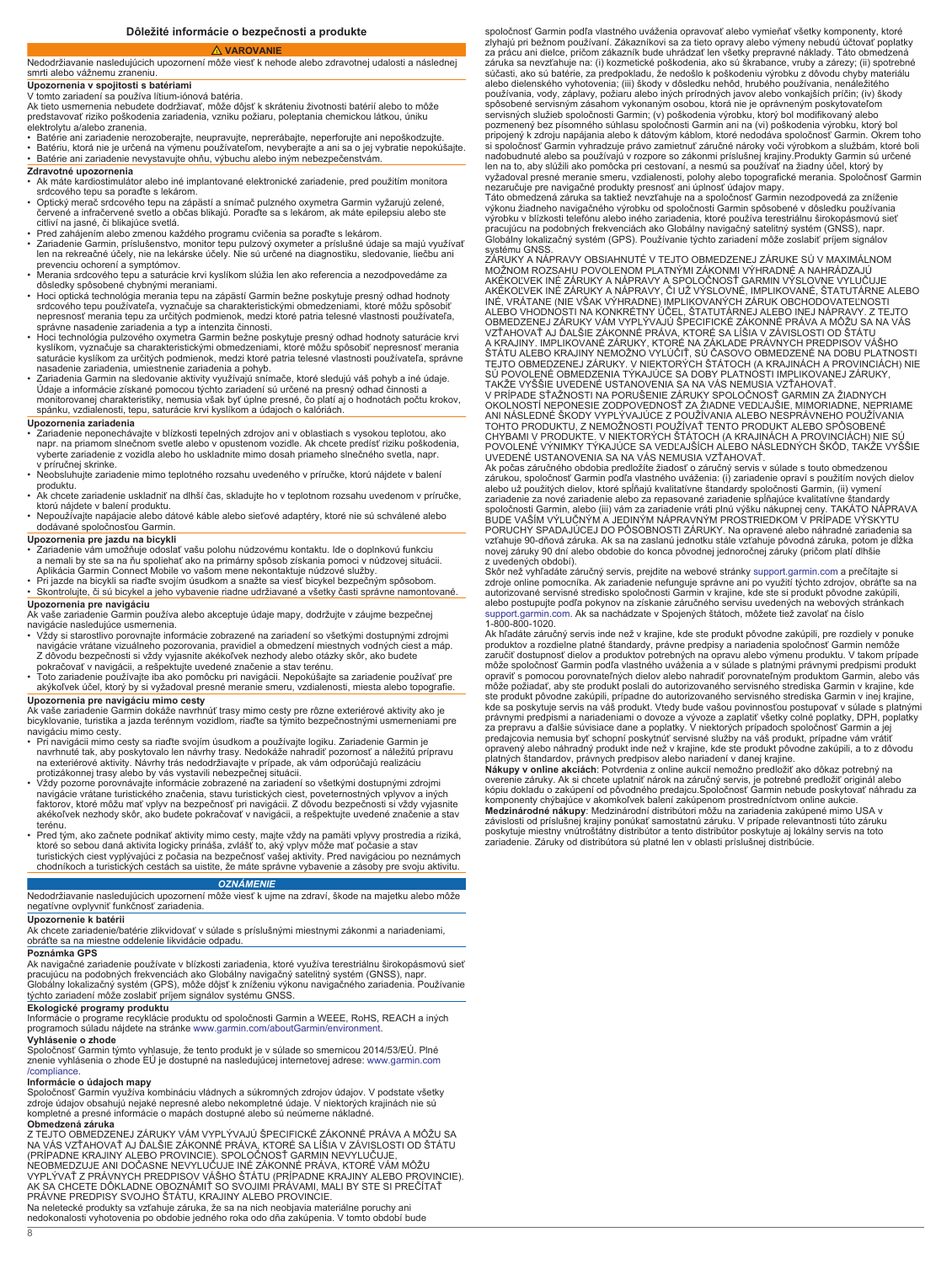# Dôležité informácie o bezpečnosti a produkte

**⚠ VAROVANIE**

Nedodržiavanie nasledujúcich upozornení môže viesť k nehode alebo zdravotnej udalosti a následnej smrti alebo vážnemu zraneniu.

### Upozornenia v spojitosti s batériami

V tomto zariadení sa používa lítium-iónová batéria.

Ak tieto usmernenia nebudete dodržiavať, môže dôjsť k skráteniu životnosti batérií alebo to môže predstavovať riziko poškodenia zariadenia, vzniku požiaru, poleptania chemickou látkou, úniku elektrolytu a/alebo zranenia.

- Batérie ani zariadenie nerozoberajte, neupravujte, neprerábajte, neperforujte ani nepoškodzujte.
- Batériu, ktorá nie je určená na výmenu používateľom, nevyberajte a ani sa o jej vybratie nepokúšajte.
- Batérie ani zariadenie nevystavujte ohňu, výbuchu alebo iným nebezpečenstvám.

### Zdravotné upozornenia

- Ak máte kardiostimulátor alebo iné implantované elektronické zariadenie, pred použitím monitora srdcového tepu sa poraďte s lekárom.
- Optický merač srdcového tepu na zápästí a snímač pulzného oxymetra Garmin vyžarujú zelené, červené a infračervené svetlo a občas blikajú. Poraďte sa s lekárom, ak máte epilepsiu alebo ste citliví na jasné, či blikajúce svetlá.
- Pred zahájením alebo zmenou každého programu cvičenia sa poraďte s lekárom.
- Zariadenie Garmin, príslušenstvo, monitor tepu pulzový oxymeter a príslušné údaje sa majú využívať len na rekreačné účely, nie na lekárske účely. Nie sú určené na diagnostiku, sledovanie, liečbu ani prevenciu ochorení a symptómov.
- Merania srdcového tepu a saturácie krvi kyslíkom slúžia len ako referencia a nezodpovedáme za dôsledky spôsobené chybnými meraniami.
- Hoci optická technológia merania tepu na zápästí Garmin bežne poskytuje presný odhad hodnoty srdcového tepu používateľa, vyznačuje sa charakteristickými obmedzeniami, ktoré môžu spôsobiť nepresnosť merania tepu za určitých podmienok, medzi ktoré patria telesné vlastnosti používateľa, správne nasadenie zariadenia a typ a intenzita činnosti.
- Hoci technológia pulzového oxymetra Garmin bežne poskytuje presný odhad hodnoty saturácie krvi kyslíkom, vyznačuje sa charakteristickými obmedzeniami, ktoré môžu spôsobiť nepresnosť merania saturácie kyslíkom za určitých podmienok, medzi ktoré patria telesné vlastnosti používateľa, správne nasadenie zariadenia, umiestnenie zariadenia a pohyb.
- Zariadenia Garmin na sledovanie aktivity využívajú snímače, ktoré sledujú váš pohyb a iné údaje. Údaje a informácie získané pomocou týchto zariadení sú určené na presný odhad činnosti a monitorovanej charakteristiky, nemusia však byť úplne presné, čo platí aj o hodnotách počtu krokov, spánku, vzdialenosti, tepu, saturácie krvi kyslíkom a údajoch o kalóriách.

### Upozornenia zariadenia

- Zariadenie neponechávajte v blízkosti tepelných zdrojov ani v oblastiach s vysokou teplotou, ako napr. na priamom slnečnom svetle alebo v opustenom vozidle. Ak chcete predísť riziku poškodenia, vyberte zariadenie z vozidla alebo ho uskladnite mimo dosah priameho slnečného svetla, napr. v príručnej skrinke.
- Neobsluhujte zariadenie mimo teplotného rozsahu uvedeného v príručke, ktorú nájdete v balení produktu.
- Ak chcete zariadenie uskladniť na dlhší čas, skladujte ho v teplotnom rozsahu uvedenom v príručke, ktorú nájdete v balení produktu.
- Nepoužívajte napájacie alebo dátové káble alebo sieťové adaptéry, ktoré nie sú schválené alebo dodávané spoločnosťou Garmin.

### Upozornenia pre jazdu na bicykli

- Zariadenie vám umožňuje odosielať vašu polohu núdzovému kontaktu. Ide o doplnkovú funkciu a nemali by ste sa na ňu spoliehať ako na primárny spôsob získania pomoci v núdzovej situácii. Aplikácia Garmin Connect Mobile vo vašom mene nekontaktuje núdzové služby.
- Pri jazde na bicykli sa riaďte svojím úsudkom a snažte sa viesť bicykel bezpečným spôsobom.
- Skontrolujte, či sú bicykel a jeho vybavenie riadne udržiavané a všetky časti správne namontované.

### Upozornenia pre navigáciu

Ak vaše zariadenie Garmin používa alebo akceptuje údaje mapy, dodržujte v záujme bezpečnej navigácie nasledujúce usmernenia.

- Vždy si starostlivo porovnajte informácie zobrazené na zariadení so všetkými dostupnými zdrojmi navigácie vrátane vizuálneho pozorovania, pravidiel a obmedzení miestnych vodných ciest a máp. Z dôvodu bezpečnosti si vždy vyjasnite akékoľvek nezhody alebo otázky skôr, ako budete pokračovať v navigácii, a rešpektujte uvedené značenie a stav terénu.
- Toto zariadenie používajte iba ako pomôcku pri navigácii. Nepokúšajte sa zariadenie používať pre akýkoľvek účel, ktorý by si vyžadoval presné meranie smeru, vzdialenosti, miesta alebo topografie.

### Upozornenia pre navigáciu mimo cesty

Ak vaše zariadenie Garmin dokáže navrhnúť trasy mimo cesty pre rôzne exteriérové aktivity ako je bicyklovanie, turistika a jazda terénnym vozidlom, riaďte sa týmito bezpečnostnými usmerneniami pre navigáciu mimo cesty.

- Pri navigácii mimo cesty sa riaďte svojím úsudkom a používajte logiku. Zariadenie Garmin je navrhnuté tak, aby poskytovalo len návrhy trasy. Nedokáže nahradiť pozornosť a náležitú prípravu na exteriérové aktivity. Návrhy trás nedodržiavajte v prípade, ak vám odporúčajú realizáciu protizákonnej trasy alebo by vás vystavili nebezpečnej situácii.
- Vždy pozorne porovnávajte informácie zobrazené na zariadení so všetkými dostupnými zdrojmi navigácie vrátane turistického značenia, stavu turistických ciest, poveternostných vplyvov a iných faktorov, ktoré môžu mať vplyv na bezpečnosť pri navigácii. Z dôvodu bezpečnosti si vždy vyjasnite akékoľvek nezhody skôr, ako budete pokračovať v navigácii, a rešpektujte uvedené značenie a stav terénu.
- Pred tým, ako začnete podnikať aktivity mimo cesty, majte vždy na pamäti vplyvy prostredia a riziká, ktoré so sebou daná aktivita logicky prináša, zvlášť to, aký vplyv môže mať počasie a stav turistických ciest vyplývajúci z počasia na bezpečnosť vašej aktivity. Pred navigáciou po neznámych chodníkoch a turistických cestách sa uistite, že máte správne vybavenie a zásoby pre svoju aktivitu.

***OZNÁMENIE***

Nedodržiavanie nasledujúcich upozornení môže viesť k ujme na zdraví, škode na majetku alebo môže negatívne ovplyvniť funkčnosť zariadenia.

### Upozornenie k batérii

Ak chcete zariadenie/batérie zlikvidovať v súlade s príslušnými miestnymi zákonmi a nariadeniami, obráťte sa na miestne oddelenie likvidácie odpadu.

### Poznámka GPS

Ak navigačné zariadenie používate v blízkosti zariadenia, ktoré využíva terestriálnu širokopásmovú sieť pracujúcu na podobných frekvenciách ako Globálny navigačný satelitný systém (GNSS), napr. Globálny lokalizačný systém (GPS), môže dôjsť k zníženiu výkonu navigačného zariadenia. Používanie týchto zariadení môže zoslabiť príjem signálov systému GNSS.

### Ekologické programy produktu

Informácie o programe recyklácie produktu od spoločnosti Garmin a WEEE, RoHS, REACH a iných programoch súladu nájdete na stránke www.garmin.com/aboutGarmin/environment.

### Vyhlásenie o zhode

Spoločnosť Garmin týmto vyhlasuje, že tento produkt je v súlade so smernicou 2014/53/EÚ. Plné znenie vyhlásenia o zhode EÚ je dostupné na nasledujúcej internetovej adrese: www.garmin.com/compliance.

### Informácie o údajoch mapy

Spoločnosť Garmin využíva kombináciu vládnych a súkromných zdrojov údajov. V podstate všetky zdroje údajov obsahujú nejaké nepresné alebo nekompletné údaje. V niektorých krajinách nie sú kompletné a presné informácie o mapách dostupné alebo sú neúmerne nákladné.

### Obmedzená záruka

Z TEJTO OBMEDZENEJ ZÁRUKY VÁM VYPLÝVAJÚ ŠPECIFICKÉ ZÁKONNÉ PRÁVA A MÔŽU SA NA VÁS VZŤAHOVAŤ AJ ĎALŠIE ZÁKONNÉ PRÁVA, KTORÉ SA LÍŠIA V ZÁVISLOSTI OD ŠTÁTU (PRÍPADNE KRAJINY ALEBO PROVINCIE). SPOLOČNOSŤ GARMIN NEVYLUČUJE, NEOBMEDZUJE ANI DOČASNE NEVYLUČUJE INÉ ZÁKONNÉ PRÁVA, KTORÉ VÁM MÔŽU VYPLÝVAŤ Z PRÁVNYCH PREDPISOV VÁŠHO ŠTÁTU (PRÍPADNE KRAJINY ALEBO PROVINCIE). AK SA CHCETE DÔKLADNE OBOZNÁMIŤ SO SVOJIMI PRÁVAMI, MALI BY STE SI PREČÍTAŤ PRÁVNE PREDPISY SVOJHO ŠTÁTU, KRAJINY ALEBO PROVINCIE.

Na neletecké produkty sa vzťahuje záruka, že sa na nich nedolbajú materiálne poruchy ani nedokonalosti vyhotovenia po obdobie jedného roka odo dňa zakúpenia. V tomto období bude spoločnosť Garmin podľa vlastného uváženia opravovať alebo vymieňať všetky komponenty, ktoré zlyhajú pri bežnom používaní. Zákazníkovi sa za tieto opravy alebo výmeny nebudú účtovať poplatky za prácu ani dielce, pričom zákazník bude uhrádzať len všetky prepravné náklady. Táto obmedzená záruka sa nevzťahuje na: (i) kozmetické poškodenia, ako sú škrabance, vruby a zárezy; (ii) spotrebné súčasti, ako sú batérie, za predpokladu, že nedošlo k poškodeniu výrobku z dôvodu chyby materiálu alebo dielenského vyhotovenia; (iii) škody v dôsledku nehôd, hrubého používania, nenáležitého používania, vody, záplavy, požiaru alebo iných prírodných javov alebo vonkajších príčin; (iv) škody spôsobené servisným zásahom vykonaným osobou, ktorá nie je oprávneným poskytovateľom servisných služieb spoločnosti Garmin; (v) poškodenia výrobku, ktorý bol modifikovaný alebo pozmenený bez písomného súhlasu spoločnosti Garmin ani na (vi) poškodenia výrobku, ktorý bol pripojený k zdroju napájania alebo k dátovým káblom, ktoré nedodáva spoločnosť Garmin. Okrem toho si spoločnosť Garmin vyhradzuje právo zamietnuť záručné nároky voči výrobkom a službám, ktoré boli nadobudnuté alebo sa používajú v rozpore so zákonmi príslušnej krajiny.Produkty Garmin sú určené len na to, aby slúžili ako pomôcka pri cestovaní, a nesmú sa používať na žiadny účel, ktorý by vyžadoval presné meranie smeru, vzdialenosti, polohy alebo topografické merania. Spoločnosť Garmin nezaručuje pre navigačné produkty presnosť ani úplnosť údajov mapy.

Táto obmedzená záruka sa taktiež nevzťahuje na a spoločnosť Garmin nezodpovedá za zníženie výkonu žiadneho navigačného výrobku od spoločnosti Garmin spôsobené v dôsledku používania výrobku v blízkosti telefónu alebo iného zariadenia, ktoré používa terestriálnu širokopásmovú sieť pracujúcu na podobných frekvenciách ako Globálny navigačný satelitný systém (GNSS), napr. Globálny lokalizačný systém (GPS). Používanie týchto zariadení môže zoslabiť príjem signálov systému GNSS.

ZÁRUKY A NÁPRAVY OBSIAHNUTÉ V TEJTO OBMEDZENEJ ZÁRUKE SÚ V MAXIMÁLNOM MOŽNOM ROZSAHU POVOLENOM PLATNÝMI ZÁKONMI VÝHRADNÉ A NAHRÁDZAJÚ AKÉKOĽVEK INÉ ZÁRUKY A NÁPRAVY A SPOLOČNOSŤ GARMIN VÝSLOVNE VYLUČUJE AKÉKOĽVEK INÉ ZÁRUKY A NÁPRAVY, ČI UŽ VÝSLOVNÉ, IMPLIKOVANÉ, ŠTATUTÁRNE ALEBO INÉ, VRÁTANE (NIE VŠAK VÝHRADNE) IMPLIKOVANÝCH ZÁRUK OBCHODOVATEĽNOSTI ALEBO VHODNOSTI NA KONKRÉTNY ÚČEL, ŠTATUTÁRNEJ ALEBO INEJ NÁPRAVY. Z TEJTO OBMEDZENEJ ZÁRUKY VÁM VYPLÝVAJÚ ŠPECIFICKÉ ZÁKONNÉ PRÁVA A MÔŽU SA NA VÁS VZŤAHOVAŤ AJ ĎALŠIE ZÁKONNÉ PRÁVA, KTORÉ SA LÍŠIA V ZÁVISLOSTI OD ŠTÁTU A KRAJINY. IMPLIKOVANÉ ZÁRUKY, KTORÉ NA ZÁKLADE PRÁVNYCH PREDPISOV VÁŠHO ŠTÁTU ALEBO KRAJINY NEMOŽNO VYLÚČIŤ, SÚ ČASOVO OBMEDZENÉ NA DOBU PLATNOSTI TEJTO OBMEDZENEJ ZÁRUKY. V NIEKTORÝCH ŠTÁTOCH (A KRAJINÁCH A PROVINCIÁCH) NIE SÚ POVOLENÉ OBMEDZENIA TÝKAJÚCE SA DOBY PLATNOSTI IMPLIKOVANEJ ZÁRUKY, TAKŽE VYŠŠIE UVEDENÉ USTANOVENIA SA NA VÁS NEMUSIA VZŤAHOVAŤ.

V PRÍPADE SŤAŽNOSTI NA PORUŠENIE ZÁRUKY SPOLOČNOSŤ GARMIN ZA ŽIADNYCH OKOLNOSTÍ NEPONESIE ZODPOVEDNOSŤ ZA ŽIADNE VEDĽAJŠIE, MIMORIADNE, NEPRIAME ANI NÁSLEDNÉ ŠKODY VYPLÝVAJÚCE Z POUŽÍVANIA ALEBO NESPRÁVNEHO POUŽÍVANIA TOHTO PRODUKTU, Z NEMOŽNOSTI POUŽÍVAŤ TENTO PRODUKT ALEBO SPÔSOBENÉ CHYBAMI V PRODUKTE. V NIEKTORÝCH ŠTÁTOCH (A KRAJINÁCH A PROVINCIÁCH) NIE SÚ POVOLENÉ VÝNIMKY TÝKAJÚCE SA VEDĽAJŠÍCH ALEBO NÁSLEDNÝCH ŠKÔD, TAKŽE VYŠŠIE UVEDENÉ USTANOVENIA SA NA VÁS NEMUSIA VZŤAHOVAŤ.

Ak počas záručného obdobia predložíte žiadosť o záručný servis v súlade s touto obmedzenou zárukou, spoločnosť Garmin podľa vlastného uváženia: (i) zariadenie opraví s použitím nových dielov alebo už použitých dielov, ktoré spĺňajú kvalitatívne štandardy spoločnosti Garmin, (ii) vymení zariadenie za nové zariadenie alebo za repasované zariadenie spĺňajúce kvalitatívne štandardy spoločnosti Garmin, alebo (iii) vám za zariadenie vráti plnú výšku nákupnej ceny. TAKÁTO NÁPRAVA BUDE VAŠÍM VÝLUČNÝM A JEDINÝM NÁPRAVNÝM PROSTRIEDKOM V PRÍPADE VÝSKYTU PORUCHY SPADAJÚCEJ DO PÔSOBNOSTI ZÁRUKY. Na opravené alebo náhradné zariadenia sa vzťahuje 90-dňová záruka. Ak sa na zaslanú jednotku stále vzťahuje pôvodná záruka, potom je dĺžka novej záruky 90 dní alebo obdobie do konca pôvodnej jednoročnej záruky (pričom platí dlhšie z uvedených období).

Skôr než vyhľadáte záručný servis, prejdite na webové stránky support.garmin.com a prečítajte si zdroje online pomocníka. Ak zariadenie nefunguje správne ani po využití týchto zdrojov, obráťte sa na autorizované servisné strediská spoločnosti Garmin v krajine, kde ste si produkt pôvodne zakúpili, alebo postupujte podľa pokynov na získanie záručného servisu uvedených na webových stránkach support.garmin.com. Ak sa nachádzate v Spojených štátoch, môžete tiež zavolať na číslo 1-800-800-1020.

Ak hľadáte záručný servis inde než v krajine, kde ste produkt pôvodne zakúpili, pre rozdiely v ponuke produktov a rozdielne platné štandardy, právne predpisy a nariadenia spoločnosť Garmin nemôže zaručiť dostupnosť dielov a produktov potrebných na opravu alebo výmenu produktu. V takom prípade môže spoločnosť Garmin podľa vlastného uváženia a v súlade s platnými právnymi predpismi produkt opraviť s pomocou porovnateľných dielov alebo nahradiť porovnateľným produktom Garmin, alebo vás môže požiadať, aby ste produkt poslali do autorizovaného servisného strediska Garmin v krajine, kde ste produkt pôvodne zakúpili, prípadne do autorizovaného servisného strediska Garmin v inej krajine, kde sa poskytuje servis na váš produkt. Vtedy bude vašou povinnosťou postupovať v súlade s platnými právnymi predpismi a nariadeniami o dovoze a vývoze a zaplatiť všetky colné poplatky, DPH, poplatky za prepravu a ďalšie súvisiace dane a poplatky. V niektorých prípadoch spoločnosť Garmin a jej predajcovia nemusia byť schopní poskytnúť servisné služby na váš produkt, prípadne vám vrátiť opravený alebo náhradný produkt inde než v krajine, kde ste produkt pôvodne zakúpili, a to z dôvodu platných štandardov, právnych predpisov alebo nariadení v danej krajine.

**Nákupy v online akciách**: Potvrdenia z online aukcií nemožno predložiť ako dôkaz potrebný na overenie záruky. Ak si chcete uplatniť nárok na záručný servis, je potrebné predložiť originál alebo kópiu dokladu o zakúpení od pôvodného predajcu.Spoločnosť Garmin nebude poskytovať náhradu za komponenty chýbajúce v akomkoľvek balení zakúpenom prostredníctvom online aukcie.

**Medzinárodné nákupy**: Medzinárodní distribútori môžu na zariadenia zakúpené mimo USA v závislosti od príslušnej krajiny ponúkať samostatnú záruku. V prípade relevantnosti túto záruku poskytuje miestny vnútroštátny distribútor a tento distribútor poskytuje aj lokálny servis na toto zariadenie. Záruky od distribútora sú platné len v oblasti príslušnej distribúcie.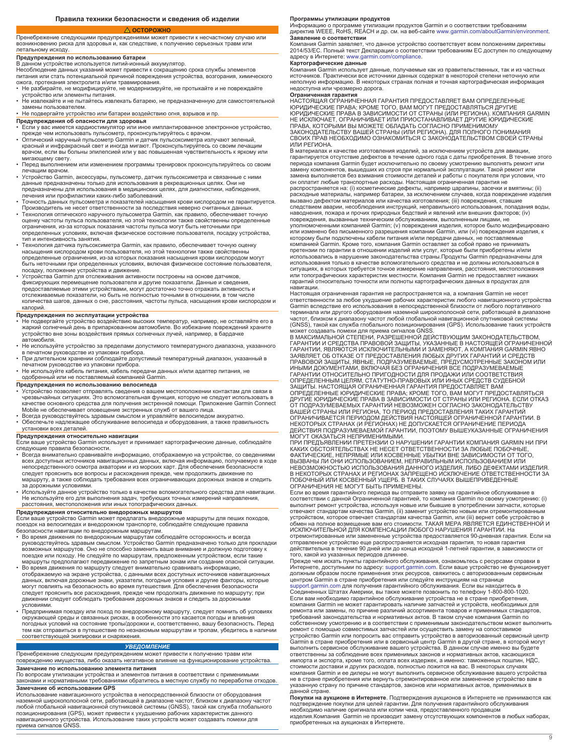## Правила техники безопасности и сведения об изделии

**⚠ ОСТОРОЖНО**

Пренебрежение следующими предупреждениями может привести к несчастному случаю или возникновению риска для здоровья и, как следствие, к получению серьезных травм или летальному исходу.

### Предупреждения по использованию батареи

В данном устройстве используется литий-ионный аккумулятор.

Несоблюдение данных указаний может привести к сокращению срока службы элементов питания или стать потенциальной причиной повреждения устройства, возгорания, химического ожога, протекания электролита и/или травмирования.

- Не разбирайте, не модифицируйте, не модернизируйте, не протыкайте и не повреждайте устройство или элементы питания.
- Не извлекайте и не пытайтесь извлекать батарею, не предназначенную для самостоятельной замены пользователем.
- Не подвергайте устройство или батареи воздействию огня, взрывов и пр.

### Предупреждения об опасности для здоровья

- Если у вас имеется кардиостимулятор или иное имплантированное электронное устройство, прежде чем использовать пульсометр, проконсультируйтесь с врачом.
- Оптический наручный пульсометр Garmin и датчик пульсоксиметра излучают зеленый, красный и инфракрасный свет и иногда мигают. Проконсультируйтесь со своим лечащим врачом, если вы больны эпилепсией или у вас повышенная чувствительность к яркому или мигающему свету.
- Перед выполнением или изменением программы тренировок проконсультируйтесь со своим лечащим врачом.
- Устройство Garmin, аксессуары, пульсометр, датчик пульсоксиметра и связанные с ними данные предназначены только для использования в рекреационных целях. Они не предназначены для использования в медицинских целях, для диагностики, наблюдения, лечения или профилактики каких-либо заболеваний.
- Точность данных пульсометра и показателей насыщения крови кислородом не гарантируется. Производитель не несет ответственности за последствия неверно считанных данных.
- Технология оптического наручного пульсометра Garmin, как правило, обеспечивает точную оценку частоты пульса пользователя, но этой технологии также свойственны определенные ограничения, из-за которых показания частоты пульса могут быть неточными при определенных условиях, включая физическое состояние пользователя, посадку устройства, тип и интенсивность занятия.
- Технология датчика пульсоксиметра Garmin, как правило, обеспечивает точную оценку насыщения кислородом крови пользователя, но этой технологии также свойственны определенные ограничения, из-за которых показания насыщения крови кислородом могут быть неточными при определенных условиях, включая физическое состояние пользователя, посадку, положение устройства и движение.
- Устройства Garmin для отслеживания активности построены на основе датчиков, фиксирующих перемещение пользователя и другие показатели. Данные и сведения, предоставляемые этими устройствами, могут достаточно точно отражать активность и отслеживаемые показатели, но быть не полностью точными в отношении, в том числе количества шагов, данных о сне, расстояния, частоты пульса, насыщения крови кислородом и калорий.

### Предупреждения по эксплуатации устройства

- Не подвергайте устройство воздействию высоких температур, например, не оставляйте его в жаркий солнечный день в припаркованном автомобиле. Во избежание повреждений храните устройство вне зоны воздействия прямых солнечных лучей, например, в бардачке автомобиля.
- Не используйте устройство за пределами допустимого температурного диапазона, указанного в печатном руководстве из упаковки прибора.
- При длительном хранении соблюдайте допустимый температурный диапазон, указанный в печатном руководстве из упаковки прибора.
- Не используйте кабель питания, кабель передачи данных и/или адаптер питания, не одобренный или не поставляемый компанией Garmin.

### Предупреждения по использованию велосипеда

- Устройство позволяет отправлять сведения о вашем местоположении контактам для связи в чрезвычайных ситуациях. Это вспомогательная функция, которую не следует использовать в качестве основного средства для получения экстренной помощи. Приложение Garmin Connect Mobile не обеспечивает оповещение экстренных служб от вашего лица.
- Всегда руководствуйтесь здравым смыслом и управляйте велосипедом аккуратно.
- Обеспечьте надлежащее обслуживание велосипеда и оборудования, а также правильность установки всех деталей.

### Предупреждения относительно навигации

Если ваше устройство Garmin использует и принимает картографические данные, соблюдайте следующие правила безопасности.

- Всегда внимательно сравнивайте информацию, отображаемую на устройстве, со сведениями всех доступных источников навигационных данных, включая информацию, получаемую в ходе непосредственного осмотра акватории и из морских карт. Для обеспечения безопасности следует прояснить все вопросы и расхождения прежде, чем продолжить движение по маршруту, а также соблюдать требования всех ограничивающих дорожных знаков и следить за дорожными условиями.
- Используйте данное устройство только в качестве вспомогательного средства для навигации. Не используйте его для выполнения задач, требующих точных измерений направления, расстояния, местоположения или иных топографических данных.

### Предупреждения относительно внедорожных маршрутов

Если ваше устройство Garmin может предлагать внедорожные маршруты для пеших походов, поездок на велосипедах и внедорожном транспорте, соблюдайте следующие правила безопасности навигации по внедорожным маршрутам.

- Во время движения по внедорожным маршрутам соблюдайте осторожность и всегда руководствуйтесь здравым смыслом. Устройство Garmin предназначено только для прокладки возможных маршрутов. Оно не способно заменить ваше внимание и должную подготовку к поездке или походу. Не следуйте по маршрутам, предложенным устройством, если такие маршруты предполагают передвижение по запретным зонам или создание опасной ситуации.
- Во время движения по маршруту следует внимательно сравнивать информацию, отображаемую на экране устройства, с данными всех доступных источников навигационных данных, включая дорожные знаки, указатели, погодные условия и другие факторы, которые могут повлиять на безопасность во время путешествия. Для обеспечения безопасности следует прояснить все расхождения, прежде чем продолжать движение по маршруту; при движении следует соблюдать требования дорожных знаков и следить за дорожными условиями.
- Предпринимая поездку или поход по внедорожному маршруту, следует помнить об условиях окружающей среды и связанных рисках, в особенности это касается погоды и влияния погодных условий на состояние тропы/дорожки и, соответственно, вашу безопасность. Перед тем как отправиться в путешествие по незнакомым маршрутам и тропам, убедитесь в наличии соответствующей экипировки и снаряжения.

***УВЕДОМЛЕНИЕ***

Пренебрежение следующим предупреждением может привести к получению травм или повреждению имущества, либо оказать негативное влияние на функционирование устройства.

### Замечание по использованию элемента питания

По вопросам утилизации устройства и элементов питания в соответствии с применимыми законами и нормативными требованиями обратитесь в местную службу по переработке отходов.

### Замечание об использовании GPS

Использование навигационного устройства в непосредственной близости от оборудования наземной широкополосной сети, работающей в диапазоне частот, близком к диапазону частот любой глобальной навигационной спутниковой системы (GNSS), такой как служба глобального позиционирования (GPS), может привести к ухудшению рабочих характеристик данного навигационного устройства. Использование таких устройств может создавать помехи для приема сигналов GNSS.

### Программы утилизации продуктов

Информацию о программе утилизации продуктов Garmin и о соответствии требованиям директив WEEE, RoHS, REACH и др. см. на веб-сайте www.garmin.com/aboutGarmin/environment.

### Заявление о соответствии

Компания Garmin заявляет, что данное устройство соответствует всем положениям директивы 2014/53/EC. Полный текст Декларации о соответствии требованиям ЕС доступен по следующему адресу в Интернете: www.garmin.com/compliance.

### Картографические данные

Компания Garmin использует данные, получаемые как из правительственных, так и из частных источников. Практически все источники данных содержат в некоторой степени неточную или неполную информацию. В некоторых странах полная и точная картографическая информация недоступна или чрезмерно дорога.

### Ограниченная гарантия

НАСТОЯЩАЯ ОГРАНИЧЕННАЯ ГАРАНТИЯ ПРЕДОСТАВЛЯЕТ ВАМ ОПРЕДЕЛЕННЫЕ ЮРИДИЧЕСКИЕ ПРАВА; КРОМЕ ТОГО, ВАМ МОГУТ ПРЕДОСТАВЛЯТЬСЯ ДРУГИЕ ЮРИДИЧЕСКИЕ ПРАВА В ЗАВИСИМОСТИ ОТ СТРАНЫ (ИЛИ РЕГИОНА). КОМПАНИЯ GARMIN НЕ ИСКЛЮЧАЕТ, ОГРАНИЧИВАЕТ ИЛИ ПРИОСТАНАВЛИВАЕТ ДРУГИЕ ЮРИДИЧЕСКИЕ ПРАВА, КОТОРЫМИ ВЫ МОЖЕТЕ ОБЛАДАТЬ СОГЛАСНО ПРИМЕНИМОМУ ЗАКОНОДАТЕЛЬСТВУ ВАШЕЙ СТРАНЫ (ИЛИ РЕГИОНА). ДЛЯ ПОЛНОГО ПОНИМАНИЯ СВОИХ ПРАВ НЕОБХОДИМО ОЗНАКОМИТЬСЯ С ЗАКОНОДАТЕЛЬСТВОМ СВОЕЙ СТРАНЫ ИЛИ РЕГИОНА.

В материалах и качестве изготовления изделий, за исключением устройств для авиации, гарантируется отсутствие дефектов в течение одного года с даты приобретения. В течение этого периода компания Garmin будет исключительно по своему усмотрению выполнять ремонт или замену компонентов, вышедших из строя при нормальной эксплуатации. Такой ремонт или замена выполняется без взимания стоимости деталей и работы с покупателя при условии, что он оплатит любые транспортные расходы. Настоящая ограниченная гарантия не распространяется на: (i) косметические дефекты, например царапины, засечки и вмятины; (ii) расходные материалы, например батареи, за исключением случаев, когда повреждение изделия вызвано дефектом материалов или качества изготовления; (iii) повреждения, ставшие следствием аварии, несоблюдения инструкций, неправильного использования, попадания воды, наводнения, пожара и прочих природных бедствий и явлений или внешних факторов; (iv) повреждения, вызванные техническим обслуживанием, выполненным лицами, не уполномоченными компанией Garmin; (v) повреждения изделия, которое было модифицировано или изменено без письменного разрешения компании Garmin, или (vi) повреждения изделия, к которому были подключены кабели питания и/или передачи данных, не поставляемые компанией Garmin. Кроме того, компания Garmin оставляет за собой право не принимать претензии по гарантии в отношении изделий или услуг, которые были приобретены и/или использовались в нарушение законодательства страны.Продукты Garmin предназначены для использования только в качестве вспомогательного средства и не должны использоваться в ситуациях, в которых требуется точное измерение направления, расстояния, местоположения или топографических характеристик местности. Компания Garmin не предоставляет никаких гарантий относительно точности или полноты картографических данных в продуктах для навигации.

Настоящая ограниченная гарантия не распространяется на, а компания Garmin не несет ответственности за любое ухудшение рабочих характеристик любого навигационного устройства Garmin вследствие его использования в непосредственной близости от любого портативного терминала или другого оборудования наземной широкополосной сети, работающей в диапазоне частот, близком к диапазону частот любой глобальной навигационной спутниковой системы (GNSS), такой как служба глобального позиционирования (GPS). Использование таких устройств может создавать помехи для приема сигналов GNSS.

В МАКСИМАЛЬНОЙ СТЕПЕНИ, РАЗРЕШЕННОЙ ДЕЙСТВУЮЩИМ ЗАКОНОДАТЕЛЬСТВОМ, ГАРАНТИИ И СРЕДСТВА ПРАВОВОЙ ЗАЩИТЫ, УКАЗАННЫЕ В НАСТОЯЩЕЙ ОГРАНИЧЕННОЙ ГАРАНТИИ, ЯВЛЯЮТСЯ ИСКЛЮЧИТЕЛЬНЫМИ И ЗАМЕНЯЮТ, А КОМПАНИЯ GARMIN ЯВНО ЗАЯВЛЯЕТ ОБ ОТКАЗЕ ОТ ПРЕДОСТАВЛЕНИЯ ЛЮБЫХ ДРУГИХ ГАРАНТИЙ И СРЕДСТВ ПРАВОВОЙ ЗАЩИТЫ, ЯВНЫЕ, ПОДРАЗУМЕВАЕМЫЕ, ПРЕДУСМОТРЕННЫЕ ЗАКОНОМ ИЛИ ИНЫМИ ДОКУМЕНТАМИ, ВКЛЮЧАЯ БЕЗ ОГРАНИЧЕНИЯ ВСЕ ПОДРАЗУМЕВАЕМЫЕ ГАРАНТИИ ОТНОСИТЕЛЬНО ПРИГОДНОСТИ ДЛЯ ПРОДАЖИ ИЛИ СООТВЕТСТВИЯ ОПРЕДЕЛЕННЫМ ЦЕЛЯМ, СТАТУТНО-ПРАВОВЫХ ИЛИ ИНЫХ СРЕДСТВ СУДЕБНОЙ ЗАЩИТЫ. НАСТОЯЩАЯ ОГРАНИЧЕННАЯ ГАРАНТИЯ ПРЕДОСТАВЛЯЕТ ВАМ ОПРЕДЕЛЕННЫЕ ЮРИДИЧЕСКИЕ ПРАВА; КРОМЕ ТОГО, ВАМ МОГУТ ПРЕДОСТАВЛЯТЬСЯ ДРУГИЕ ЮРИДИЧЕСКИЕ ПРАВА В ЗАВИСИМОСТИ ОТ СТРАНЫ ИЛИ РЕГИОНА. ЕСЛИ ОТКАЗ ОТ ПОДРАЗУМЕВАЕМЫХ ГАРАНТИЙ НЕВОЗМОЖЕН СОГЛАСНО ЗАКОНОДАТЕЛЬСТВУ ВАШЕЙ СТРАНЫ ИЛИ РЕГИОНА, ТО ПЕРИОД ПРЕДОСТАВЛЕНИЯ ТАКИХ ГАРАНТИЙ ОГРАНИЧИВАЕТСЯ ПЕРИОДОМ ДЕЙСТВИЯ НАСТОЯЩЕЙ ОГРАНИЧЕННОЙ ГАРАНТИИ. В НЕКОТОРЫХ СТРАНАХ (И РЕГИОНАХ) НЕ ДОПУСКАЕТСЯ ОГРАНИЧЕНИЕ ПЕРИОДА ДЕЙСТВИЯ ПОДРАЗУМЕВАЕМОЙ ГАРАНТИИ, ПОЭТОМУ ВЫШЕУКАЗАННЫЕ ОГРАНИЧЕНИЯ МОГУТ ОКАЗАТЬСЯ НЕПРИМЕНИМЫМИ.

ПРИ ПРЕДЪЯВЛЕНИИ ПРЕТЕНЗИИ О НАРУШЕНИИ ГАРАНТИИ КОМПАНИЯ GARMIN НИ ПРИ КАКИХ ОБСТОЯТЕЛЬСТВАХ НЕ НЕСЕТ ОТВЕТСТВЕННОСТИ ЗА ЛЮБЫЕ ПОБОЧНЫЕ, ФАКТИЧЕСКИЕ, НЕПРЯМЫЕ ИЛИ КОСВЕННЫЕ УБЫТКИ ВНЕ ЗАВИСИМОСТИ ОТ ТОГО, ВЫЗВАНЫ ЛИ ОНИ ИСПОЛЬЗОВАНИЕМ, НЕПРАВИЛЬНЫМ ИСПОЛЬЗОВАНИЕМ ИЛИ НЕВОЗМОЖНОСТЬЮ ИСПОЛЬЗОВАНИЯ ДАННОГО ИЗДЕЛИЯ, ЛИБО ДЕФЕКТАМИ ИЗДЕЛИЯ. В НЕКОТОРЫХ СТРАНАХ И РЕГИОНАХ ЗАПРЕЩЕНО ИСКЛЮЧЕНИЕ ОТВЕТСТВЕННОСТИ ЗА ПОБОЧНЫЙ ИЛИ КОСВЕННЫЙ УЩЕРБ. В ТАКИХ СЛУЧАЯХ ВЫШЕПРИВЕДЕННЫЕ ОГРАНИЧЕНИЯ НЕ МОГУТ БЫТЬ ПРИМЕНЕНЫ.

Если во время гарантийного периода вы отправите заявку на гарантийное обслуживание в соответствии с данной Ограниченной гарантией, то компания Garmin по своему усмотрению: (i) выполнит ремонт устройства, используя новые или бывшие в употреблении запчасти, которые отвечают стандартам качества Garmin, (ii) заменит устройство новым или отремонтированным устройством, которое отвечает стандартам качества Garmin, или (iii) вернет себе устройство в обмен на полное возмещение вам его стоимости. ТАКАЯ МЕРА ЯВЛЯЕТСЯ ЕДИНСТВЕННОЙ И ИСКЛЮЧИТЕЛЬНОЙ ДЛЯ КОМПЕНСАЦИИ ЛЮБОГО НАРУШЕНИЯ ГАРАНТИИ. На отремонтированные или замененные устройства предоставляется 90-дневная гарантия. Если на отправленное устройство еще распространяется исходная гарантия, то новая гарантия действительна в течение 90 дней или до конца исходной 1-летней гарантии, в зависимости от того, какой из указанных периодов длиннее.

Прежде чем искать пункты гарантийного обслуживания, ознакомьтесь с ресурсами справки в Интернете, доступными по адресу: support.garmin.com. Если ваше устройство не функционирует должным образом после применения этих ресурсов, свяжитесь с авторизованным сервисным центром Garmin в стране приобретения или следуйте инструкциям на странице support.garmin.com для получения гарантийного обслуживания. Если вы находитесь в Соединенных Штатах Америки, вы также можете позвонить по телефону 1-800-800-1020.

Если вам необходимо гарантийное обслуживание устройства не в стране приобретения, компания Garmin не может гарантировать наличие запчастей и устройств, необходимых для ремонта или замены, по причине различий ассортимента товаров и применимых стандартов, требований законодательства и нормативных актов. В таком случае компания Garmin по собственному усмотрению и в соответствии с применимым законодательством может выполнить ремонт с помощью совместимых запчастей или осуществить замену на сопоставимое устройство Garmin или попросить вас отправить устройство в авторизованный сервисный центр Garmin в стране приобретения или в сервисный центр Garmin в другой стране, в которой могут выполнить сервисное обслуживание вашего устройства. В данном случае именно вы будете ответственны за соблюдение всех применимых законов и нормативных актов, касающихся импорта и экспорта, кроме того, оплата всех издержек, а именно: таможенных пошлин, НДС, стоимости доставки и других расходов, полностью ложится на вас. В некоторых случаях компания Garmin и ее дилеры не могут выполнить сервисное обслуживание вашего устройства не в стране приобретения или вернуть отремонтированное или замененное устройство вам в указанную страну по причине стандартов, законов или нормативных актов, применимых в данной стране.

**Покупки на аукционе в Интернете**. Подтверждения аукционов в Интернете не принимаются как подтверждение покупки для целей гарантии. Для получения гарантийного обслуживания необходимо наличие оригинала или копии чека, предоставленного продавцом изделия.Компания Garmin не производит замену отсутствующих компонентов в любых наборах, приобретенных на аукционах в Интернете.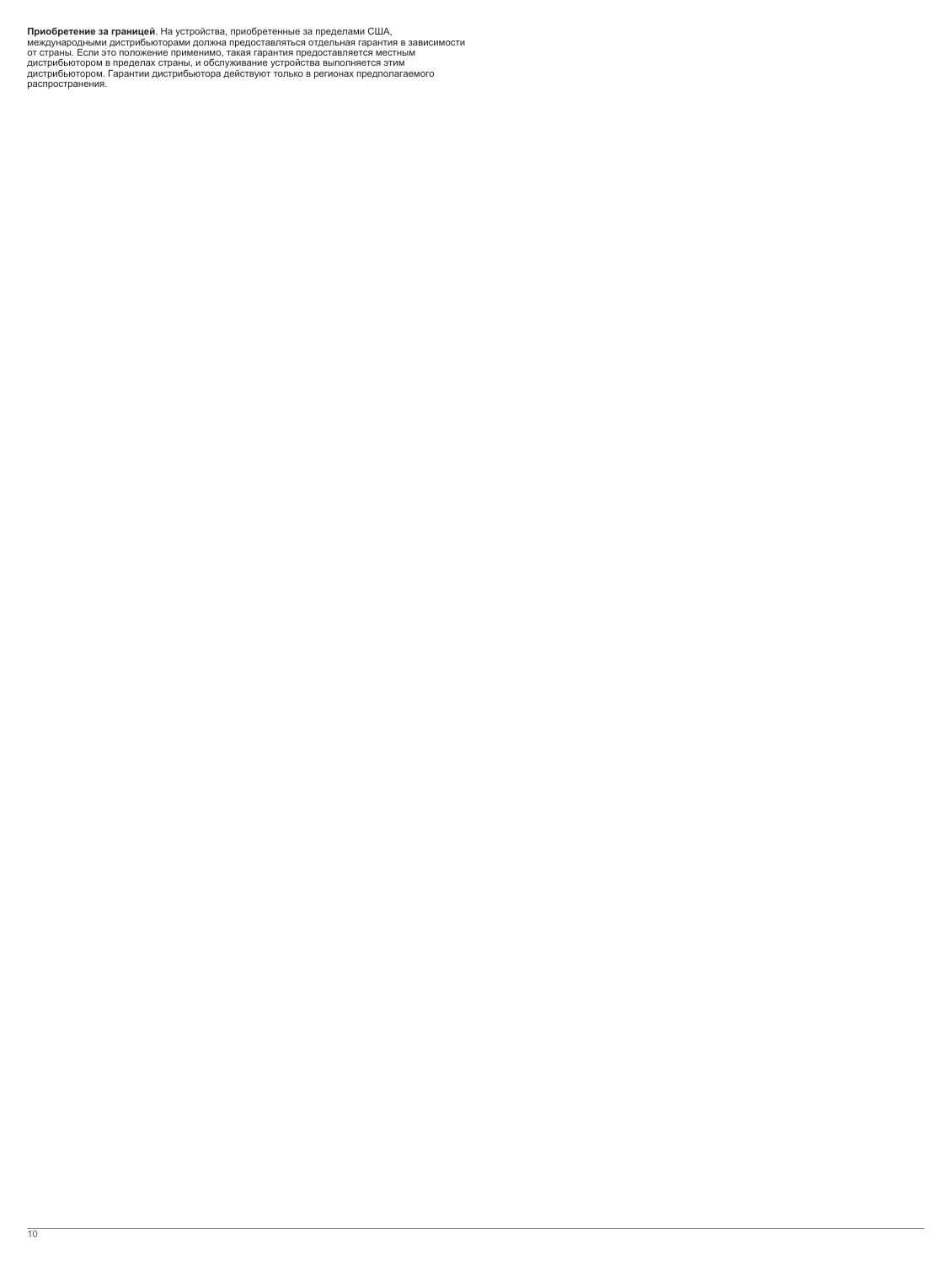**Приобретение за границей**. На устройства, приобретенные за пределами США, международными дистрибьюторами должна предоставляться отдельная гарантия в зависимости от страны. Если это положение применимо, такая гарантия предоставляется местным дистрибьютором в пределах страны, и обслуживание устройства выполняется этим дистрибьютором. Гарантии дистрибьютора действуют только в регионах предполагаемого распространения.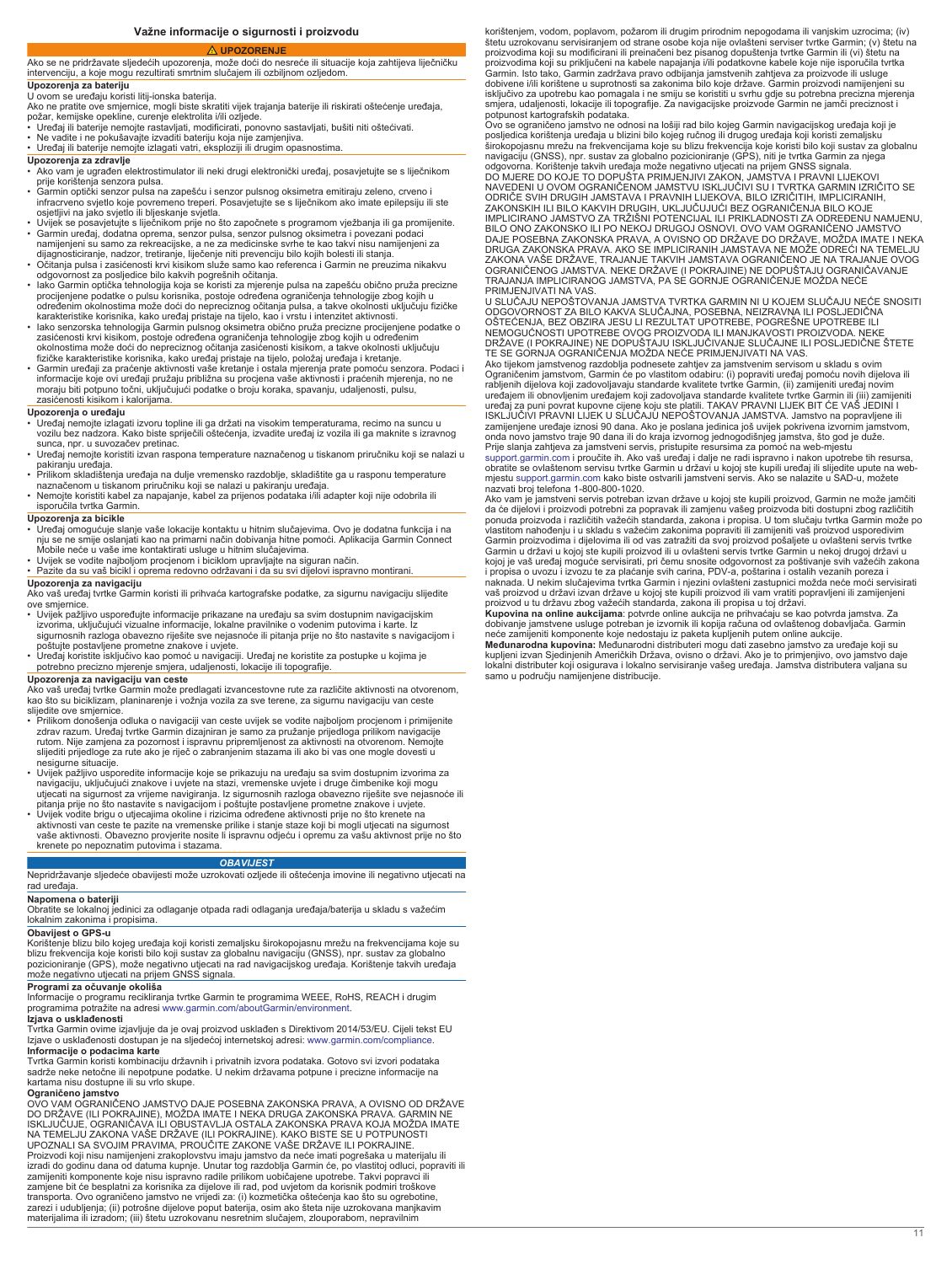# Važne informacije o sigurnosti i proizvodu

**⚠ UPOZORENJE**

Ako se ne pridržavate sljedećih upozorenja, može doći do nesreće ili situacije koja zahtijeva liječničku intervenciju, a koje mogu rezultirati smrtnim slučajem ili ozbiljnom ozljedom.

**Upozorenja za bateriju**

U ovom se uređaju koristi litij-ionska baterija.

Ako ne pratite ove smjernice, mogli biste skratiti vijek trajanja baterije ili riskirati oštećenje uređaja, požar, kemijske opekline, curenje elektrolita i/ili ozljede.

- Uređaj ili baterije nemojte rastavljati, modificirati, ponovno sastavljati, bušiti niti oštećivati.
- Ne vadite i ne pokušavajte izvaditi bateriju koja nije zamjenjiva.
- Uređaj ili baterije nemojte izlagati vatri, eksploziji ili drugim opasnostima.

**Upozorenja za zdravlje**

- Ako vam je ugrađen elektrostimulator ili neki drugi elektronički uređaj, posavjetujte se s liječnikom prije korištenja senzora pulsa.
- Garmin optički senzor pulsa na zapešću i senzor pulsnog oksimetra emitiraju zeleno, crveno i infracrveno svjetlo koje povremeno treperi. Posavjetujte se s liječnikom ako imate epilepsiju ili ste osjetljivi na jako svjetlo ili bljeskanje svjetla.
- Uvijek se posavjetujte s liječnikom prije no što započnete s programom vježbanja ili ga promijenite.
- Garmin uređaj, dodatna oprema, senzor pulsa, senzor pulsnog oksimetra i povezani podaci namijenjeni su samo za rekreacijske, a ne za medicinske svrhe te kao takvi nisu namijenjeni za dijagnosticiranje, nadzor, tretiranje, liječenje niti prevenciju bilo kojih bolesti ili stanja.
- Očitanja pulsa i zasićenosti krvi kisikom služe samo kao referenca i Garmin ne preuzima nikakvu odgovornost za posljedice bilo kakvih pogrešnih očitanja.
- Iako Garmin optička tehnologija koja se koristi za mjerenje pulsa na zapešću obično pruža precizne procijenjene podatke o pulsu korisnika, postoje određena ograničenja tehnologije zbog kojih u određenim okolnostima može doći do nepreciznog očitanja pulsa, a takve okolnosti uključuju fizičke karakteristike korisnika, kako uređaj pristaje na tijelo, kao i vrstu i intenzitet aktivnosti.
- Iako senzorska tehnologija Garmin pulsnog oksimetra obično pruža precizne procijenjene podatke o zasićenosti krvi kisikom, postoje određena ograničenja tehnologije zbog kojih u određenim okolnostima može doći do nepreciznog očitanja zasićenosti kisikom, a takve okolnosti uključuju fizičke karakteristike korisnika, kako uređaj pristaje na tijelo, položaj uređaja i kretanje.
- Garmin uređaji za praćenje aktivnosti vaše kretanje i ostala mjerenja prate pomoću senzora. Podaci i informacije koje ovi uređaji pružaju približna su procjena vaše aktivnosti i praćenih mjerenja, no ne moraju biti potpuno točni, uključujući podatke o broju koraka, spavanju, udaljenosti, pulsu, zasićenosti kisikom i kalorijama.

**Upozorenja o uređaju**

- Uređaj nemojte izlagati izvoru topline ili ga držati na visokim temperaturama, recimo na suncu u vozilu bez nadzora. Kako biste spriječili oštećenja, izvadite uređaj iz vozila ili ga maknite s izravnog sunca, npr. u suvozačev pretinac.
- Uređaj nemojte koristiti izvan raspona temperature naznačenog u tiskanom priručniku koji se nalazi u pakiranju uređaja.
- Prilikom skladištenja uređaja na dulje vremensko razdoblje, skladištite ga u rasponu temperature naznačenom u tiskanom priručniku koji se nalazi u pakiranju uređaja.
- Nemojte koristiti kabel za napajanje, kabel za prijenos podataka i/ili adapter koji nije odobrila ili isporučila tvrtka Garmin.

**Upozorenja za bicikle**

- Uređaj omogućuje slanje vaše lokacije kontaktu u hitnim slučajevima. Ovo je dodatna funkcija i na nju se ne smije oslanjati kao na primarni način dobivanja hitne pomoći. Aplikacija Garmin Connect Mobile neće u vaše ime kontaktirati usluge u hitnim slučajevima.
- Uvijek se vodite najboljom procjenom i biciklom upravljajte na siguran način.
- Pazite da su vaš bicikl i oprema redovno održavani i da su svi dijelovi ispravno montirani.

**Upozorenja za navigaciju**

Ako vaš uređaj tvrtke Garmin koristi ili prihvaća kartografske podatke, za sigurnu navigaciju slijedite ove smjernice.

- Uvijek pažljivo uspoređujte informacije prikazane na uređaju sa svim dostupnim navigacijskim izvorima, uključujući vizualne informacije, lokalne pravilnike o vodenim putovima i karte. Iz sigurnosnih razloga obavezno riješite sve nejasnoće ili pitanja prije no što nastavite s navigacijom i poštujte postavljene prometne znakove i uvjete.
- Uređaj koristite isključivo kao pomoć u navigaciji. Uređaj ne koristite za postupke u kojima je potrebno precizno mjerenje smjera, udaljenosti, lokacije ili topografije.

**Upozorenja za navigaciju van ceste**

Ako vaš uređaj tvrtke Garmin može predlagati izvancestovne rute za različite aktivnosti na otvorenom, kao što su biciklizam, planinarenje i vožnja vozila za sve terene, za sigurnu navigaciju van ceste slijedite ove smjernice.

- Prilikom donošenja odluka o navigaciji van ceste uvijek se vodite najboljom procjenom i primijenite zdrav razum. Uređaj tvrtke Garmin dizajniran je samo za pružanje prijedloga prilikom navigacije rutom. Nije zamjena za pozornost i ispravnu pripremljenost za aktivnosti na otvorenom. Nemojte slijediti prijedloge za rute ako je riječ o zabranjenim stazama ili ako bi vas one mogle dovesti u nesigurne situacije.
- Uvijek pažljivo usporedite informacije koje se prikazuju na uređaju sa svim dostupnim izvorima za navigaciju, uključujući znakove i uvjete na stazi, vremenske uvjete i druge čimbenike koji mogu utjecati na sigurnost za vrijeme navigiranja. Iz sigurnosnih razloga obavezno riješite sve nejasnoće ili pitanja prije no što nastavite s navigacijom i poštujte postavljene prometne znakove i uvjete.
- Uvijek vodite brigu o utjecajima okoline i rizicima određene aktivnosti prije no što krenete na aktivnosti van ceste te pazite na vremenske prilike i stanje staze koji bi mogli utjecati na sigurnost vaše aktivnosti. Obavezno provjerite nosite li ispravnu odjeću i opremu za vašu aktivnost prije no što krenete po nepoznatim putovima i stazama.

***OBAVIJEST***

Nepridržavanje sljedeće obavijesti može uzrokovati ozljede ili oštećenja imovine ili negativno utjecati na rad uređaja.

**Napomena o bateriji**

Obratite se lokalnoj jedinici za odlaganje otpada radi odlaganja uređaja/baterija u skladu s važećim lokalnim zakonima i propisima.

**Obavijest o GPS-u**

Korištenje blizu bilo kojeg uređaja koji koristi zemaljsku širokopojasnu mrežu na frekvencijama koje su blizu frekvencija koje koristi bilo koji sustav za globalnu navigaciju (GNSS), npr. sustav za globalno pozicioniranje (GPS), može negativno utjecati na rad navigacijskog uređaja. Korištenje takvih uređaja može negativno utjecati na prijem GNSS signala.

**Programi za očuvanje okoliša**

Informacije o programu recikliranja tvrtke Garmin te programima WEEE, RoHS, REACH i drugim programima potražite na adresi www.garmin.com/aboutGarmin/environment.

**Izjava o usklađenosti**

Tvrtka Garmin ovime izjavljuje da je ovaj proizvod usklađen s Direktivom 2014/53/EU. Cijeli tekst EU Izjave o usklađenosti dostupan je na sljedećoj internetskoj adresi: www.garmin.com/compliance.

**Informacije o podacima karte**

Tvrtka Garmin koristi kombinaciju državnih i privatnih izvora podataka. Gotovo svi izvori podataka sadrže neke netočne ili nepotpune podatke. U nekim državama potpune i precizne informacije na kartama nisu dostupne ili su vrlo skupe.

**Ograničeno jamstvo**

OVO VAM OGRANIČENO JAMSTVO DAJE POSEBNA ZAKONSKA PRAVA, A OVISNO OD DRŽAVE DO DRŽAVE (ILI POKRAJINE), MOŽDA IMATE I NEKA DRUGA ZAKONSKA PRAVA. GARMIN NE ISKLJUČUJE, OGRANIČAVA ILI OBUSTAVLJA OSTALA ZAKONSKA PRAVA KOJA MOŽDA IMATE NA TEMELJU ZAKONA VAŠE DRŽAVE (ILI POKRAJINE). KAKO BISTE SE U POTPUNOSTI UPOZNALI SA SVOJIM PRAVIMA, PROUČITE ZAKONE VAŠE DRŽAVE ILI POKRAJINE.

Proizvodi koji nisu namijenjeni zrakoplovstvu imaju jamstvo da neće imati pogrešaka u materijalu ili izradi do godinu dana od datuma kupnje. Unutar tog razdoblja Garmin će, po vlastitoj odluci, popraviti ili zamijeniti komponente koje nisu ispravno radile prilikom uobičajene upotrebe. Takvi popravci ili zamjene bit će besplatni za korisnika za dijelove ili rad, pod uvjetom da korisnik podmiri troškove transporta. Ovo ograničeno jamstvo ne vrijedi za: (i) kozmetička oštećenja kao što su ogrebotine, zarezi i udubljenja; (ii) potrošne dijelove poput baterija, osim ako šteta nije uzrokovana manjkavim materijalima ili izradom; (iii) štetu uzrokovanu nesretnim slučajem, zlouporabom, nepravilnim korištenjem, vodom, poplavom, požarom ili drugim prirodnim nepogodama ili vanjskim uzrocima; (iv) štetu uzrokovanu servisiranjem od strane osobe koja nije ovlašteni serviser tvrtke Garmin; (v) štetu na proizvodima koji su modificirani ili preinačeni bez pisanog dopuštenja tvrtke Garmin ili (vi) štetu na proizvodima koji su priključeni na kabele napajanja i/ili podatkovne kabele koje nije isporučila tvrtka Garmin. Isto tako, Garmin zadržava pravo odbijanja jamstvenih zahtjeva za proizvode ili usluge dobivene i/ili korištene u suprotnosti sa zakonima bilo koje države. Garmin proizvodi namijenjeni su isključivo za upotrebu kao pomagala i ne smiju se koristiti u svrhu gdje su potrebna precizna mjerenja smjera, udaljenosti, lokacije ili topografije. Za navigacijske proizvode Garmin ne jamči preciznost i potpunost kartografskih podataka.

Ovo se ograničeno jamstvo ne odnosi na loši rad bilo kojeg Garmin navigacijskog uređaja koji je posljedica korištenja uređaja u blizini bilo kojeg ručnog ili drugog uređaja koji koristi zemaljsku širokopojasnu mrežu na frekvencijama koje su blizu frekvencija koje koristi bilo koji sustav za globalnu navigaciju (GNSS), npr. sustav za globalno pozicioniranje (GPS), niti je tvrtka Garmin za njega odgovorna. Korištenje takvih uređaja može negativno utjecati na prijem GNSS signala.

DO MJERE DO KOJE TO DOPUŠTA PRIMJENJIVI ZAKON, JAMSTVA I PRAVNI LIJEKOVI NAVEDENI U OVOM OGRANIČENOM JAMSTVU ISKLJUČIVI SU I TVRTKA GARMIN IZRIČITO SE ODRIČE SVIH DRUGIH JAMSTAVA I PRAVNIH LIJEKOVA, BILO IZRIČITIH, IMPLICIRANIH, ZAKONSKIH ILI BILO KAKVIH DRUGIH, UKLJUČUJUĆI BEZ OGRANIČENJA BILO KOJE IMPLICIRANO JAMSTVO ZA TRŽIŠNI POTENCIJAL ILI PRIKLADNOSTI ZA ODREĐENU NAMJENU, BILO ONO ZAKONSKO ILI PO NEKOJ DRUGOJ OSNOVI. OVO VAM OGRANIČENO JAMSTVO DAJE POSEBNA ZAKONSKA PRAVA, A OVISNO OD DRŽAVE DO DRŽAVE, MOŽDA IMATE I NEKA DRUGA ZAKONSKA PRAVA. AKO SE IMPLICIRANIH JAMSTAVA NE MOŽE ODREĆI NA TEMELJU ZAKONA VAŠE DRŽAVE, TRAJANJE TAKVIH JAMSTAVA OGRANIČENO JE NA TRAJANJE OVOG OGRANIČENOG JAMSTVA. NEKE DRŽAVE (I POKRAJINE) NE DOPUŠTAJU OGRANIČAVANJE TRAJANJA IMPLICIRANOG JAMSTVA, PA SE GORNJE OGRANIČENJE MOŽDA NEĆE PRIMJENJIVATI NA VAS.

U SLUČAJU NEPOŠTOVANJA JAMSTVA TVRTKA GARMIN NI U KOJEM SLUČAJU NEĆE SNOSITI ODGOVORNOST ZA BILO KAKVA SLUČAJNA, POSEBNA, NEIZRAVNA ILI POSLJEDIČNA OŠTEĆENJA, BEZ OBZIRA JESU LI REZULTAT UPOTREBE, POGREŠNE UPOTREBE ILI NEMOGUĆNOSTI UPOTREBE OVOG PROIZVODA ILI MANJKAVOSTI PROIZVODA. NEKE DRŽAVE (I POKRAJINE) NE DOPUŠTAJU ISKLJUČIVANJE SLUČAJNE ILI POSLJEDIČNE ŠTETE TE SE GORNJA OGRANIČENJA MOŽDA NEĆE PRIMJENJIVATI NA VAS.

Ako tijekom jamstvenog razdoblja podnesete zahtjev za jamstvenim servisom u skladu s ovim Ograničenim jamstvom, Garmin će po vlastitom odabiru: (i) popraviti uređaj pomoću novih dijelova ili rabljenih dijelova koji zadovoljavaju standarde kvalitete tvrtke Garmin, (ii) zamijeniti uređaj novim uređajem ili obnovljenim uređajem koji zadovoljava standarde kvalitete tvrtke Garmin ili (iii) zamijeniti uređaj za puni povrat kupovne cijene koju ste platili. TAKAV PRAVNI LIJEK BIT ĆE VAŠ JEDINI I ISKLJUČIVI PRAVNI LIJEK U SLUČAJU NEPOŠTOVANJA JAMSTVA. Jamstvo na popravljene ili zamijenjene uređaje iznosi 90 dana. Ako je poslana jedinica još uvijek pokrivena izvornim jamstvom, onda novo jamstvo traje 90 dana ili do kraja izvornog jednogodišnjeg jamstva, što god je duže.

Prije slanja zahtjeva za jamstveni servis, pristupite resursima za pomoć na web-mjestu support.garmin.com i proučite ih. Ako vaš uređaj i dalje ne radi ispravno i nakon upotrebe tih resursa, obratite se ovlaštenom servisu tvrtke Garmin u državi u kojoj ste kupili uređaj ili slijedite upute na web-mjestu support.garmin.com kako biste ostvarili jamstveni servis. Ako se nalazite u SAD-u, možete nazvati broj telefona 1-800-800-1020.

Ako vam je jamstveni servis potreban izvan države u kojoj ste kupili proizvod, Garmin ne može jamčiti da će dijelovi i proizvodi potrebni za popravak ili zamjenu vašeg proizvoda biti dostupni zbog različitih ponuda proizvoda i različitih važećih standarda, zakona i propisa. U tom slučaju tvrtka Garmin može po vlastitom nahođenju i u skladu s važećim zakonima popraviti ili zamijeniti vaš proizvod usporedivim Garmin proizvodima i dijelovima ili od vas zatražiti da svoj proizvod pošaljete u ovlašteni servis tvrtke Garmin u državi u kojoj ste kupili proizvod ili u ovlašteni servis tvrtke Garmin u nekoj drugoj državi u kojoj je vaš uređaj moguće servisirati, pri čemu snosite odgovornost za poštivanje svih važećih zakona i propisa o uvozu i izvozu te za plaćanje svih carina, PDV-a, poštarina i ostalih vezanih poreza i naknada. U nekim slučajevima tvrtka Garmin i njezini ovlašteni zastupnici možda neće moći servisirati vaš proizvod u državi izvan države u kojoj ste kupili proizvod ili vam vratiti popravljeni ili zamijenjeni proizvod u tu državu zbog važećih standarda, zakona ili propisa u toj državi.

**Kupovina na online aukcijama**: potvrde online aukcija ne prihvaćaju se kao potvrda jamstva. Za dobivanje jamstvene usluge potreban je izvornik ili kopija računa od ovlaštenog dobavljača. Garmin neće zamijeniti komponente koje nedostaju iz paketa kupljenih putem online aukcije.

**Međunarodna kupovina:** Međunarodni distributeri mogu dati zasebno jamstvo za uređaje koji su kupljeni izvan Sjedinjenih Američkih Država, ovisno o državi. Ako je to primjenjivo, ovo jamstvo daje lokalni distributer koji osigurava i lokalno servisiranje vašeg uređaja. Jamstva distributera valjana su samo u području namijenjene distribucije.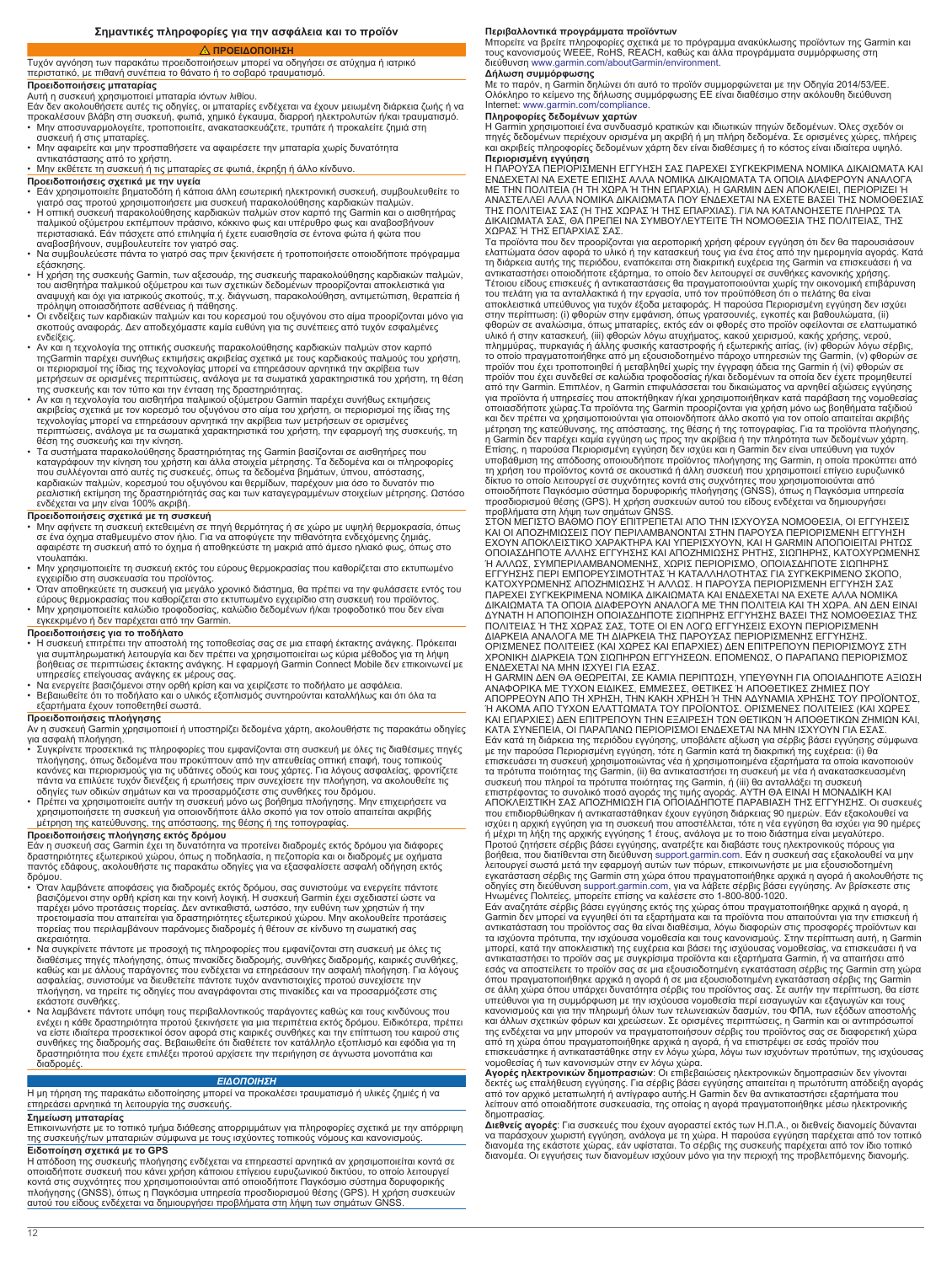# Σημαντικές πληροφορίες για την ασφάλεια και το προϊόν

## ⚠ ΠΡΟΕΙΔΟΠΟΙΗΣΗ

Τυχόν αγνόηση των παρακάτω προειδοποιήσεων μπορεί να οδηγήσει σε ατύχημα ή ιατρικό περιστατικό, με πιθανή συνέπεια το θάνατο ή το σοβαρό τραυματισμό.

### Προειδοποιήσεις μπαταρίας

Αυτή η συσκευή χρησιμοποιεί μπαταρία ιόντων λιθίου.

Εάν δεν ακολουθήσετε αυτές τις οδηγίες, οι μπαταρίες ενδέχεται να έχουν μειωμένη διάρκεια ζωής ή να προκαλέσουν βλάβη στη συσκευή, φωτιά, χημικό έγκαυμα, διαρροή ηλεκτρολυτών ή/και τραυματισμό.

- Μην αποσυναρμολογείτε, τροποποιείτε, ανακατασκευάζετε, τρυπάτε ή προκαλείτε ζημιά στη συσκευή ή στις μπαταρίες.
- Μην αφαιρείτε και μην προσπαθήσετε να αφαιρέσετε την μπαταρία χωρίς δυνατότητα αντικατάστασης από το χρήστη.
- Μην εκθέτετε τη συσκευή ή τις μπαταρίες σε φωτιά, έκρηξη ή άλλο κίνδυνο.

### Προειδοποιήσεις σχετικά με την υγεία

- Εάν χρησιμοποιείτε βηματοδότη ή κάποια άλλη εσωτερική ηλεκτρονική συσκευή, συμβουλευθείτε το γιατρό σας προτού χρησιμοποιήσετε μια συσκευή παρακολούθησης καρδιακών παλμών.
- Η οπτική συσκευή παρακολούθησης καρδιακών παλμών στον καρπό της Garmin και ο αισθητήρας παλμικού οξύμετρου εκπέμπουν πράσινο, κόκκινο φως και υπέρυθρο φως και αναβοσβήνουν περιστασιακά. Εάν πάσχετε από επιληψία ή έχετε ευαισθησία σε έντονα φώτα ή φώτα που αναβοσβήνουν, συμβουλευτείτε τον γιατρό σας.
- Να συμβουλεύεστε πάντα το γιατρό σας πριν ξεκινήσετε ή τροποποιήσετε οποιοδήποτε πρόγραμμα εξάσκησης.
- Η χρήση της συσκευής Garmin, των αξεσουάρ, της συσκευής παρακολούθησης καρδιακών παλμών, του αισθητήρα παλμικού οξύμετρου και των σχετικών δεδομένων προορίζονται αποκλειστικά για αναψυχή και όχι για ιατρικούς σκοπούς, π.χ. διάγνωση, παρακολούθηση, αντιμετώπιση, θεραπεία ή πρόληψη οποιασδήποτε ασθένειας ή πάθησης.
- Οι ενδείξεις των καρδιακών παλμών και του κορεσμού του οξυγόνου στο αίμα προορίζονται μόνο για σκοπούς αναφοράς. Δεν αποδεχόμαστε καμία ευθύνη για τις συνέπειες από τυχόν εσφαλμένες ενδείξεις.
- Αν και η τεχνολογία της οπτικής συσκευής παρακολούθησης καρδιακών παλμών στον καρπό τηςGarmin παρέχει συνήθως εκτιμήσεις ακριβείας σχετικά με τους καρδιακούς παλμούς του χρήστη, οι περιορισμοί της ίδιας της τεχνολογίας μπορεί να επηρεάσουν αρνητικά την ακρίβεια των μετρήσεων σε ορισμένες περιπτώσεις, ανάλογα με τα σωματικά χαρακτηριστικά του χρήστη, τη θέση της συσκευής και τον τύπο και την ένταση της δραστηριότητας.
- Αν και η τεχνολογία του αισθητήρα παλμικού οξύμετρου Garmin παρέχει συνήθως εκτιμήσεις ακριβείας σχετικά με τον κορεσμό του οξυγόνου στο αίμα του χρήστη, οι περιορισμοί της ίδιας της τεχνολογίας μπορεί να επηρεάσουν αρνητικά την ακρίβεια των μετρήσεων σε ορισμένες περιπτώσεις, ανάλογα με τα σωματικά χαρακτηριστικά του χρήστη, την εφαρμογή της συσκευής, τη θέση της συσκευής και την κίνηση.
- Τα συστήματα παρακολούθησης δραστηριότητας της Garmin βασίζονται σε αισθητήρες που καταγράφουν την κίνηση του χρήστη και άλλα στοιχεία μέτρησης. Τα δεδομένα και οι πληροφορίες που συλλέγονται από αυτές τις συσκευές, όπως τα δεδομένα βημάτων, ύπνου, απόστασης, καρδιακών παλμών, κορεσμού του οξυγόνου και θερμίδων, παρέχουν μια όσο το δυνατόν πιο ρεαλιστική εκτίμηση της δραστηριότητάς σας και των καταγεγραμμένων στοιχείων μέτρησης. Ωστόσο ενδέχεται να μην είναι 100% ακριβή.

### Προειδοποιήσεις σχετικά με τη συσκευή

- Μην αφήνετε τη συσκευή εκτεθειμένη σε πηγή θερμότητας ή σε χώρο με υψηλή θερμοκρασία, όπως σε ένα όχημα σταθμευμένο στον ήλιο. Για να αποφύγετε την πιθανότητα ενδεχόμενης ζημιάς, αφαιρέστε τη συσκευή από το όχημα ή αποθηκεύστε τη μακριά από άμεσο ηλιακό φως, όπως στο ντουλαπάκι.
- Μην χρησιμοποιείτε τη συσκευή εκτός του εύρους θερμοκρασίας που καθορίζεται στο εκτυπωμένο εγχειρίδιο στη συσκευασία του προϊόντος.
- Όταν αποθηκεύετε τη συσκευή για μεγάλο χρονικό διάστημα, θα πρέπει να την φυλάσσετε εντός του εύρους θερμοκρασίας που καθορίζεται στο εκτυπωμένο εγχειρίδιο στη συσκευή του προϊόντος.
- Μην χρησιμοποιείτε καλώδιο τροφοδοσίας, καλώδιο δεδομένων ή/και τροφοδοτικό που δεν είναι εγκεκριμένο ή δεν παρέχεται από την Garmin.

### Προειδοποιήσεις για το ποδήλατο

- Η συσκευή επιτρέπει την αποστολή της τοποθεσίας σας σε μια επαφή έκτακτης ανάγκης. Πρόκειται για συμπληρωματική λειτουργία και δεν πρέπει να χρησιμοποιείται ως κύρια μέθοδος για τη λήψη βοήθειας σε περιπτώσεις έκτακτης ανάγκης. Η εφαρμογή Garmin Connect Mobile δεν επικοινωνεί με υπηρεσίες επείγουσας ανάγκης εκ μέρους σας.
- Να ενεργείτε βασιζόμενοι στην ορθή κρίση και να χειρίζεστε το ποδήλατο με ασφάλεια.
- Βεβαιωθείτε ότι το ποδήλατο και ο υλικός εξοπλισμός συντηρούνται καταλλήλως και ότι όλα τα εξαρτήματα έχουν τοποθετηθεί σωστά.

### Προειδοποιήσεις πλοήγησης

Αν η συσκευή Garmin χρησιμοποιεί ή υποστηρίζει δεδομένα χάρτη, ακολουθήστε τις παρακάτω οδηγίες για ασφαλή πλοήγηση.

- Συγκρίνετε προσεκτικά τις πληροφορίες που εμφανίζονται στη συσκευή με όλες τις διαθέσιμες πηγές πλοήγησης, όπως δεδομένα που προκύπτουν από την απευθείας οπτική επαφή, τους τοπικούς κανόνες και περιορισμούς για τις υδάτινες οδούς και τους χάρτες. Για λόγους ασφαλείας, φροντίζετε πάντα να επιλύετε τυχόν διενέξεις ή ερωτήσεις πριν συνεχίσετε την πλοήγηση, να ακολουθείτε τις οδηγίες των οδικών σημάτων και να προσαρμόζεστε στις συνθήκες του δρόμου.
- Πρέπει να χρησιμοποιείτε αυτήν τη συσκευή μόνο ως βοήθημα πλοήγησης. Μην επιχειρήσετε να χρησιμοποιήσετε τη συσκευή για οποιονδήποτε άλλο σκοπό για τον οποίο απαιτείται ακριβής μέτρηση της κατεύθυνσης, της απόστασης, της θέσης ή της τοπογραφίας.

### Προειδοποιήσεις πλοήγησης εκτός δρόμου

Εάν η συσκευή σας Garmin έχει τη δυνατότητα να προτείνει διαδρομές εκτός δρόμου για διάφορες δραστηριότητες εξωτερικού χώρου, όπως η ποδηλασία, η πεζοπορία και οι διαδρομές με οχήματα παντός εδάφους, ακολουθήστε τις παρακάτω οδηγίες για να εξασφαλίσετε ασφαλή οδήγηση εκτός δρόμου.

- Όταν λαμβάνετε αποφάσεις για διαδρομές εκτός δρόμου, σας συνιστούμε να ενεργείτε πάντοτε βασιζόμενοι στην ορθή κρίση και την κοινή λογική. Η συσκευή Garmin έχει σχεδιαστεί ώστε να παρέχει μόνο προτάσεις πορείας. Δεν αντικαθιστά, ωστόσο, την ευθύνη των χρηστών ή την προετοιμασία που απαιτείται για δραστηριότητες εξωτερικού χώρου. Μην ακολουθείτε προτάσεις πορείας που περιλαμβάνουν παράνομες διαδρομές ή θέτουν σε κίνδυνο τη σωματική σας ακεραιότητα.
- Να συγκρίνετε πάντοτε με προσοχή τις πληροφορίες που εμφανίζονται στη συσκευή με όλες τις διαθέσιμες πηγές πλοήγησης, όπως πινακίδες διαδρομής, συνθήκες διαδρομής, καιρικές συνθήκες, καθώς και με άλλους παράγοντες που ενδέχεται να επηρεάσουν την ασφαλή πλοήγηση. Για λόγους ασφαλείας, συνιστούμε να διευθετείτε πάντοτε τυχόν αναντιστοιχίες προτού συνεχίσετε την πλοήγηση, να τηρείτε τις οδηγίες που αναγράφονται στις πινακίδες και να προσαρμόζεστε στις εκάστοτε συνθήκες.
- Να λαμβάνετε πάντοτε υπόψη τους περιβαλλοντικούς παράγοντες καθώς και τους κινδύνους που ενέχει η κάθε δραστηριότητα προτού ξεκινήσετε για μια περιπέτεια εκτός δρόμου. Ειδικότερα, πρέπει να είστε ιδιαίτερα προσεκτικοί όσον αφορά στις καιρικές συνθήκες και την επίπτωση του καιρού στις συνθήκες της διαδρομής σας. Βεβαιωθείτε ότι διαθέτετε τον κατάλληλο εξοπλισμό και εφόδια για τη δραστηριότητα που έχετε επιλέξει προτού αρχίσετε την περιήγηση σε άγνωστα μονοπάτια και διαδρομές.

## ΕΙΔΟΠΟΙΗΣΗ

Η μη τήρηση της παρακάτω ειδοποίησης μπορεί να προκαλέσει τραυματισμό ή υλικές ζημιές ή να επηρεάσει αρνητικά τη λειτουργία της συσκευής.

### Σημείωση μπαταρίας

Επικοινωνήστε με το τοπικό τμήμα διάθεσης απορριμμάτων για πληροφορίες σχετικά με την απόρριψη της συσκευής/των μπαταριών σύμφωνα με τους ισχύοντες τοπικούς νόμους και κανονισμούς.

### Ειδοποίηση σχετικά με το GPS

Η απόδοση της συσκευής πλοήγησης ενδέχεται να επηρεαστεί αρνητικά αν χρησιμοποιείται κοντά σε οποιαδήποτε συσκευή που κάνει χρήση κάποιου επίγειου ευρυζωνικού δικτύου, το οποίο λειτουργεί κοντά στις συχνότητες που χρησιμοποιούνται από οποιοδήποτε Παγκόσμιο σύστημα δορυφορικής πλοήγησης (GNSS), όπως η Παγκόσμια υπηρεσία προσδιορισμού θέσης (GPS). Η χρήση συσκευών αυτού του είδους ενδέχεται να δημιουργήσει προβλήματα στη λήψη των σημάτων GNSS.

### Περιβαλλοντικά προγράμματα προϊόντων

Μπορείτε να βρείτε πληροφορίες σχετικά με το πρόγραμμα ανακύκλωσης προϊόντων της Garmin και τους κανονισμούς WEEE, RoHS, REACH, καθώς και άλλα προγράμματα συμμόρφωσης στη διεύθυνση www.garmin.com/aboutGarmin/environment.

### Δήλωση συμμόρφωσης

Με το παρόν, η Garmin δηλώνει ότι αυτό το προϊόν συμμορφώνεται με την Οδηγία 2014/53/ΕΕ. Ολόκληρο το κείμενο της δήλωσης συμμόρφωσης ΕΕ είναι διαθέσιμο στην ακόλουθη διεύθυνση Internet: www.garmin.com/compliance.

### Πληροφορίες δεδομένων χαρτών

Η Garmin χρησιμοποιεί ένα συνδυασμό κρατικών και ιδιωτικών πηγών δεδομένων. Όλες σχεδόν οι πηγές δεδομένων περιέχουν ορισμένα μη ακριβή ή μη πλήρη δεδομένα. Σε ορισμένες χώρες, πλήρεις και ακριβείς πληροφορίες δεδομένων χάρτη δεν είναι διαθέσιμες ή το κόστος είναι ιδιαίτερα υψηλό.

### Περιορισμένη εγγύηση

Η ΠΑΡΟΥΣΑ ΠΕΡΙΟΡΙΣΜΕΝΗ ΕΓΓΥΗΣΗ ΣΑΣ ΠΑΡΕΧΕΙ ΣΥΓΚΕΚΡΙΜΕΝΑ ΝΟΜΙΚΑ ΔΙΚΑΙΩΜΑΤΑ ΚΑΙ ΕΝΔΕΧΕΤΑΙ ΝΑ ΕΧΕΤΕ ΕΠΙΣΗΣ ΑΛΛΑ ΝΟΜΙΚΑ ΔΙΚΑΙΩΜΑΤΑ ΤΑ ΟΠΟΙΑ ΔΙΑΦΕΡΟΥΝ ΑΝΑΛΟΓΑ ΜΕ ΤΗΝ ΠΟΛΙΤΕΙΑ (Ή ΤΗ ΧΩΡΑ Ή ΤΗΝ ΕΠΑΡΧΙΑ). Η GARMIN ΔΕΝ ΑΠΟΚΛΕΙΕΙ, ΠΕΡΙΟΡΙΖΕΙ Ή ΑΝΑΣΤΕΛΛΕΙ ΑΛΛΑ ΝΟΜΙΚΑ ΔΙΚΑΙΩΜΑΤΑ ΠΟΥ ΕΝΔΕΧΕΤΑΙ ΝΑ ΕΧΕΤΕ ΒΑΣΕΙ ΤΗΣ ΝΟΜΟΘΕΣΙΑΣ ΤΗΣ ΠΟΛΙΤΕΙΑΣ ΣΑΣ (Ή ΤΗΣ ΧΩΡΑΣ Ή ΤΗΣ ΕΠΑΡΧΙΑΣ). ΓΙΑ ΝΑ ΚΑΤΑΝΟΗΣΕΤΕ ΠΛΗΡΩΣ ΤΑ ΔΙΚΑΙΩΜΑΤΑ ΣΑΣ, ΘΑ ΠΡΕΠΕΙ ΝΑ ΣΥΜΒΟΥΛΕΥΤΕΙΤΕ ΤΗ ΝΟΜΟΘΕΣΙΑ ΤΗΣ ΠΟΛΙΤΕΙΑΣ, ΤΗΣ ΧΩΡΑΣ Ή ΤΗΣ ΕΠΑΡΧΙΑΣ ΣΑΣ.

Τα προϊόντα που δεν προορίζονται για αεροπορική χρήση φέρουν εγγύηση ότι δεν θα παρουσιάσουν ελαττώματα όσον αφορά το υλικό ή την κατασκευή τους για ένα έτος από την ημερομηνία αγοράς. Κατά τη διάρκεια αυτής της περιόδου, εναπόκειται στη διακριτική ευχέρεια της Garmin να επισκευάσει ή να αντικαταστήσει οποιοδήποτε εξάρτημα, το οποίο δεν λειτουργεί σε συνθήκες κανονικής χρήσης. Τέτοιου είδους επισκευές ή αντικαταστάσεις θα πραγματοποιούνται χωρίς την οικονομική επιβάρυνση του πελάτη για τα ανταλλακτικά ή την εργασία, υπό τον προϋπόθεση ότι ο πελάτης θα είναι αποκλειστικά υπεύθυνος για τυχόν έξοδα μεταφοράς. Η παρούσα Περιορισμένη εγγύηση δεν ισχύει στην περίπτωση: (i) φθορών στην εμφάνιση, όπως γρατσουνιές, εγκοπές και βαθουλώματα, (ii) φθορών σε αναλώσιμα, όπως μπαταρίες, εκτός εάν οι φθορές στο προϊόν οφείλονται σε ελαττωματικό υλικό ή στην κατασκευή, (iii) φθορών λόγω ατυχήματος, κακού χειρισμού, κακής χρήσης, νερού, πλημμύρας, πυρκαγιάς ή άλλης φυσικής καταστροφής ή εξωτερικής αιτίας, (iv) φθορών λόγω σέρβις, το οποίο πραγματοποιήθηκε από μη εξουσιοδοτημένο πάροχο υπηρεσιών της Garmin, (v) φθορών σε προϊόν που έχει τροποποιηθεί ή μεταβληθεί χωρίς την έγγραφη άδεια της Garmin ή (vi) φθορών σε προϊόν που έχει συνδεθεί σε καλώδια τροφοδοσίας ή/και δεδομένων τα οποία δεν έχετε προμηθευτεί από την Garmin. Επιπλέον, η Garmin επιφυλάσσεται του δικαιώματος να αρνηθεί αξιώσεις εγγύησης για προϊόντα ή υπηρεσίες που αποκτήθηκαν ή/και χρησιμοποιήθηκαν κατά παράβαση της νομοθεσίας οποιασδήποτε χώρας.Τα προϊόντα της Garmin προορίζονται για χρήση μόνο ως βοηθήματα ταξιδιού και δεν πρέπει να χρησιμοποιούνται για οποιονδήποτε άλλο σκοπό για τον οποίο απαιτείται ακριβής μέτρηση της κατεύθυνσης, της απόστασης, της θέσης ή της τοπογραφίας. Για τα προϊόντα πλοήγησης, η Garmin δεν παρέχει καμία εγγύηση ως προς την ακρίβεια ή την πληρότητα των δεδομένων χάρτη.

Επίσης, η παρούσα Περιορισμένη εγγύηση δεν ισχύει και η Garmin δεν είναι υπεύθυνη για τυχόν υποβάθμιση της απόδοσης οποιουδήποτε προϊόντος πλοήγησης της Garmin, η οποία προκύπτει από τη χρήση του προϊόντος κοντά σε ακουστικά ή άλλη συσκευή που χρησιμοποιεί επίγειο ευρυζωνικό δίκτυο το οποίο λειτουργεί σε συχνότητες κοντά στις συχνότητες που χρησιμοποιούνται από οποιοδήποτε Παγκόσμιο σύστημα δορυφορικής πλοήγησης (GNSS), όπως η Παγκόσμια υπηρεσία προσδιορισμού θέσης (GPS). Η χρήση συσκευών αυτού του είδους ενδέχεται να δημιουργήσει προβλήματα στη λήψη των σημάτων GNSS.

ΣΤΟΝ ΜΕΓΙΣΤΟ ΒΑΘΜΟ ΠΟΥ ΕΠΙΤΡΕΠΕΤΑΙ ΑΠΟ ΤΗΝ ΙΣΧΥΟΥΣΑ ΝΟΜΟΘΕΣΙΑ, ΟΙ ΕΓΓΥΗΣΕΙΣ ΚΑΙ ΟΙ ΑΠΟΖΗΜΙΩΣΕΙΣ ΠΟΥ ΠΕΡΙΛΑΜΒΑΝΟΝΤΑΙ ΣΤΗΝ ΠΑΡΟΥΣΑ ΠΕΡΙΟΡΙΣΜΕΝΗ ΕΓΓΥΗΣΗ ΕΧΟΥΝ ΑΠΟΚΛΕΙΣΤΙΚΟ ΧΑΡΑΚΤΗΡΑ ΚΑΙ ΥΠΕΡΙΣΧΥΟΥΝ, ΚΑΙ Η GARMIN ΑΠΟΠΟΙΕΙΤΑΙ ΡΗΤΩΣ ΟΠΟΙΑΣΔΗΠΟΤΕ ΑΛΛΗΣ ΕΓΓΥΗΣΗΣ ΚΑΙ ΑΠΟΖΗΜΙΩΣΗΣ ΡΗΤΗΣ, ΣΙΩΠΗΡΗΣ, ΚΑΤΟΧΥΡΩΜΕΝΗΣ Ή ΑΛΛΩΣ, ΣΥΜΠΕΡΙΛΑΜΒΑΝΟΜΕΝΗΣ, ΧΩΡΙΣ ΠΕΡΙΟΡΙΣΜΟ, ΟΠΟΙΑΣΔΗΠΟΤΕ ΣΙΩΠΗΡΗΣ ΕΓΓΥΗΣΗΣ ΠΕΡΙ ΕΜΠΟΡΕΥΣΙΜΟΤΗΤΑΣ Ή ΚΑΤΑΛΛΗΛΟΤΗΤΑΣ ΓΙΑ ΣΥΓΚΕΚΡΙΜΕΝΟ ΣΚΟΠΟ, ΚΑΤΟΧΥΡΩΜΕΝΗΣ ΑΠΟΖΗΜΙΩΣΗΣ Ή ΑΛΛΩΣ. Η ΠΑΡΟΥΣΑ ΠΕΡΙΟΡΙΣΜΕΝΗ ΕΓΓΥΗΣΗ ΣΑΣ ΠΑΡΕΧΕΙ ΣΥΓΚΕΚΡΙΜΕΝΑ ΝΟΜΙΚΑ ΔΙΚΑΙΩΜΑΤΑ ΚΑΙ ΕΝΔΕΧΕΤΑΙ ΝΑ ΕΧΕΤΕ ΑΛΛΑ ΝΟΜΙΚΑ ΔΙΚΑΙΩΜΑΤΑ ΤΑ ΟΠΟΙΑ ΔΙΑΦΕΡΟΥΝ ΑΝΑΛΟΓΑ ΜΕ ΤΗΝ ΠΟΛΙΤΕΙΑ ΚΑΙ ΤΗ ΧΩΡΑ. ΑΝ ΔΕΝ ΕΙΝΑΙ ΔΥΝΑΤΗ Η ΑΠΟΠΟΙΗΣΗ ΟΠΟΙΑΣΔΗΠΟΤΕ ΣΙΩΠΗΡΗΣ ΕΓΓΥΗΣΗΣ ΒΑΣΕΙ ΤΗΣ ΝΟΜΟΘΕΣΙΑΣ ΤΗΣ ΠΟΛΙΤΕΙΑΣ Ή ΤΗΣ ΧΩΡΑΣ ΣΑΣ, ΤΟΤΕ ΟΙ ΕΝ ΛΟΓΩ ΕΓΓΥΗΣΕΙΣ ΕΧΟΥΝ ΠΕΡΙΟΡΙΣΜΕΝΗ ΔΙΑΡΚΕΙΑ ΑΝΑΛΟΓΑ ΜΕ ΤΗ ΔΙΑΡΚΕΙΑ ΤΗΣ ΠΑΡΟΥΣΑΣ ΠΕΡΙΟΡΙΣΜΕΝΗΣ ΕΓΓΥΗΣΗΣ. ΟΡΙΣΜΕΝΕΣ ΠΟΛΙΤΕΙΕΣ (ΚΑΙ ΧΩΡΕΣ ΚΑΙ ΕΠΑΡΧΙΕΣ) ΔΕΝ ΕΠΙΤΡΕΠΟΥΝ ΠΕΡΙΟΡΙΣΜΟΥΣ ΣΤΗ ΧΡΟΝΙΚΗ ΔΙΑΡΚΕΙΑ ΤΩΝ ΣΙΩΠΗΡΩΝ ΕΓΓΥΗΣΕΩΝ. ΕΠΟΜΕΝΩΣ, Ο ΠΑΡΑΠΑΝΩ ΠΕΡΙΟΡΙΣΜΟΣ ΕΝΔΕΧΕΤΑΙ ΝΑ ΜΗΝ ΙΣΧΥΕΙ ΓΙΑ ΕΣΑΣ.

Η GARMIN ΔΕΝ ΘΑ ΘΕΩΡΕΙΤΑΙ, ΣΕ ΚΑΜΙΑ ΠΕΡΙΠΤΩΣΗ, ΥΠΕΥΘΥΝΗ ΓΙΑ ΟΠΟΙΑΔΗΠΟΤΕ ΑΞΙΩΣΗ ΑΝΑΦΟΡΙΚΑ ΜΕ ΤΥΧΟΝ ΕΙΔΙΚΕΣ, ΕΜΜΕΣΕΣ, ΘΕΤΙΚΕΣ Ή ΑΠΟΘΕΤΙΚΕΣ ΖΗΜΙΕΣ ΠΟΥ ΑΠΟΡΡΕΟΥΝ ΑΠΟ ΤΗ ΧΡΗΣΗ, ΤΗΝ ΚΑΚΗ ΧΡΗΣΗ Ή ΤΗΝ ΑΔΥΝΑΜΙΑ ΧΡΗΣΗΣ ΤΟΥ ΠΡΟΪΟΝΤΟΣ, Ή ΑΚΟΜΑ ΑΠΟ ΤΥΧΟΝ ΕΛΑΤΤΩΜΑΤΑ ΤΟΥ ΠΡΟΪΟΝΤΟΣ. ΟΡΙΣΜΕΝΕΣ ΠΟΛΙΤΕΙΕΣ (ΚΑΙ ΧΩΡΕΣ ΚΑΙ ΕΠΑΡΧΙΕΣ) ΔΕΝ ΕΠΙΤΡΕΠΟΥΝ ΤΗΝ ΕΞΑΙΡΕΣΗ ΤΩΝ ΘΕΤΙΚΩΝ Ή ΑΠΟΘΕΤΙΚΩΝ ΖΗΜΙΩΝ ΚΑΙ, ΚΑΤΑ ΣΥΝΕΠΕΙΑ, ΟΙ ΠΑΡΑΠΑΝΩ ΠΕΡΙΟΡΙΣΜΟΙ ΕΝΔΕΧΕΤΑΙ ΝΑ ΜΗΝ ΙΣΧΥΟΥΝ ΓΙΑ ΕΣΑΣ.

Εάν κατά τη διάρκεια της περιόδου εγγύησης, υποβάλετε αξίωση για σέρβις βάσει εγγύησης σύμφωνα με την παρούσα Περιορισμένη εγγύηση, τότε η Garmin κατά τη διακριτική της ευχέρεια: (i) θα επισκευάσει τη συσκευή χρησιμοποιώντας νέα ή χρησιμοποιημένα εξαρτήματα τα οποία ικανοποιούν τα πρότυπα ποιότητας της Garmin, (ii) θα αντικαταστήσει τη συσκευή με νέα ή ανακατασκευασμένη συσκευή που πληροί τα πρότυπα ποιότητας της Garmin, ή (iii) θα ανταλλάξει τη συσκευή επιστρέφοντας το συνολικό ποσό αγοράς της τιμής αγοράς. ΑΥΤΗ ΘΑ ΕΙΝΑΙ Η ΜΟΝΑΔΙΚΗ ΚΑΙ ΑΠΟΚΛΕΙΣΤΙΚΗ ΣΑΣ ΑΠΟΖΗΜΙΩΣΗ ΓΙΑ ΟΠΟΙΑΔΗΠΟΤΕ ΠΑΡΑΒΙΑΣΗ ΤΗΣ ΕΓΓΥΗΣΗΣ. Οι συσκευές που επιδιορθώθηκαν ή αντικαταστάθηκαν έχουν εγγύηση διάρκειας 90 ημερών. Εάν εξακολουθεί να ισχύει η αρχική εγγύηση για τη συσκευή που αποστέλλεται, τότε η νέα εγγύηση θα ισχύει για 90 ημέρες ή μέχρι τη λήξη της αρχικής εγγύησης 1 έτους, ανάλογα με το ποιο διάστημα είναι μεγαλύτερο.

Προτού ζητήσετε σέρβις βάσει εγγύησης, ανατρέξτε και διαβάστε τους ηλεκτρονικούς πόρους για βοήθεια, που διατίθενται στη διεύθυνση support.garmin.com. Εάν η συσκευή σας εξακολουθεί να μην λειτουργεί σωστά μετά την εφαρμογή αυτών των πόρων, επικοινωνήστε με μια εξουσιοδοτημένη εγκατάσταση σέρβις της Garmin στη χώρα όπου πραγματοποιήθηκε αρχικά η αγορά ή ακολουθήστε τις οδηγίες στη διεύθυνση support.garmin.com, για να λάβετε σέρβις βάσει εγγύησης. Αν βρίσκεστε στις Ηνωμένες Πολιτείες, μπορείτε επίσης να καλέσετε στο 1-800-800-1020.

Εάν αναζητάτε σέρβις βάσει εγγύησης εκτός της χώρας όπου πραγματοποιήθηκε αρχικά η αγορά, η Garmin δεν μπορεί να εγγυηθεί ότι τα εξαρτήματα και τα προϊόντα που απαιτούνται για την επισκευή ή αντικατάσταση του προϊόντος σας θα είναι διαθέσιμα, λόγω διαφορών στις προσφορές προϊόντων και τα ισχύοντα πρότυπα, την ισχύουσα νομοθεσία και τους κανονισμούς. Στην περίπτωση αυτή, η Garmin μπορεί, κατά την αποκλειστική της ευχέρεια και βάσει της ισχύουσας νομοθεσίας, να επισκευάσει ή να αντικαταστήσει το προϊόν σας με συγκρίσιμα προϊόντα και εξαρτήματα Garmin, ή να απαιτήσει από εσάς να αποστείλετε το προϊόν σας σε μια εξουσιοδοτημένη εγκατάσταση σέρβις της Garmin στη χώρα όπου πραγματοποιήθηκε αρχικά η αγορά ή σε μια εξουσιοδοτημένη εγκατάσταση σέρβις της Garmin σε άλλη χώρα όπου υπάρχει δυνατότητα σέρβις του προϊόντος σας. Σε αυτήν την περίπτωση, θα είστε υπεύθυνοι για τη συμμόρφωση με την ισχύουσα νομοθεσία περί εισαγωγών και εξαγωγών και τους κανονισμούς και για την πληρωμή όλων των τελωνειακών δασμών, του ΦΠΑ, των εξόδων αποστολής και άλλων σχετικών φόρων και χρεώσεων. Σε ορισμένες περιπτώσεις, η Garmin και οι αντιπρόσωποί της ενδέχεται να μην μπορούν να πραγματοποιήσουν σέρβις του προϊόντος σας σε διαφορετική χώρα από τη χώρα όπου πραγματοποιήθηκε αρχικά η αγορά, ή να επιστρέψει σε εσάς προϊόν που επισκευάστηκε ή αντικαταστάθηκε στην εν λόγω χώρα, λόγω των ισχύοντων προτύπων, της ισχύουσας νομοθεσίας ή των κανονισμών στην εν λόγω χώρα.

**Αγορές ηλεκτρονικών δημοπρασιών**: Οι επιβεβαιώσεις ηλεκτρονικών δημοπρασιών δεν γίνονται δεκτές ως επαλήθευση εγγύησης. Για σέρβις βάσει εγγύησης απαιτείται η πρωτότυπη απόδειξη αγοράς από τον αρχικό μεταπωλητή ή αντίγραφο αυτής.Η Garmin δεν θα αντικαταστήσει εξαρτήματα που λείπουν από οποιαδήποτε συσκευασία, της οποίας η αγορά πραγματοποιήθηκε μέσω ηλεκτρονικής δημοπρασίας.

**Διεθνείς αγορές**: Για συσκευές που έχουν αγοραστεί εκτός των Η.Π.Α., οι διεθνείς διανομείς δύναται να παράσχουν χωριστή εγγύηση, ανάλογα με τη χώρα. Η παρούσα εγγύηση παρέχεται από τον τοπικό διανομέα της εκάστοτε χώρας, εάν υφίσταται. Το σέρβις της συσκευής παρέχεται από τον ίδιο τοπικό διανομέα. Οι εγγυήσεις των διανομέων ισχύουν μόνο για την περιοχή της προβλεπόμενης διανομής.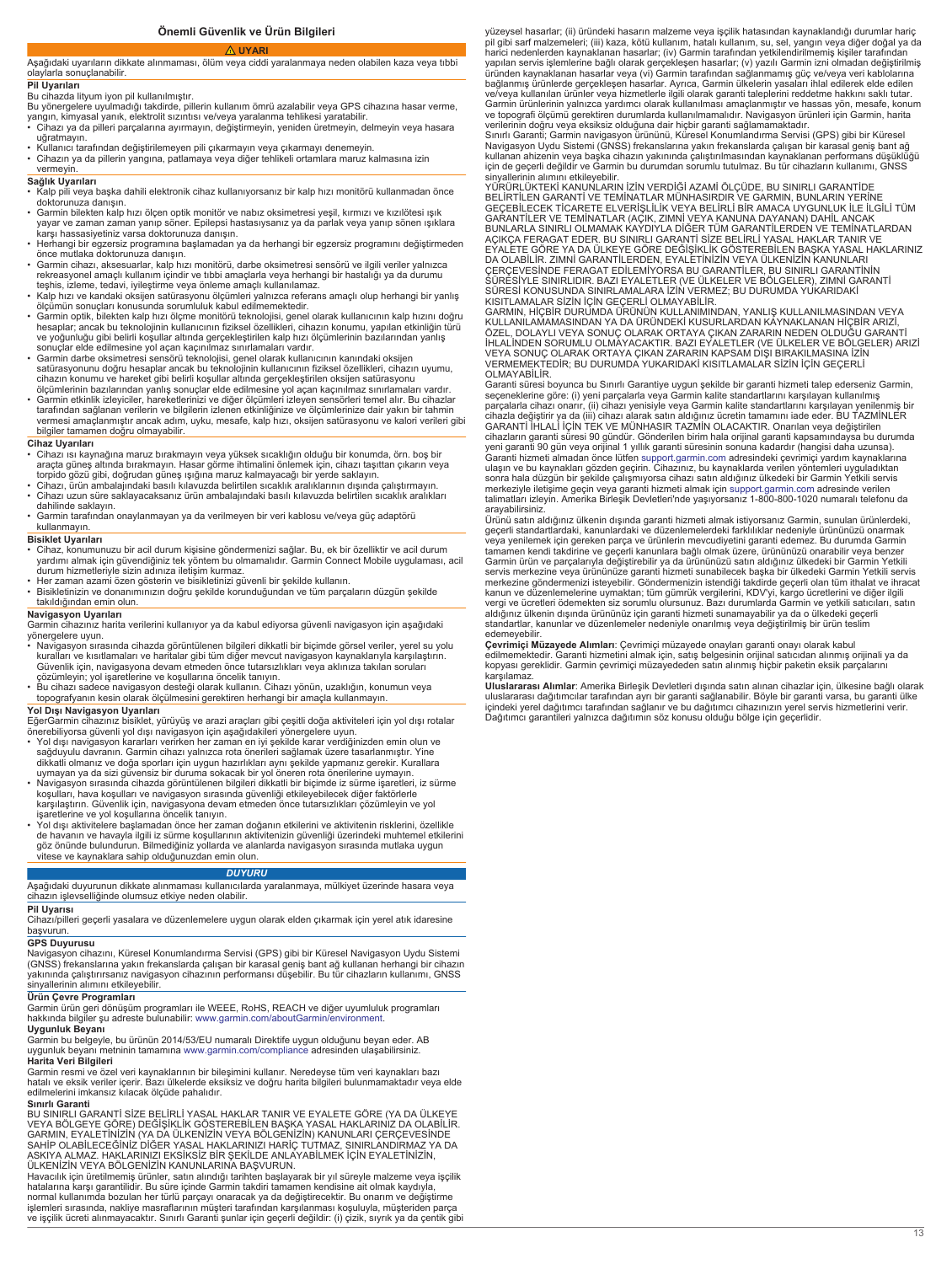## Önemli Güvenlik ve Ürün Bilgileri

### ⚠ UYARI

Aşağıdaki uyarıların dikkate alınmaması, ölüm veya ciddi yaralanmaya neden olabilen kaza veya tıbbi olaylarla sonuçlanabilir.

#### Pil Uyarıları

Bu cihazda lityum iyon pil kullanılmıştır.

Bu yönergelere uyulmadığı takdirde, pillerin kullanım ömrü azalabilir veya GPS cihazına hasar verme, yangın, kimyasal yanık, elektrolit sızıntısı ve/veya yaralanma tehlikesi yaratabilir.

- Cihazı ya da pilleri parçalarına ayırmayın, değiştirmeyin, yeniden üretmeyin, delmeyin veya hasara uğratmayın.
- Kullanıcı tarafından değiştirilemeyen pili çıkarmayın veya çıkarmayı denemeyin.
- Cihazın ya da pillerin yangına, patlamaya veya diğer tehlikeli ortamlara maruz kalmasına izin vermeyin.

#### Sağlık Uyarıları

- Kalp pili veya başka dahili elektronik cihaz kullanıyorsanız bir kalp hızı monitörü kullanmadan önce doktorunuza danışın.
- Garmin bilekten kalp hızı ölçen optik monitör ve nabız oksimetresi yeşil, kırmızı ve kızılötesi ışık yayar ve zaman zaman yanıp söner. Epilepsi hastasıysanız ya da parlak veya yanıp sönen ışıklara karşı hassasiyetiniz varsa doktorunuza danışın.
- Herhangi bir egzersiz programına başlamadan ya da herhangi bir egzersiz programını değiştirmeden önce mutlaka doktorunuza danışın.
- Garmin cihazı, aksesuarlar, kalp hızı monitörü, darbe oksimetresi sensörü ve ilgili veriler yalnızca rekreasyonel amaçlı kullanım içindir ve tıbbi amaçlarla veya herhangi bir hastalığı ya da durumu teşhis, izleme, tedavi, iyileştirme veya önleme amaçlı kullanılamaz.
- Kalp hızı ve kandaki oksijen satürasyonu ölçümleri yalnızca referans amaçlı olup herhangi bir yanlış ölçümün sonuçları konusunda sorumluluk kabul edilmemektedir.
- Garmin optik, bilekten kalp hızı ölçme monitörü teknolojisi, genel olarak kullanıcının kalp hızını doğru hesaplar; ancak bu teknolojinin kullanıcının fiziksel özellikleri, cihazın konumu, yapılan etkinliğin türü ve yoğunluğu gibi belirli koşullar altında gerçekleştirilen kalp hızı ölçümlerinin bazılarından yanlış sonuçlar elde edilmesine yol açan kaçınılmaz sınırlamaları vardır.
- Garmin darbe oksimetresi sensörü teknolojisi, genel olarak kullanıcının kanındaki oksijen satürasyonunu doğru hesaplar ancak bu teknolojinin kullanıcının fiziksel özellikleri, cihazın uyumu, cihazın konumu ve hareket gibi belirli koşullar altında gerçekleştirilen oksijen satürasyonu ölçümlerinin bazılarından yanlış sonuçlar elde edilmesine yol açan kaçınılmaz sınırlamaları vardır.
- Garmin etkinlik izleyiciler, hareketlerinizi ve diğer ölçümleri izleyen sensörleri temel alır. Bu cihazlar tarafından sağlanan verilerin ve bilgilerin izlenen etkinliğinize ve ölçümlerinize dair yakın bir tahmin vermesi amaçlanmıştır ancak adım, uyku, mesafe, kalp hızı, oksijen satürasyonu ve kalori verileri gibi bilgiler tamamen doğru olmayabilir.

#### Cihaz Uyarıları

- Cihazı ısı kaynağına maruz bırakmayın veya yüksek sıcaklığın olduğu bir konumda, örn. boş bir araçta güneş altında bırakmayın. Hasar görme ihtimalini önlemek için, cihazı taşıttan çıkarın veya torpido gözü gibi, doğrudan güneş ışığına maruz kalmayacağı bir yerde saklayın.
- Cihazı, ürün ambalajındaki basılı kılavuzda belirtilen sıcaklık aralıklarının dışında çalıştırmayın.
- Cihazı uzun süre saklayacaksanız ürün ambalajındaki basılı kılavuzda belirtilen sıcaklık aralıkları dahilinde saklayın.
- Garmin tarafından onaylanmayan ya da verilmeyen bir veri kablosu ve/veya güç adaptörü kullanmayın.

#### Bisiklet Uyarıları

- Cihaz, konumunuzu bir acil durum kişisine göndermenizi sağlar. Bu, ek bir özelliktir ve acil durum yardımı almak için güvendiğiniz tek yöntem bu olmamalıdır. Garmin Connect Mobile uygulaması, acil durum hizmetleriyle sizin adınıza iletişim kurmaz.
- Her zaman azami özen gösterin ve bisikletinizi güvenli bir şekilde kullanın.
- Bisikletinizin ve donanımınızın doğru şekilde korunduğundan ve tüm parçaların düzgün şekilde takıldığından emin olun.

#### Navigasyon Uyarıları

Garmin cihazınız harita verilerini kullanıyor ya da kabul ediyorsa güvenli navigasyon için aşağıdaki yönergelere uyun.

- Navigasyon sırasında cihazda görüntülenen bilgileri dikkatli bir biçimde görsel veriler, yerel su yolu kuralları ve kısıtlamaları ve haritalar gibi tüm diğer mevcut navigasyon kaynaklarıyla karşılaştırın. Güvenlik için, navigasyona devam etmeden önce tutarsızlıkları veya akılınıza takılan soruları çözümleyin; yol işaretlerine ve koşullarına öncelik tanıyın.
- Bu cihazı sadece navigasyon desteği olarak kullanın. Cihazı yönün, uzaklığın, konumun veya topografyanın kesin olarak ölçülmesini gerektiren herhangi bir amaçla kullanmayın.

#### Yol Dışı Navigasyon Uyarıları

EğerGarmin cihazınız bisiklet, yürüyüş ve arazi araçları gibi çeşitli doğa aktiviteleri için yol dışı rotalar önerebiliyorsa güvenli yol dışı navigasyon için aşağıdakileri yönergelere uyun.

- Yol dışı navigasyon kararları verirken her zaman en iyi şekilde karar verdiğinizden emin olun ve sağduyulu davranın. Garmin cihazı yalnızca rota önerileri sağlamak üzere tasarlanmıştır. Yine dikkatli olmanız ve doğa sporları için uygun hazırlıkları aynı şekilde yapmanız gerekir. Kurallara uymayan ya da sizi güvensiz bir duruma sokacak bir yol öneren rota önerilerine uymayın.
- Navigasyon sırasında cihazda görüntülenen bilgileri dikkatli bir biçimde iz sürme işaretleri, iz sürme koşulları, hava koşulları ve navigasyon sırasında güvenliği etkileyebilecek diğer faktörlerle karşılaştırın. Güvenlik için, navigasyona devam etmeden önce tutarsızlıkları çözümleyin ve yol işaretlerine ve yol koşullarına öncelik tanıyın.
- Yol dışı aktivitelere başlamadan önce her zaman doğanın etkilerini ve aktivitenin risklerini, özellikle de havanın ve havayla ilgili iz sürme koşullarının aktivitenizin güvenliği üzerindeki muhtemel etkilerini göz önünde bulundurun. Bilmediğiniz yollarda ve alanlarda navigasyon sırasında mutlaka uygun vitese ve kaynaklara sahip olduğunuzdan emin olun.

### *DUYURU*

Aşağıdaki duyurunun dikkate alınmaması kullanıcılarda yaralanmaya, mülkiyet üzerinde hasara veya cihazın işlevselliğinde olumsuz etkiye neden olabilir.

#### Pil Uyarısı

Cihazı/pilleri geçerli yasalara ve düzenlemelere uygun olarak elden çıkarmak için yerel atık idaresine başvurun.

#### GPS Duyurusu

Navigasyon cihazını, Küresel Konumlandırma Servisi (GPS) gibi bir Küresel Navigasyon Uydu Sistemi (GNSS) frekanslarına yakın frekanslarda çalışan bir karasal geniş bant ağ kullanan herhangi bir cihazın yakınında çalıştırırsanız navigasyon cihazının performansı düşebilir. Bu tür cihazların kullanımı, GNSS sinyallerinin alımını etkileyebilir.

#### Ürün Çevre Programları

Garmin ürün geri dönüşüm programları ile WEEE, RoHS, REACH ve diğer uyumluluk programları hakkında bilgiler şu adreste bulunabilir: www.garmin.com/aboutGarmin/environment.

#### Uygunluk Beyanı

Garmin bu belgeyle, bu ürünün 2014/53/EU numaralı Direktife uygun olduğunu beyan eder. AB uygunluk beyanı metninin tamamına www.garmin.com/compliance adresinden ulaşabilirsiniz.

#### Harita Veri Bilgileri

Garmin resmi ve özel veri kaynaklarının bir bileşimini kullanır. Neredeyse tüm veri kaynakları bazı hatalı ve eksik veriler içerir. Bazı ülkelerde eksiksiz ve doğru harita bilgileri bulunmamaktadır veya elde edilmelerini imkansız kılacak ölçüde pahalıdır.

#### Sınırlı Garanti

BU SINIRLI GARANTİ SİZE BELİRLİ YASAL HAKLAR TANIR VE EYALETE GÖRE (YA DA ÜLKEYE VEYA BÖLGEYE GÖRE) DEĞİŞİKLİK GÖSTEREBİLEN BAŞKA YASAL HAKLARINIZ DA OLABİLİR. GARMIN, EYALETİNİZİN (YA DA ÜLKENİZİN VEYA BÖLGENİZİN) KANUNLARI ÇERÇEVESİNDE SAHİP OLABİLECEĞİNİZ DİĞER YASAL HAKLARINIZI HARİÇ TUTMAZ, SINIRLANDIRMAZ YA DA ASKIYA ALMAZ. HAKLARINIZI EKSİKSİZ BİR ŞEKİLDE ANLAYABİLMEK İÇİN EYALETİNİZİN, ÜLKENİZİN VEYA BÖLGENİZİN KANUNLARINA BAŞVURUN.

Havacılık için üretilmemiş ürünler, satın alındığı tarihten başlayarak bir yıl süreyle malzeme veya işçilik hatalarına karşı garantilidir. Bu süre içinde Garmin takdiri tamamen kendisine ait olmak kaydıyla, normal kullanımda bozulan her türlü parçayı onaracak ya da değiştirecektir. Bu onarım ve değiştirme işlemleri sırasında, nakliye masraflarının müşteri tarafından karşılanması koşuluyla, müşteriden parça ve işçilik ücreti alınmayacaktır. Sınırlı Garanti şunlar için geçerli değildir: (i) çizik, sıyrık ya da çentik gibi yüzeysel hasarlar; (ii) üründeki hasarın malzeme veya işçilik hatasından kaynaklandığı durumlar hariç pil gibi sarf malzemeleri; (iii) kaza, kötü kullanım, hatalı kullanım, su, sel, yangın veya diğer doğal ya da harici nedenlerden kaynaklanan hasarlar; (iv) Garmin tarafından yetkilendirilmemiş kişiler tarafından yapılan servis işlemlerine bağlı olarak gerçekleşen hasarlar; (v) yazılı Garmin izni olmadan değiştirilmiş üründen kaynaklanan hasarlar veya (vi) Garmin tarafından sağlanmamış güç ve/veya veri kablolarına bağlanmış ürünlerde gerçekleşen hasarlar. Ayrıca, Garmin ülkelerin yasaları ihlal edilerek ele edilen ve/veya kullanılan ürünler veya hizmetlerle ilgili olarak garanti taleplerini reddetme hakkını saklı tutar. Garmin ürünlerinin yalnızca yardımcı olarak kullanılması amaçlanmıştır ve hassas yön, mesafe, konum ve topografi ölçümü gerektiren durumlarda kullanılmamalıdır. Navigasyon ürünleri için Garmin, harita verilerinin doğru veya eksiksiz olduğuna dair hiçbir garanti sağlamamaktadır.

Sınırlı Garanti; Garmin navigasyon ürününü, Küresel Konumlandırma Servisi (GPS) gibi bir Küresel Navigasyon Uydu Sistemi (GNSS) frekanslarına yakın frekanslarda çalışan bir karasal geniş bant ağ kullanan ahizenin veya başka cihazın yakınında çalıştırılmasından kaynaklanan performans düşüklüğü için de geçerli değildir ve Garmin bu durumdan sorumlu tutulmaz. Bu tür cihazların kullanımı, GNSS sinyallerinin alımını etkileyebilir.

YÜRÜRLÜKTEKİ KANUNLARIN İZİN VERDİĞİ AZAMİ ÖLÇÜDE, BU SINIRLI GARANTİDE BELİRTİLEN GARANTİ VE TEMİNATLAR MÜNHASIRDIR VE GARMIN, BUNLARIN YERİNE GEÇEBİLECEK TİCARETE ELVERİŞLİLİK VEYA BELİRLİ BİR AMACA UYGUNLUK İLE İLGİLİ TÜM GARANTİLER VE TEMİNATLAR (AÇIK, ZIMNİ VEYA KANUNA DAYANAN) DAHİL ANCAK BUNLARLA SINIRLI OLMAMAK KAYDIYLA DİĞER TÜM GARANTİLERDEN VE TEMİNATLARDAN AÇIKÇA FERAGAT EDER. BU SINIRLI GARANTİ SİZE BELİRLİ YASAL HAKLAR TANIR VE EYALETE GÖRE YA DA ÜLKEYE GÖRE DEĞİŞİKLİK GÖSTEREBİLEN BAŞKA YASAL HAKLARINIZ DA OLABİLİR. ZIMNİ GARANTİLERDEN, EYALETİNİZİN VEYA ÜLKENİZİN KANUNLARI ÇERÇEVESİNDE FERAGAT EDİLEMİYORSA BU GARANTİLER, BU SINIRLI GARANTİNİN SÜRESİYLE SINIRLIDIR. BAZI EYALETLER (VE ÜLKELER VE BÖLGELER), ZIMNİ GARANTİ SÜRESİ KONUSUNDA SINIRLAMALARA İZİN VERMEZ; BU DURUMDA YUKARIDAKİ KISITLAMALAR SİZİN İÇİN GEÇERLİ OLMAYABİLİR.

GARMIN, HİÇBİR DURUMDA ÜRÜNÜN KULLANIMINDAN, YANLIŞ KULLANILMASINDAN VEYA KULLANILAMAMASINDAN YA DA ÜRÜNDEKİ KUSURLARDAN KAYNAKLANAN HİÇBİR ARIZİ, ÖZEL, DOLAYLI VEYA SONUÇ OLARAK ORTAYA ÇIKAN ZARARIN NEDEN OLDUĞU GARANTİ İHLALİNDEN SORUMLU OLMAYACAKTIR. BAZI EYALETLER (VE ÜLKELER VE BÖLGELER) ARIZİ VEYA SONUÇ OLARAK ORTAYA ÇIKAN ZARARIN KAPSAM DIŞI BIRAKILMASINA İZİN VERMEMEKTEDİR; BU DURUMDA YUKARIDAKİ KISITLAMALAR SİZİN İÇİN GEÇERLİ OLMAYABİLİR.

Garanti süresi boyunca bu Sınırlı Garantiye uygun şekilde bir garanti hizmeti talep ederseniz Garmin, seçeneklerine göre: (i) yeni parçalarla veya Garmin kalite standartlarını karşılayan kullanılmış parçalarla cihazı onarır, (ii) cihazı yenisiyle veya Garmin kalite standartlarını karşılayan yenilenmiş bir cihazla değiştirir ya da (iii) cihazı almak için satın aldığınız ücretin tamamını iade eder. BU TAZMİNLER GARANTİ İHLALİ İÇİN TEK VE MÜNHASIR TAZMİN OLACAKTIR. Onarılan veya değiştirilen cihazların garanti süresi 90 gündür. Gönderilen birim hala orijinal garanti kapsamındaysa bu durumda yeni garanti 90 gün veya orijinal 1 yıllık garanti süresinin sonuna kadardır (hangisi daha uzunsa).

Garanti hizmeti almadan önce lütfen support.garmin.com adresindeki çevrimiçi yardım kaynaklarına ulaşın ve bu kaynakları gözden geçirin. Cihazınız, bu kaynaklarda verilen yöntemleri uyguladıktan sonra hala düzgün bir şekilde çalışmıyorsa cihazı satın aldığınız ülkedeki bir Garmin Yetkili servis merkeziyle iletişime geçin veya garanti hizmeti almak için support.garmin.com adresinde verilen talimatları izleyin. Amerika Birleşik Devletleri'nde yaşıyorsanız 1-800-800-1020 numaralı telefonu da arayabilirsiniz.

Ürünü satın aldığınız ülkenin dışında garanti hizmeti almak istiyorsanız Garmin, sunulan ürünlerdeki, geçerli standartlardaki, kanunlardaki ve düzenlemelerdeki farklılıklar nedeniyle ürününüzü onarmak veya yenilemek için gereken parça ve ürünlerin mevcudiyetini garanti edemez. Bu durumda Garmin tamamen kendi takdirine ve geçerli kanunlara bağlı olmak üzere, ürününüzü onarabilir veya benzer Garmin ürün ve parçalarıyla değiştirebilir ya da ürününüzü satın aldığınız ülkedeki bir Garmin Yetkili servis merkezine veya ürününüze garanti hizmeti sunabilecek başka bir ülkedeki Garmin Yetkili servis merkezine göndermenizi isteyebilir. Göndermenizin istendiği takdirde geçerli olan tüm ithalat ve ihracat kanun ve düzenlemelerine uymaktan; tüm gümrük vergilerini, KDV'yi, kargo ücretlerini ve diğer ilgili vergi ve ücretleri ödemekten siz sorumlu olursunuz. Bazı durumlarda Garmin ve yetkili satıcıları, satın aldığınız ülkenin dışında ürününüz için garanti hizmeti sunamayabilir ya da o ülkedeki geçerli standartlar, kanunlar ve düzenlemeler nedeniyle onarılmış veya değiştirilmiş bir ürün teslim edemeyebilir.

**Çevrimiçi Müzayede Alımları**: Çevrimiçi müzayede onayları garanti onayı olarak kabul edilmemektedir. Garanti hizmetini almak için, satış belgesinin orijinal satıcıdan alınmış orijinali ya da kopyası gereklidir. Garmin çevrimiçi müzayededen satın alınmış hiçbir paketin eksik parçalarını karşılamaz.

**Uluslararası Alımlar**: Amerika Birleşik Devletleri dışında satın alınan cihazlar için, ülkesine bağlı olarak uluslararası dağıtımcılar tarafından ayrı bir garanti sağlanabilir. Böyle bir garanti varsa, bu garanti ülke içindeki yerel dağıtımcı tarafından sağlanır ve bu dağıtımcı cihazınızın yerel servis hizmetlerini verir. Dağıtımcı garantileri yalnızca dağıtımın söz konusu olduğu bölge için geçerlidir.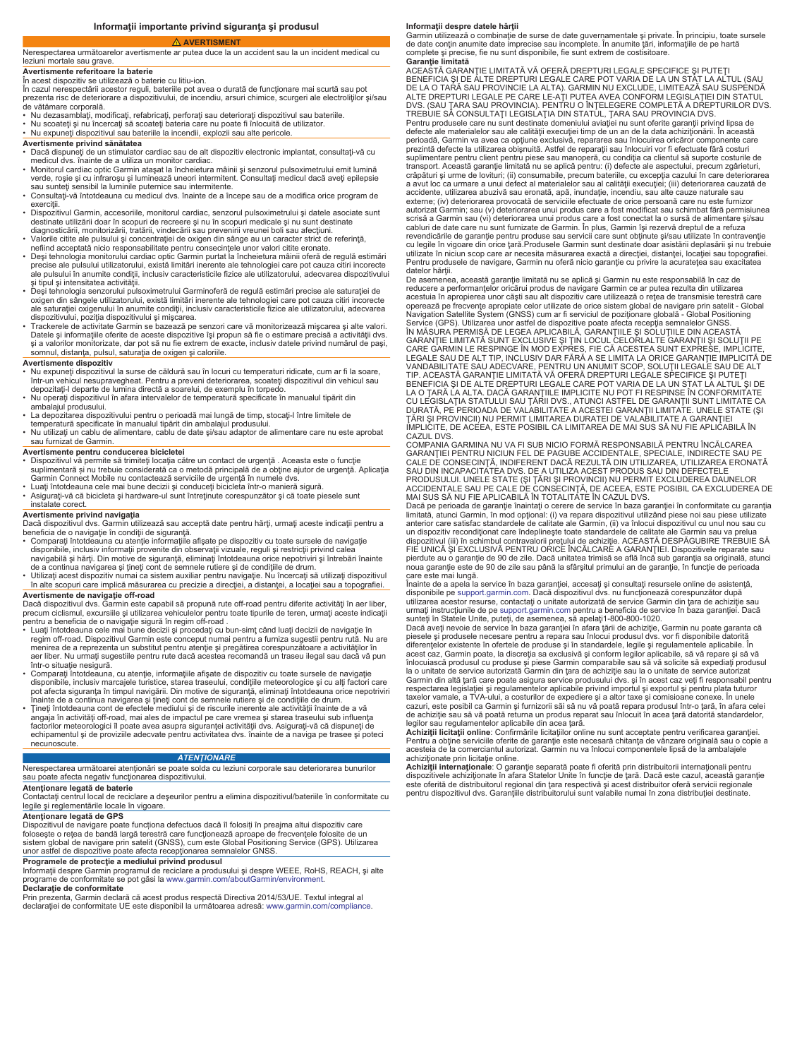## Informaţii importante privind siguranţa şi produsul

**⚠ AVERTISMENT**

Nerespectarea următoarelor avertismente ar putea duce la un accident sau la un incident medical cu leziuni mortale sau grave.

### Avertismente referitoare la baterie

În acest dispozitiv se utilizează o baterie cu litiu-ion.

În cazul nerespectării acestor reguli, bateriile pot avea o durată de funcţionare mai scurtă sau pot prezenta risc de deteriorare a dispozitivului, de incendiu, arsuri chimice, scurgeri ale electrolitului şi/sau de vătămare corporală.

- Nu dezasamblaţi, modificaţi, refabricaţi, perforaţi sau deterioraţi dispozitivul sau bateriile.
- Nu scoateţi şi nu încercaţi să scoateţi bateria care nu poate fi înlocuită de utilizator.
- Nu expuneţi dispozitivul sau bateriile la incendii, explozii sau alte pericole.

### Avertismente privind sănătatea

- Dacă dispuneţi de un stimulator cardiac sau de alt dispozitiv electronic implantat, consultaţi-vă cu medicul dvs. înainte de a utiliza un monitor cardiac.
- Monitorul cardiac optic Garmin ataşat la încheietura mâinii şi senzorul pulsoximetrului emit lumină verde, roşie şi cu infraroşu şi luminează uneori intermitent. Consultaţi medicul dacă aveţi epilepsie sau sunteţi sensibil la luminile puternice sau intermitente.
- Consultaţi-vă întotdeauna cu medicul dvs. înainte de a începe sau de a modifica orice program de exerciţii.
- Dispozitivul Garmin, accesoriile, monitorul cardiac, senzorul pulsoximetrului şi datele asociate sunt destinate utilizării doar în scopuri de recreere şi nu în scopuri medicale şi nu sunt destinate diagnosticării, monitorizării, tratării, vindecării sau prevenirii vreunei boli sau afecţiuni.
- Valorile citite ale pulsului şi concentraţiei de oxigen din sânge au un caracter strict de referinţă, nefiind acceptată nicio responsabilitate pentru consecinţele unor valori citite eronate.
- Deşi tehnologia monitorului cardiac optic Garmin purtat la încheietura mâinii oferă de regulă estimări precise ale pulsului utilizatorului, există limitări inerente ale tehnologiei care pot cauza citiri incorecte ale pulsului în anumite condiţii, inclusiv caracteristicile fizice ale utilizatorului, adecvarea dispozitivului şi tipul şi intensitatea activităţii.
- Deşi tehnologia senzorului pulsoximetrului Garminoferă de regulă estimări precise ale saturaţiei de oxigen din sângele utilizatorului, există limitări inerente ale tehnologiei care pot cauza citiri incorecte ale saturaţiei oxigenului în anumite condiţii, inclusiv caracteristicile fizice ale utilizatorului, adecvarea dispozitivului, poziţia dispozitivului şi mişcarea.
- Trackerele de activitate Garmin se bazează pe senzori care vă monitorizează mişcarea şi alte valori. Datele şi informaţiile oferite de aceste dispozitive îşi propun să fie o estimare precisă a activităţii dvs. şi a valorilor monitorizate, dar pot să nu fie extrem de exacte, inclusiv datele privind numărul de paşi, somnul, distanţa, pulsul, saturaţia de oxigen şi caloriile.

### Avertismente dispozitiv

- Nu expuneţi dispozitivul la surse de căldură sau în locuri cu temperaturi ridicate, cum ar fi la soare, într-un vehicul nesupravegheat. Pentru a preveni deteriorarea, scoateţi dispozitivul din vehicul sau depozitaţi-l departe de lumina directă a soarelui, de exemplu în torpedo.
- Nu operaţi dispozitivul în afara intervalelor de temperatură specificate în manualul tipărit din ambalajul produsului.
- La depozitarea dispozitivului pentru o perioadă mai lungă de timp, stocaţi-l între limitele de temperatură specificate în manualul tipărit din ambalajul produsului.
- Nu utilizaţi un cablu de alimentare, cablu de date şi/sau adaptor de alimentare care nu este aprobat sau furnizat de Garmin.

### Avertismente pentru conducerea bicicletei

- Dispozitivul vă permite să trimiteţi locaţia către un contact de urgenţă . Aceasta este o funcţie suplimentară şi nu trebuie considerată ca o metodă principală de a obţine ajutor de urgenţă. Aplicaţia Garmin Connect Mobile nu contactează serviciile de urgenţă în numele dvs.
- Luaţi întotdeauna cele mai bune decizii şi conduceţi bicicleta într-o manieră sigură.
- Asiguraţi-vă că bicicleta şi hardware-ul sunt întreţinute corespunzător şi că toate piesele sunt instalate corect.

### Avertismente privind navigaţia

Dacă dispozitivul dvs. Garmin utilizează sau acceptă date pentru hărţi, urmaţi aceste indicaţii pentru a beneficia de o navigaţie în condiţii de siguranţă.

- Comparaţi întotdeauna cu atenţie informaţiile afişate pe dispozitiv cu toate sursele de navigaţie disponibile, inclusiv informaţii provenite din observaţii vizuale, reguli şi restricţii privind calea navigabilă şi hărţi. Din motive de siguranţă, eliminaţi întotdeauna orice nepotriviri şi întrebări înainte de a continua navigarea şi ţineţi cont de semnele rutiere şi de condiţiile de drum.
- Utilizaţi acest dispozitiv numai ca sistem auxiliar pentru navigaţie. Nu încercaţi să utilizaţi dispozitivul în alte scopuri care implică măsurarea cu precizie a direcţiei, a distanţei, a locaţiei sau a topografiei.

### Avertismente de navigaţie off-road

Dacă dispozitivul dvs. Garmin este capabil să propună rute off-road pentru diferite activităţi în aer liber, precum ciclismul, excursiile şi utilizarea vehiculelor pentru toate tipurile de teren, urmaţi aceste indicaţii pentru a beneficia de o navigaţie sigură în regim off-road .

- Luaţi întotdeauna cele mai bune decizii şi procedaţi cu bun-simţ când luaţi decizii de navigaţie în regim off-road. Dispozitivul Garmin este conceput numai pentru a furniza sugestii pentru rută. Nu are menirea de a reprezenta un substitut pentru atenţie şi pregătirea corespunzătoare a activităţilor în aer liber. Nu urmaţi sugestiile pentru rute dacă acestea recomandă un traseu ilegal sau dacă vă pun într-o situaţie nesigură.
- Comparaţi întotdeauna, cu atenţie, informaţiile afişate de dispozitiv cu toate sursele de navigaţie disponibile, inclusiv marcajele turistice, starea traseului, condiţiile meteorologice şi cu alţi factori care pot afecta siguranţa în timpul navigării. Din motive de siguranţă, eliminaţi întotdeauna orice nepotriviri înainte de a continua navigarea şi ţineţi cont de semnele rutiere şi de condiţiile de drum.
- Ţineţi întotdeauna cont de efectele mediului şi de riscurile inerente ale activităţii înainte de a vă angaja în activităţi off-road, mai ales de impactul pe care vremea şi starea traseului sub influenţa factorilor meteorologici îl poate avea asupra siguranţei activităţii dvs. Asiguraţi-vă că dispuneţi de echipamentul şi de proviziile adecvate pentru activitatea dvs. înainte de a naviga pe trasee şi poteci necunoscute.

***ATENŢIONARE***

Nerespectarea următoarei atenţionări se poate solda cu leziuni corporale sau deteriorarea bunurilor sau poate afecta negativ funcţionarea dispozitivului.

### Atenţionare legată de baterie

Contactaţi centrul local de reciclare a deşeurilor pentru a elimina dispozitivul/bateriile în conformitate cu legile şi reglementările locale în vigoare.

### Atenţionare legată de GPS

Dispozitivul de navigare poate funcţiona defectuos dacă îl folosiţi în preajma altui dispozitiv care foloseşte o reţea de bandă largă terestră care funcţionează aproape de frecvenţele folosite de un sistem global de navigare prin satelit (GNSS), cum este Global Positioning Service (GPS). Utilizarea unor astfel de dispozitive poate afecta recepţionarea semnalelor GNSS.

### Programele de protecţie a mediului privind produsul

Informaţii despre Garmin programul de reciclare a produsului şi despre WEEE, RoHS, REACH, şi alte programe de conformitate se pot găsi la www.garmin.com/aboutGarmin/environment.

### Declaraţie de conformitate

Prin prezenta, Garmin declară că acest produs respectă Directiva 2014/53/UE. Textul integral al declaraţiei de conformitate UE este disponibil la următoarea adresă: www.garmin.com/compliance.

### Informaţii despre datele hărţii

Garmin utilizează o combinaţie de surse de date guvernamentale şi private. În principiu, toate sursele de date conţin anumite date imprecise sau incomplete. În anumite ţări, informaţiile de pe hartă complete şi precise, fie nu sunt disponibile, fie sunt extrem de costisitoare.

### Garanţie limitată

ACEASTĂ GARANŢIE LIMITATĂ VĂ OFERĂ DREPTURI LEGALE SPECIFICE ŞI PUTEŢI BENEFICIA ŞI DE ALTE DREPTURI LEGALE CARE POT VARIA DE LA UN STAT LA ALTUL (SAU DE LA O ŢARĂ SAU PROVINCIE LA ALTA). GARMIN NU EXCLUDE, LIMITEAZĂ SAU SUSPENDĂ ALTE DREPTURI LEGALE PE CARE LE-AŢI PUTEA AVEA CONFORM LEGISLAŢIEI DIN STATUL DVS. (SAU ŢARA SAU PROVINCIA). PENTRU O ÎNŢELEGERE COMPLETĂ A DREPTURILOR DVS. TREBUIE SĂ CONSULTAŢI LEGISLAŢIA DIN STATUL, ŢARA SAU PROVINCIA DVS.

Pentru produsele care nu sunt destinate domeniului aviaţiei nu sunt oferite garanţii privind lipsa de defecte ale materialelor sau ale calităţii execuţiei timp de un an de la data achiziţionării. În această perioadă, Garmin va avea ca opţiune exclusivă, repararea sau înlocuirea oricăror componente care prezintă defecte la utilizarea obişnuită. Astfel de reparaţii sau înlocuiri vor fi efectuate fără costuri suplimentare pentru client pentru piese sau manoperă, cu condiţia ca clientul să suporte costurile de transport. Această garanţie limitată nu se aplică pentru: (i) defecte ale aspectului, precum zgârieturi, crăpături şi urme de lovituri; (ii) consumabile, precum bateriile, cu excepţia cazului în care deteriorarea a avut loc ca urmare a unui defect al materialelor sau al calităţii execuţiei; (iii) deteriorarea cauzată de accidente, utilizarea abuzivă sau eronată, apă, inundaţie, incendiu, sau alte cauze naturale sau externe; (iv) deteriorarea provocată de serviciile efectuate de orice persoană care nu este furnizor autorizat Garmin; sau (v) deteriorarea unui produs care a fost modificat sau schimbat fără permisiunea scrisă a Garmin sau (vi) deteriorarea unui produs care a fost conectat la o sursă de alimentare şi/sau cabluri de date care nu sunt furnizate de Garmin. În plus, Garmin îşi rezervă dreptul de a refuza revendicările de garanţie pentru produse sau servicii care sunt obţinute şi/sau utilizate în contravenţie cu legile în vigoare din orice ţară.Produsele Garmin sunt destinate doar asistării deplasării şi nu trebuie utilizate în niciun scop care ar necesita măsurarea exactă a direcţiei, distanţei, locaţiei sau topografiei. Pentru produsele de navigare, Garmin nu oferă nicio garanţie cu privire la acurateţea sau exactitatea datelor hărţii.

De asemenea, această garanţie limitată nu se aplică şi Garmin nu este responsabilă în caz de reducere a performanţelor oricărui produs de navigare Garmin ce ar putea rezulta din utilizarea acestuia în apropierea unor căşti sau alt dispozitiv care utilizează o reţea de transmisie terestră care operează pe frecvenţe apropiate celor utilizate de orice sistem global de navigare prin satelit - Global Navigation Satellite System (GNSS) cum ar fi serviciul de poziţionare globală - Global Positioning Service (GPS). Utilizarea unor astfel de dispozitive poate afecta recepţia semnalelor GNSS.

ÎN MĂSURA PERMISĂ DE LEGEA APLICABILĂ, GARANŢIILE ŞI SOLUŢIILE DIN ACEASTĂ GARANŢIE LIMITATĂ SUNT EXCLUSIVE ŞI ŢIN LOCUL CELORLALTE GARANŢII ŞI SOLUŢII PE CARE GARMIN LE RESPINGE ÎN MOD EXPRES, FIE CĂ ACESTEA SUNT EXPRESE, IMPLICITE, LEGALE SAU DE ALT TIP, INCLUSIV DAR FĂRĂ A SE LIMITA LA ORICE GARANŢIE IMPLICITĂ DE VANDABILITATE SAU ADECVARE, PENTRU UN ANUMIT SCOP, SOLUŢII LEGALE SAU DE ALT TIP. ACEASTĂ GARANŢIE LIMITATĂ VĂ OFERĂ DREPTURI LEGALE SPECIFICE ŞI PUTEŢI BENEFICIA ŞI DE ALTE DREPTURI LEGALE CARE POT VARIA DE LA UN STAT LA ALTUL ŞI DE LA O ŢARĂ LA ALTA. DACĂ GARANŢIILE IMPLICITE NU POT FI RESPINSE ÎN CONFORMITATE CU LEGISLAŢIA STATULUI SAU ŢĂRII DVS., ATUNCI ASTFEL DE GARANŢII SUNT LIMITATE CA DURATĂ, PE PERIOADA DE VALABILITATE A ACESTEI GARANŢII LIMITATE. UNELE STATE (ŞI ŢĂRI ŞI PROVINCII) NU PERMIT LIMITAREA DURATEI DE VALABILITATE A GARANŢIEI IMPLICITE, DE ACEEA, ESTE POSIBIL CA LIMITAREA DE MAI SUS SĂ NU FIE APLICABILĂ ÎN CAZUL DVS.

COMPANIA GARMINA NU VA FI SUB NICIO FORMĂ RESPONSABILĂ PENTRU ÎNCĂLCAREA GARANŢIEI PENTRU NICIUN FEL DE PAGUBE ACCIDENTALE, SPECIALE, INDIRECTE SAU PE CALE DE CONSECINŢĂ, INDIFERENT DACĂ REZULTĂ DIN UTILIZAREA, UTILIZAREA ERONATĂ SAU DIN INCAPACITATEA DVS. DE A UTILIZA ACEST PRODUS SAU DIN DEFECTELE PRODUSULUI. UNELE STATE (ŞI ŢĂRI ŞI PROVINCII) NU PERMIT EXCLUDEREA DAUNELOR ACCIDENTALE SAU PE CALE DE CONSECINŢĂ, DE ACEEA, ESTE POSIBIL CA EXCLUDEREA DE MAI SUS SĂ NU FIE APLICABILĂ ÎN TOTALITATE ÎN CAZUL DVS.

Dacă pe perioada de garanţie înaintaţi o cerere de service în baza garanţiei în conformitate cu garanţia limitată, atunci Garmin, în mod opţional: (i) va repara dispozitivul utilizând piese noi sau piese utilizate anterior care satisfac standardele de calitate ale Garmin, (ii) va înlocui dispozitivul cu unul nou sau cu un dispozitiv recondiţionat care îndeplineşte toate standardele de calitate ale Garmin sau va prelua dispozitivul (iii) în schimbul contravalorii preţului de achiziţie. ACEASTĂ DESPĂGUBIRE TREBUIE SĂ FIE UNICĂ ŞI EXCLUSIVĂ PENTRU ORICE ÎNCĂLCARE A GARANŢIEI. Dispozitivele reparate sau pierdute au o garanţie de 90 de zile. Dacă unitatea trimisă se află încă sub garanţia sa originală, atunci noua garanţie este de 90 de zile sau până la sfârşitul primului an de garanţie, în funcţie de perioada care este mai lungă.

Înainte de a apela la service în baza garanţiei, accesaţi şi consultaţi resursele online de asistenţă, disponibile pe support.garmin.com. Dacă dispozitivul dvs. nu funcţionează corespunzător după utilizarea acestor resurse, contactaţi o unitate autorizată de service Garmin din ţara de achiziţie sau urmaţi instrucţiunile de pe support.garmin.com pentru a beneficia de service în baza garanţiei. Dacă sunteţi în Statele Unite, puteţi, de asemenea, să apelaţi1-800-800-1020.

Dacă aveţi nevoie de service în baza garanţiei în afara ţării de achiziţie, Garmin nu poate garanta că piesele şi produsele necesare pentru a repara sau înlocui produsul dvs. vor fi disponibile datorită diferenţelor existente în ofertele de produse şi în standardele, legile şi reglementele aplicabile. În acest caz, Garmin poate, la discreţia sa exclusivă şi conform legilor aplicabile, să vă repare şi să vă înlocuiască produsul cu produse şi piese Garmin comparabile sau să vă solicite să expediaţi produsul la o unitate de service autorizată Garmin din ţara de achiziţie sau la o unitate de service autorizat Garmin din altă ţară care poate asigura service produsului dvs. şi în acest caz veţi fi responsabil pentru respectarea legislaţiei şi reglementelor aplicabile privind importul şi exportul şi pentru plata tuturor taxelor vamale, a TVA-ului, a costurilor de expediere şi a altor taxe şi comisioane conexe. În unele cazuri, este posibil ca Garmin şi furnizorii săi să nu vă poată repara produsul într-o ţară, în afara celei de achiziţie sau să vă poată returna un produs reparat sau înlocuit în acea ţară datorită standardelor, legilor sau reglementelor aplicabile din acea ţară.

**Achiziţii licitaţii online**: Confirmările licitaţiilor online nu sunt acceptate pentru verificarea garanţiei. Pentru a obţine serviciile oferite de garanţie este necesară chitanţa de vânzare originală sau o copie a acesteia de la comerciantul autorizat. Garmin nu va înlocui componentele lipsă de la ambalajele achiziţionate prin licitaţie online.

**Achiziţii internaţionale**: O garanţie separată poate fi oferită prin distribuitorii internaţionali pentru dispozitivele achiziţionate în afara Statelor Unite în funcţie de ţară. Dacă este cazul, această garanţie este oferită de distribuitorul regional din ţara respectivă şi acest distribuitor oferă servicii regionale pentru dispozitivul dvs. Garanţiile distribuitorului sunt valabile numai în zona distribuţiei destinate.